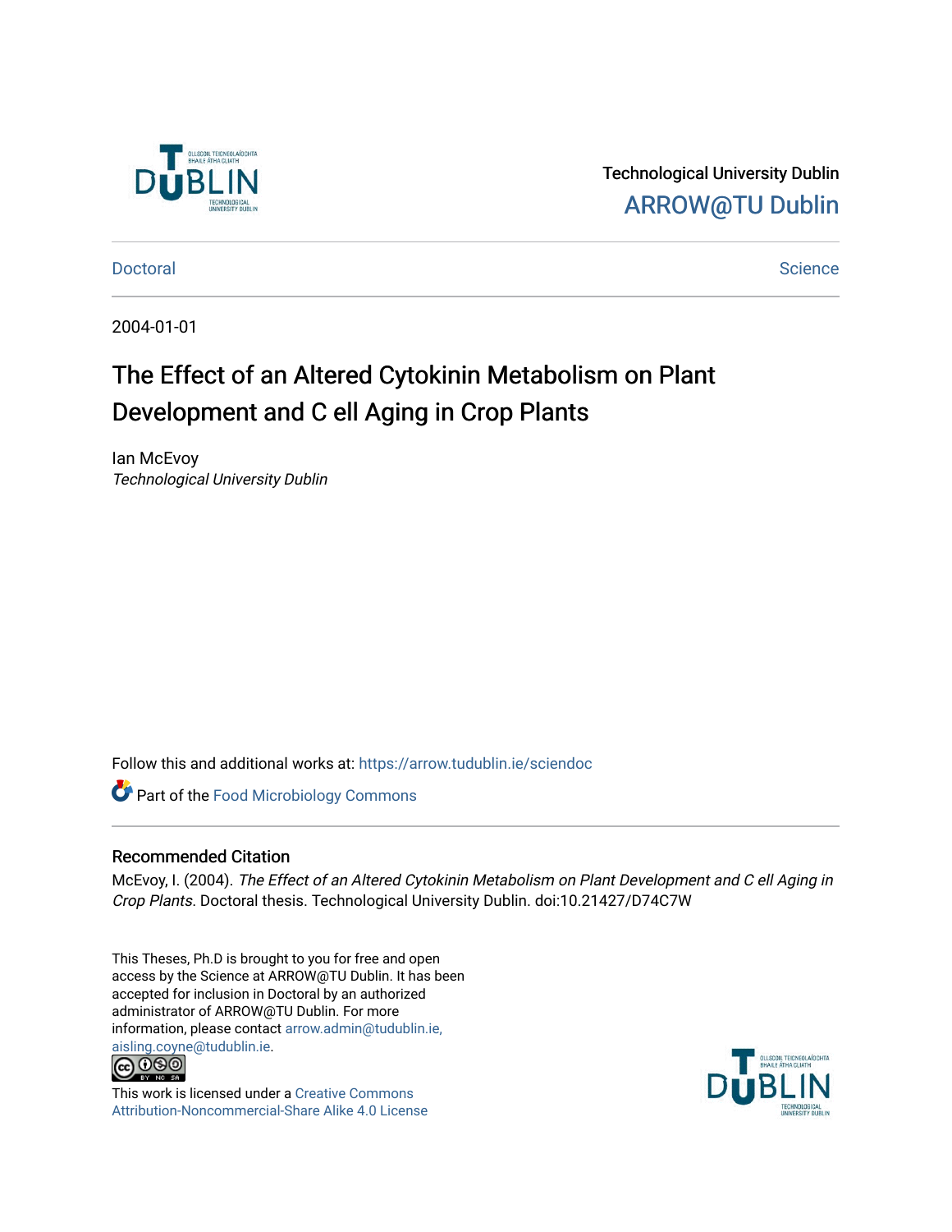Technological University Dublin

ARROW@TU Dublin

Doctoral Science

2004-01-01

# The Effect of an Altered Cytokinin Metabolism on Plant Development and C ell Aging in Crop Plants

Ian McEvoy
*Technological University Dublin*

Follow this and additional works at: https://arrow.tudublin.ie/sciendoc

Part of the Food Microbiology Commons

## Recommended Citation

McEvoy, I. (2004). *The Effect of an Altered Cytokinin Metabolism on Plant Development and C ell Aging in Crop Plants*. Doctoral thesis. Technological University Dublin. doi:10.21427/D74C7W

This Theses, Ph.D is brought to you for free and open access by the Science at ARROW@TU Dublin. It has been accepted for inclusion in Doctoral by an authorized administrator of ARROW@TU Dublin. For more information, please contact arrow.admin@tudublin.ie, aisling.coyne@tudublin.ie.

This work is licensed under a Creative Commons Attribution-Noncommercial-Share Alike 4.0 License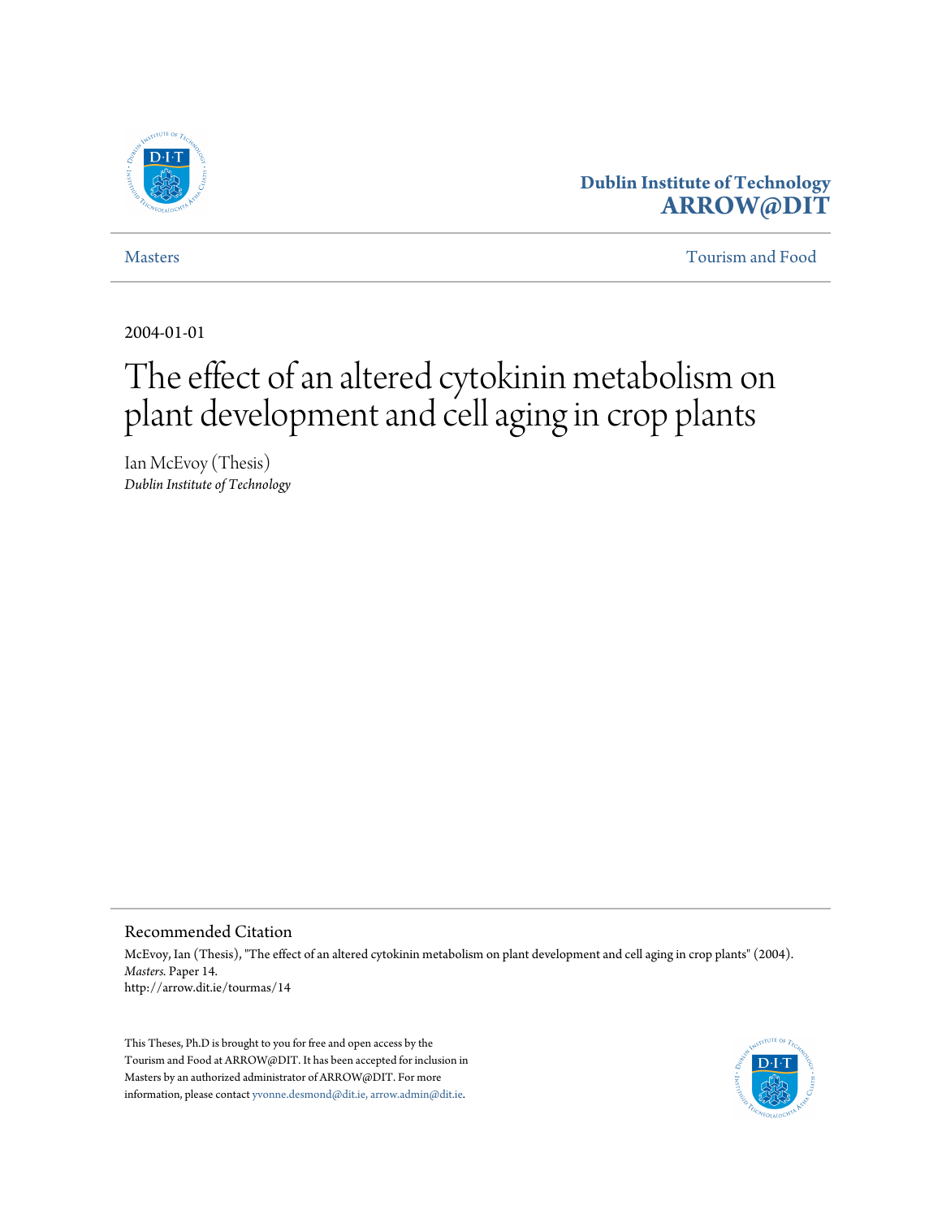**Dublin Institute of Technology**
**ARROW@DIT**

Masters

Tourism and Food

2004-01-01

# The effect of an altered cytokinin metabolism on plant development and cell aging in crop plants

Ian McEvoy (Thesis)
*Dublin Institute of Technology*

## Recommended Citation

McEvoy, Ian (Thesis), "The effect of an altered cytokinin metabolism on plant development and cell aging in crop plants" (2004). *Masters.* Paper 14.
http://arrow.dit.ie/tourmas/14

This Theses, Ph.D is brought to you for free and open access by the Tourism and Food at ARROW@DIT. It has been accepted for inclusion in Masters by an authorized administrator of ARROW@DIT. For more information, please contact yvonne.desmond@dit.ie, arrow.admin@dit.ie.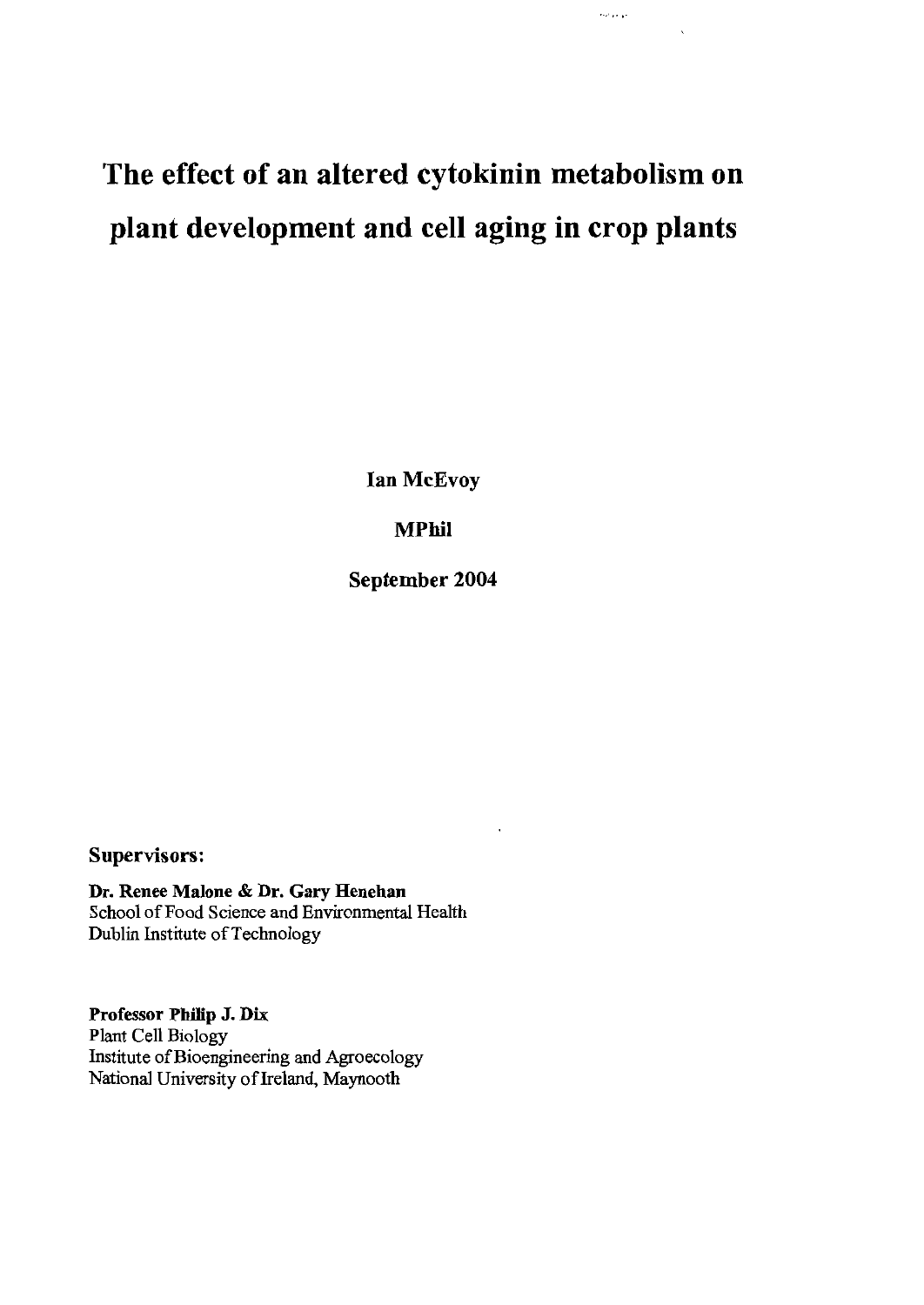# The effect of an altered cytokinin metabolism on plant development and cell aging in crop plants

**Ian McEvoy**

**MPhil**

**September 2004**

**Supervisors:**

**Dr. Renee Malone & Dr. Gary Henehan**
School of Food Science and Environmental Health
Dublin Institute of Technology

**Professor Philip J. Dix**
Plant Cell Biology
Institute of Bioengineering and Agroecology
National University of Ireland, Maynooth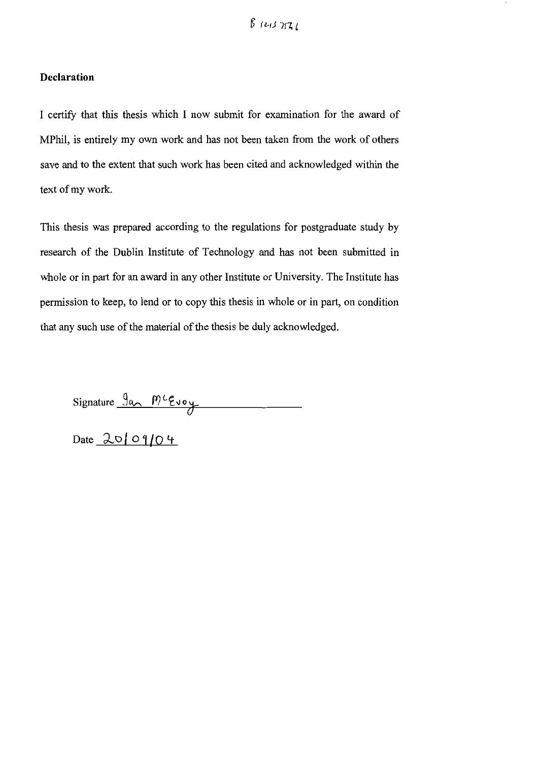## Declaration

I certify that this thesis which I now submit for examination for the award of MPhil, is entirely my own work and has not been taken from the work of others save and to the extent that such work has been cited and acknowledged within the text of my work.

This thesis was prepared according to the regulations for postgraduate study by research of the Dublin Institute of Technology and has not been submitted in whole or in part for an award in any other Institute or University. The Institute has permission to keep, to lend or to copy this thesis in whole or in part, on condition that any such use of the material of the thesis be duly acknowledged.

Signature Ian McEvoy

Date 20/09/04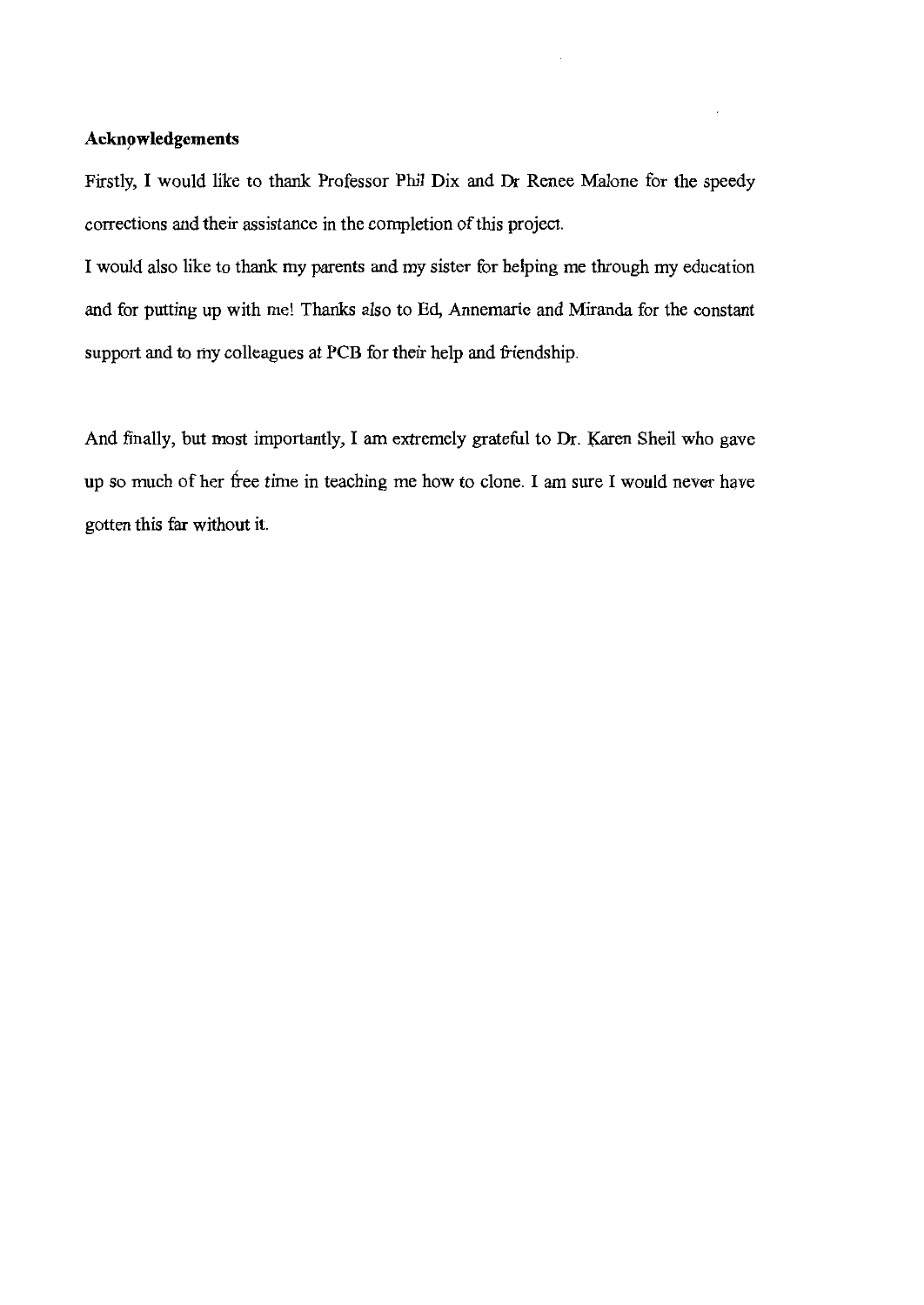**Acknowledgements**

Firstly, I would like to thank Professor Phil Dix and Dr Renee Malone for the speedy corrections and their assistance in the completion of this project.

I would also like to thank my parents and my sister for helping me through my education and for putting up with me! Thanks also to Ed, Annemarie and Miranda for the constant support and to my colleagues at PCB for their help and friendship.

And finally, but most importantly, I am extremely grateful to Dr. Karen Sheil who gave up so much of her free time in teaching me how to clone. I am sure I would never have gotten this far without it.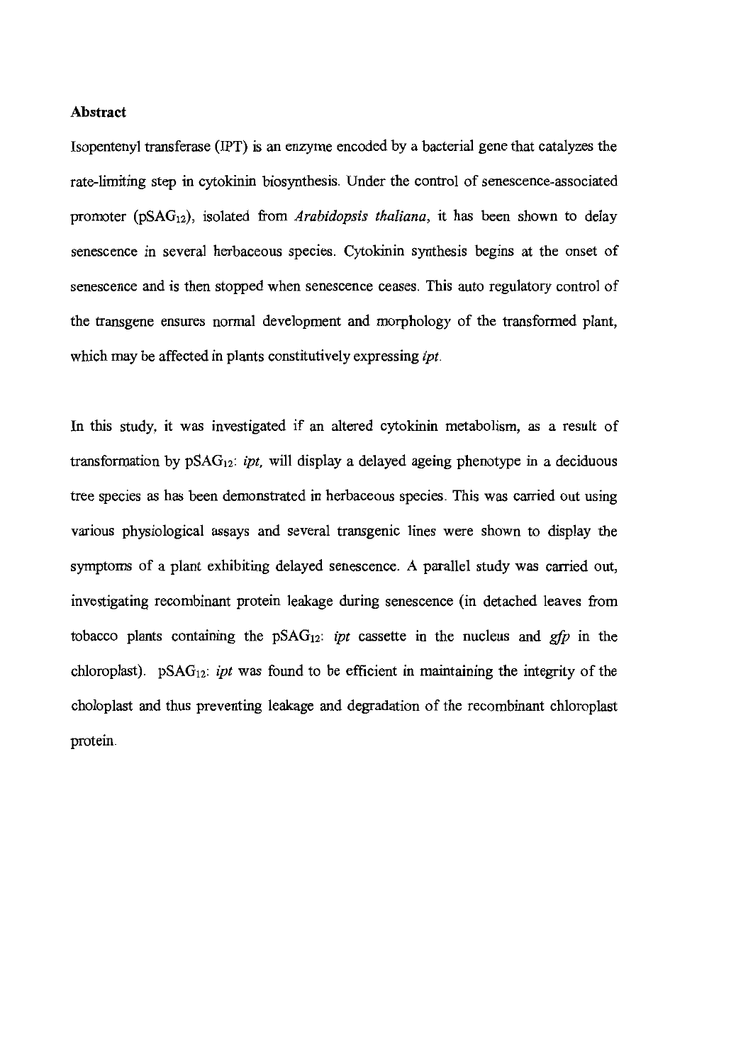## Abstract

Isopentenyl transferase (IPT) is an enzyme encoded by a bacterial gene that catalyzes the rate-limiting step in cytokinin biosynthesis. Under the control of senescence-associated promoter ($pSAG_{12}$), isolated from *Arabidopsis thaliana*, it has been shown to delay senescence in several herbaceous species. Cytokinin synthesis begins at the onset of senescence and is then stopped when senescence ceases. This auto regulatory control of the transgene ensures normal development and morphology of the transformed plant, which may be affected in plants constitutively expressing *ipt*.

In this study, it was investigated if an altered cytokinin metabolism, as a result of transformation by $pSAG_{12}$: *ipt*, will display a delayed ageing phenotype in a deciduous tree species as has been demonstrated in herbaceous species. This was carried out using various physiological assays and several transgenic lines were shown to display the symptoms of a plant exhibiting delayed senescence. A parallel study was carried out, investigating recombinant protein leakage during senescence (in detached leaves from tobacco plants containing the $pSAG_{12}$: *ipt* cassette in the nucleus and *gfp* in the chloroplast). $pSAG_{12}$: *ipt* was found to be efficient in maintaining the integrity of the choloplast and thus preventing leakage and degradation of the recombinant chloroplast protein.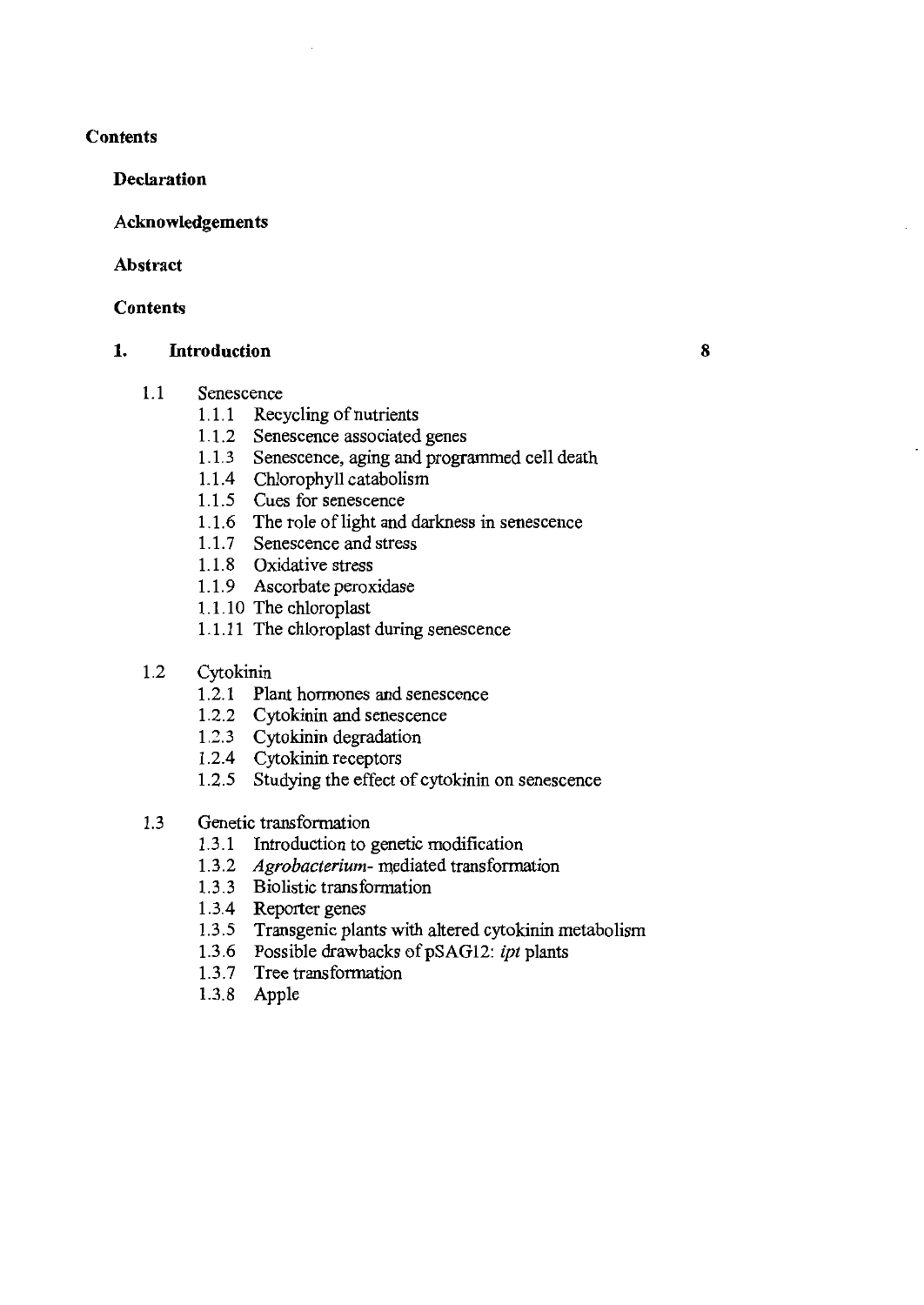**Contents**

**Declaration**

**Acknowledgements**

**Abstract**

**Contents**

**1. Introduction** 8

- 1.1 Senescence
  - 1.1.1 Recycling of nutrients
  - 1.1.2 Senescence associated genes
  - 1.1.3 Senescence, aging and programmed cell death
  - 1.1.4 Chlorophyll catabolism
  - 1.1.5 Cues for senescence
  - 1.1.6 The role of light and darkness in senescence
  - 1.1.7 Senescence and stress
  - 1.1.8 Oxidative stress
  - 1.1.9 Ascorbate peroxidase
  - 1.1.10 The chloroplast
  - 1.1.11 The chloroplast during senescence

- 1.2 Cytokinin
  - 1.2.1 Plant hormones and senescence
  - 1.2.2 Cytokinin and senescence
  - 1.2.3 Cytokinin degradation
  - 1.2.4 Cytokinin receptors
  - 1.2.5 Studying the effect of cytokinin on senescence

- 1.3 Genetic transformation
  - 1.3.1 Introduction to genetic modification
  - 1.3.2 *Agrobacterium*- mediated transformation
  - 1.3.3 Biolistic transformation
  - 1.3.4 Reporter genes
  - 1.3.5 Transgenic plants with altered cytokinin metabolism
  - 1.3.6 Possible drawbacks of pSAG12: *ipt* plants
  - 1.3.7 Tree transformation
  - 1.3.8 Apple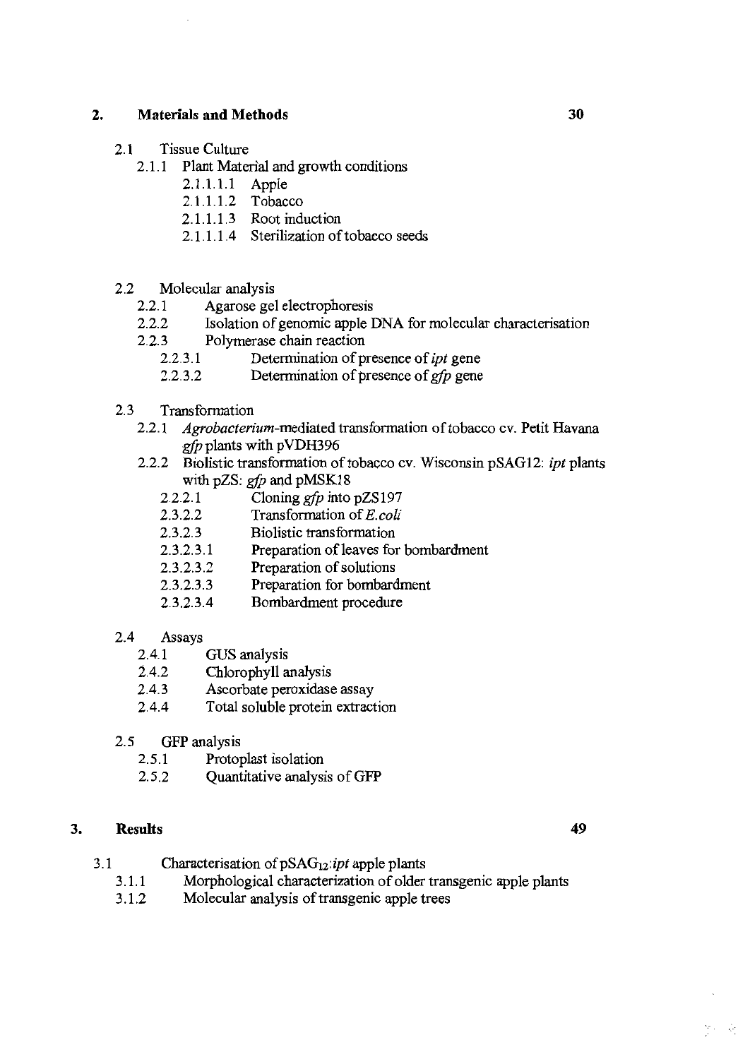**2. Materials and Methods** 30

- 2.1 Tissue Culture
  - 2.1.1 Plant Material and growth conditions
    - 2.1.1.1 Apple
    - 2.1.1.2 Tobacco
    - 2.1.1.3 Root induction
    - 2.1.1.4 Sterilization of tobacco seeds

- 2.2 Molecular analysis
  - 2.2.1 Agarose gel electrophoresis
  - 2.2.2 Isolation of genomic apple DNA for molecular characterisation
  - 2.2.3 Polymerase chain reaction
    - 2.2.3.1 Determination of presence of *ipt* gene
    - 2.2.3.2 Determination of presence of *gfp* gene

- 2.3 Transformation
  - 2.2.1 *Agrobacterium*-mediated transformation of tobacco cv. Petit Havana *gfp* plants with pVDH396
  - 2.2.2 Biolistic transformation of tobacco cv. Wisconsin pSAG12: *ipt* plants with pZS: *gfp* and pMSK18
    - 2.2.2.1 Cloning *gfp* into pZS197
    - 2.3.2.2 Transformation of *E.coli*
    - 2.3.2.3 Biolistic transformation
    - 2.3.2.3.1 Preparation of leaves for bombardment
    - 2.3.2.3.2 Preparation of solutions
    - 2.3.2.3.3 Preparation for bombardment
    - 2.3.2.3.4 Bombardment procedure

- 2.4 Assays
  - 2.4.1 GUS analysis
  - 2.4.2 Chlorophyll analysis
  - 2.4.3 Ascorbate peroxidase assay
  - 2.4.4 Total soluble protein extraction

- 2.5 GFP analysis
  - 2.5.1 Protoplast isolation
  - 2.5.2 Quantitative analysis of GFP

**3. Results** 49

- 3.1 Characterisation of $pSAG_{12}$:*ipt* apple plants
  - 3.1.1 Morphological characterization of older transgenic apple plants
  - 3.1.2 Molecular analysis of transgenic apple trees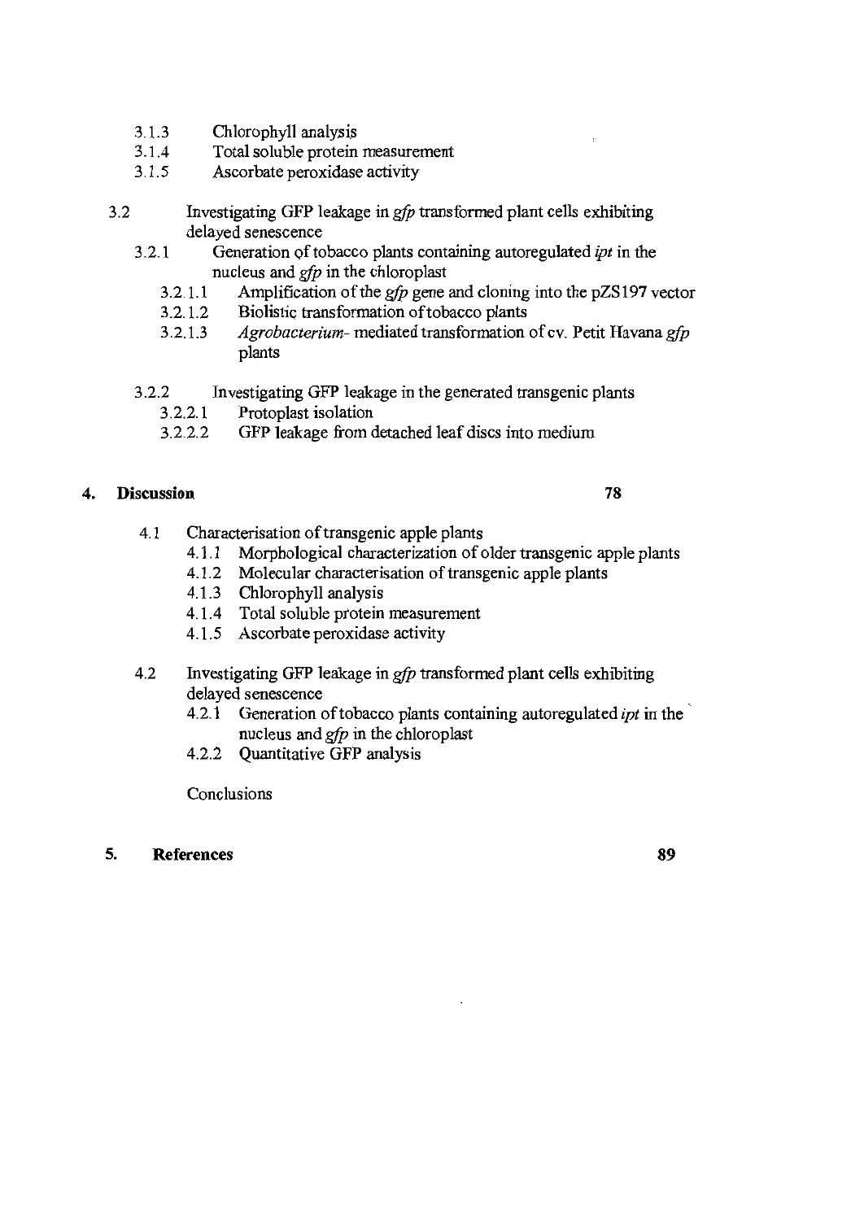3.1.3 Chlorophyll analysis
3.1.4 Total soluble protein measurement
3.1.5 Ascorbate peroxidase activity

3.2 Investigating GFP leakage in *gfp* transformed plant cells exhibiting delayed senescence

3.2.1 Generation of tobacco plants containing autoregulated *ipt* in the nucleus and *gfp* in the chloroplast

3.2.1.1 Amplification of the *gfp* gene and cloning into the pZS197 vector
3.2.1.2 Biolistic transformation of tobacco plants
3.2.1.3 *Agrobacterium*- mediated transformation of cv. Petit Havana *gfp* plants

3.2.2 Investigating GFP leakage in the generated transgenic plants

3.2.2.1 Protoplast isolation
3.2.2.2 GFP leakage from detached leaf discs into medium

**4. Discussion** **78**

4.1 Characterisation of transgenic apple plants

4.1.1 Morphological characterization of older transgenic apple plants
4.1.2 Molecular characterisation of transgenic apple plants
4.1.3 Chlorophyll analysis
4.1.4 Total soluble protein measurement
4.1.5 Ascorbate peroxidase activity

4.2 Investigating GFP leakage in *gfp* transformed plant cells exhibiting delayed senescence

4.2.1 Generation of tobacco plants containing autoregulated *ipt* in the nucleus and *gfp* in the chloroplast
4.2.2 Quantitative GFP analysis

Conclusions

**5. References** **89**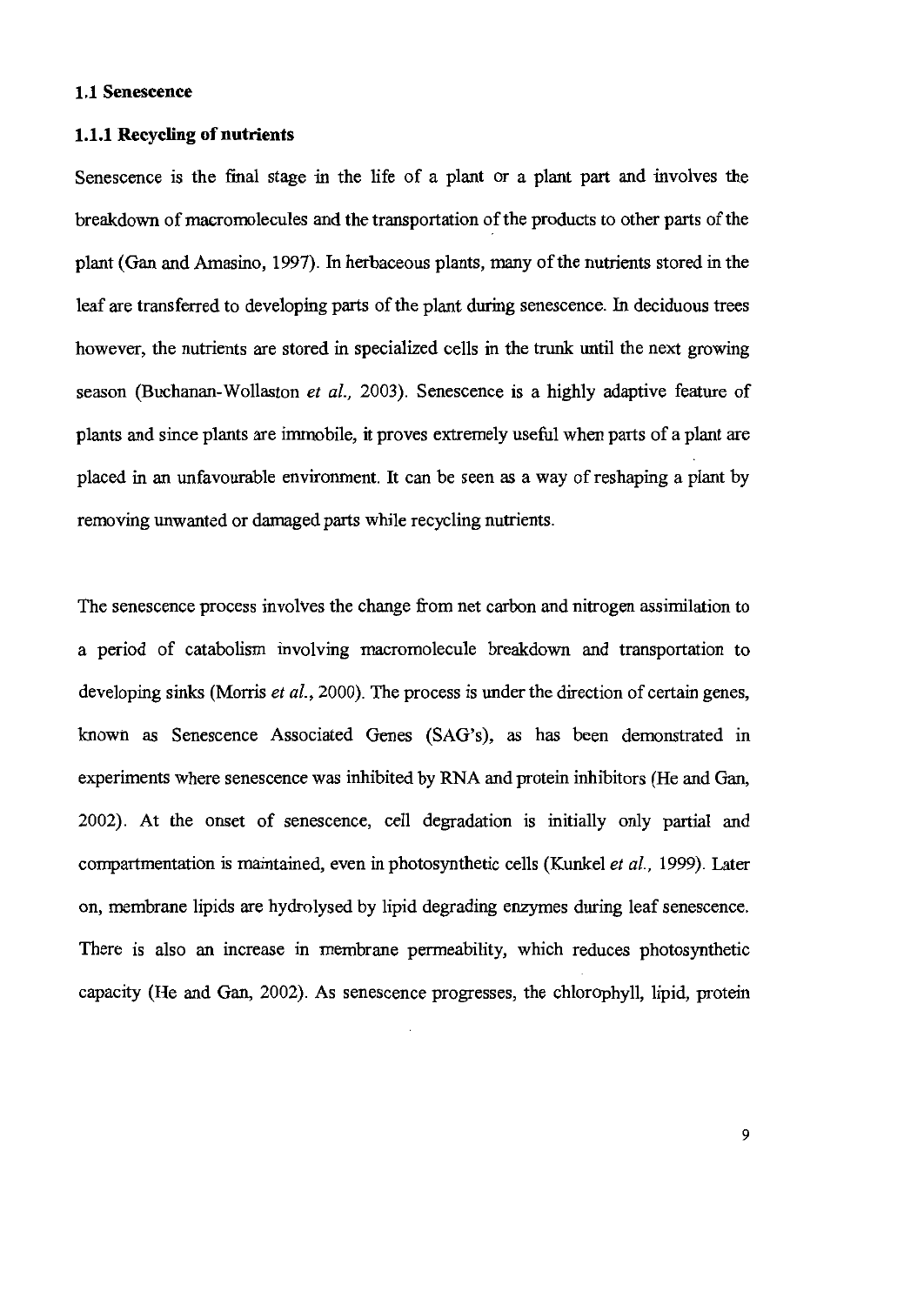## 1.1 Senescence

### 1.1.1 Recycling of nutrients

Senescence is the final stage in the life of a plant or a plant part and involves the breakdown of macromolecules and the transportation of the products to other parts of the plant (Gan and Amasino, 1997). In herbaceous plants, many of the nutrients stored in the leaf are transferred to developing parts of the plant during senescence. In deciduous trees however, the nutrients are stored in specialized cells in the trunk until the next growing season (Buchanan-Wollaston *et al.,* 2003). Senescence is a highly adaptive feature of plants and since plants are immobile, it proves extremely useful when parts of a plant are placed in an unfavourable environment. It can be seen as a way of reshaping a plant by removing unwanted or damaged parts while recycling nutrients.

The senescence process involves the change from net carbon and nitrogen assimilation to a period of catabolism involving macromolecule breakdown and transportation to developing sinks (Morris *et al.*, 2000). The process is under the direction of certain genes, known as Senescence Associated Genes (SAG's), as has been demonstrated in experiments where senescence was inhibited by RNA and protein inhibitors (He and Gan, 2002). At the onset of senescence, cell degradation is initially only partial and compartmentation is maintained, even in photosynthetic cells (Kunkel *et al.*, 1999). Later on, membrane lipids are hydrolysed by lipid degrading enzymes during leaf senescence. There is also an increase in membrane permeability, which reduces photosynthetic capacity (He and Gan, 2002). As senescence progresses, the chlorophyll, lipid, protein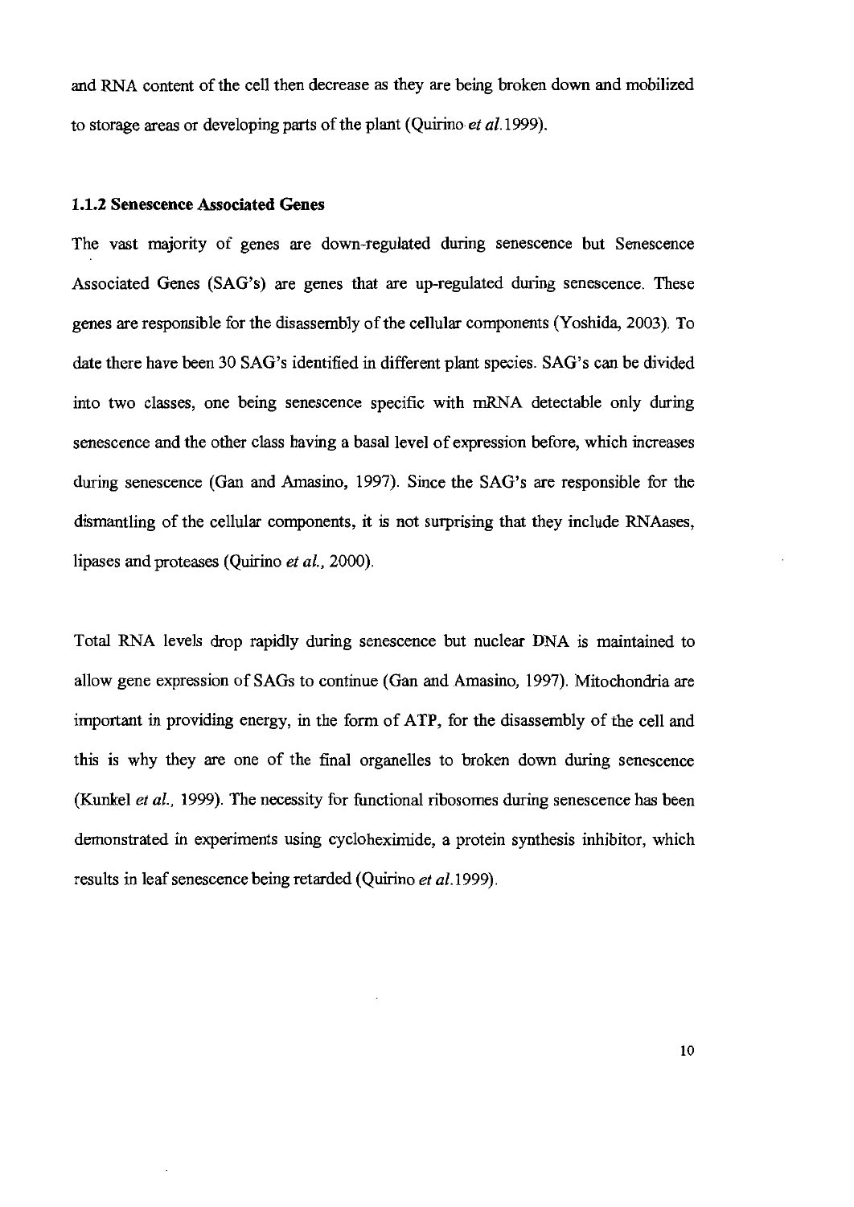and RNA content of the cell then decrease as they are being broken down and mobilized to storage areas or developing parts of the plant (Quirino *et al.*1999).

### 1.1.2 Senescence Associated Genes

The vast majority of genes are down-regulated during senescence but Senescence Associated Genes (SAG's) are genes that are up-regulated during senescence. These genes are responsible for the disassembly of the cellular components (Yoshida, 2003). To date there have been 30 SAG's identified in different plant species. SAG's can be divided into two classes, one being senescence specific with mRNA detectable only during senescence and the other class having a basal level of expression before, which increases during senescence (Gan and Amasino, 1997). Since the SAG's are responsible for the dismantling of the cellular components, it is not surprising that they include RNAases, lipases and proteases (Quirino *et al.*, 2000).

Total RNA levels drop rapidly during senescence but nuclear DNA is maintained to allow gene expression of SAGs to continue (Gan and Amasino, 1997). Mitochondria are important in providing energy, in the form of ATP, for the disassembly of the cell and this is why they are one of the final organelles to broken down during senescence (Kunkel *et al.*, 1999). The necessity for functional ribosomes during senescence has been demonstrated in experiments using cycloheximide, a protein synthesis inhibitor, which results in leaf senescence being retarded (Quirino *et al.*1999).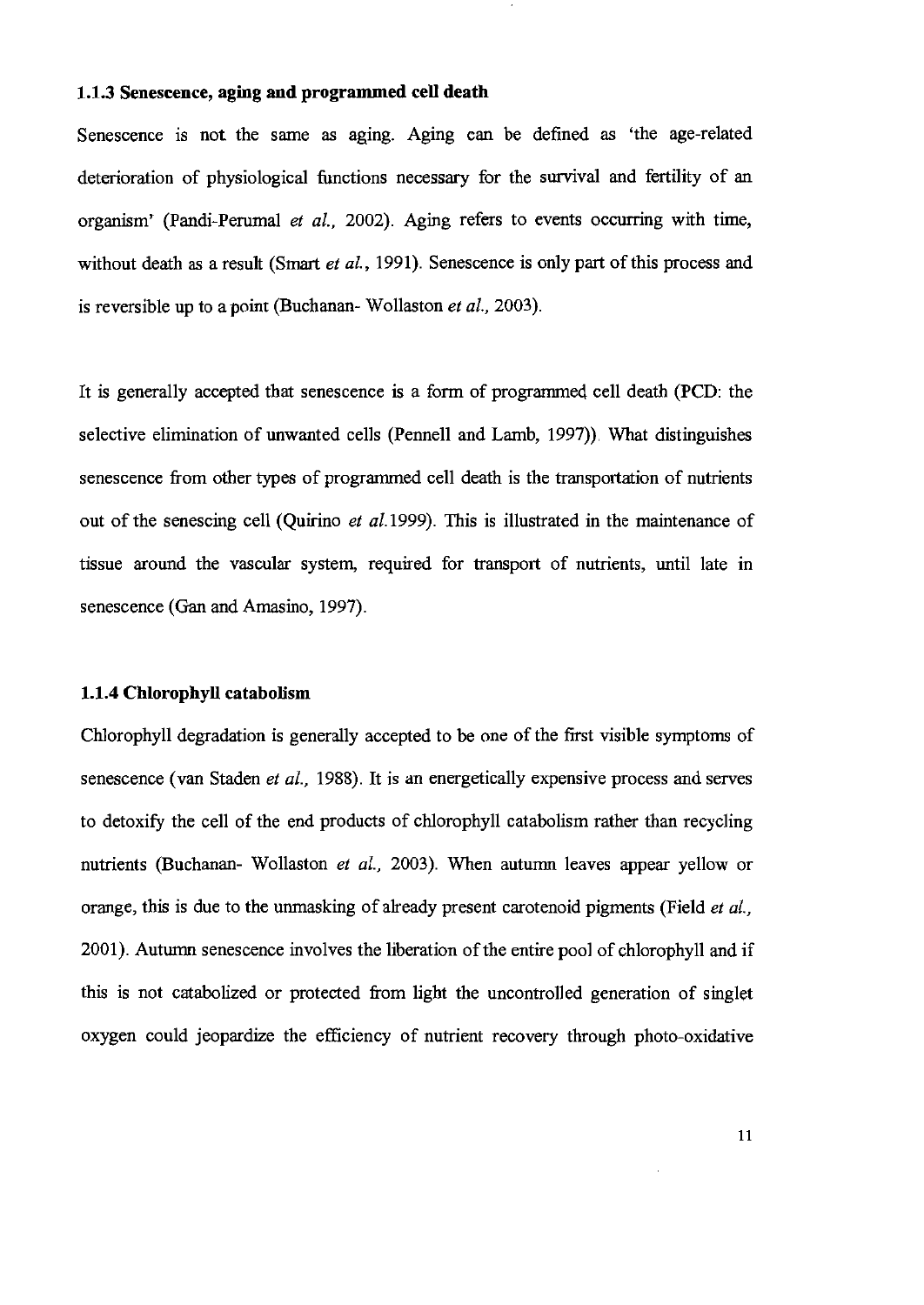### 1.1.3 Senescence, aging and programmed cell death

Senescence is not the same as aging. Aging can be defined as 'the age-related deterioration of physiological functions necessary for the survival and fertility of an organism' (Pandi-Perumal *et al.*, 2002). Aging refers to events occurring with time, without death as a result (Smart *et al.*, 1991). Senescence is only part of this process and is reversible up to a point (Buchanan- Wollaston *et al.*, 2003).

It is generally accepted that senescence is a form of programmed cell death (PCD: the selective elimination of unwanted cells (Pennell and Lamb, 1997)). What distinguishes senescence from other types of programmed cell death is the transportation of nutrients out of the senescing cell (Quirino *et al.*1999). This is illustrated in the maintenance of tissue around the vascular system, required for transport of nutrients, until late in senescence (Gan and Amasino, 1997).

### 1.1.4 Chlorophyll catabolism

Chlorophyll degradation is generally accepted to be one of the first visible symptoms of senescence (van Staden *et al.*, 1988). It is an energetically expensive process and serves to detoxify the cell of the end products of chlorophyll catabolism rather than recycling nutrients (Buchanan- Wollaston *et al.*, 2003). When autumn leaves appear yellow or orange, this is due to the unmasking of already present carotenoid pigments (Field *et al.*, 2001). Autumn senescence involves the liberation of the entire pool of chlorophyll and if this is not catabolized or protected from light the uncontrolled generation of singlet oxygen could jeopardize the efficiency of nutrient recovery through photo-oxidative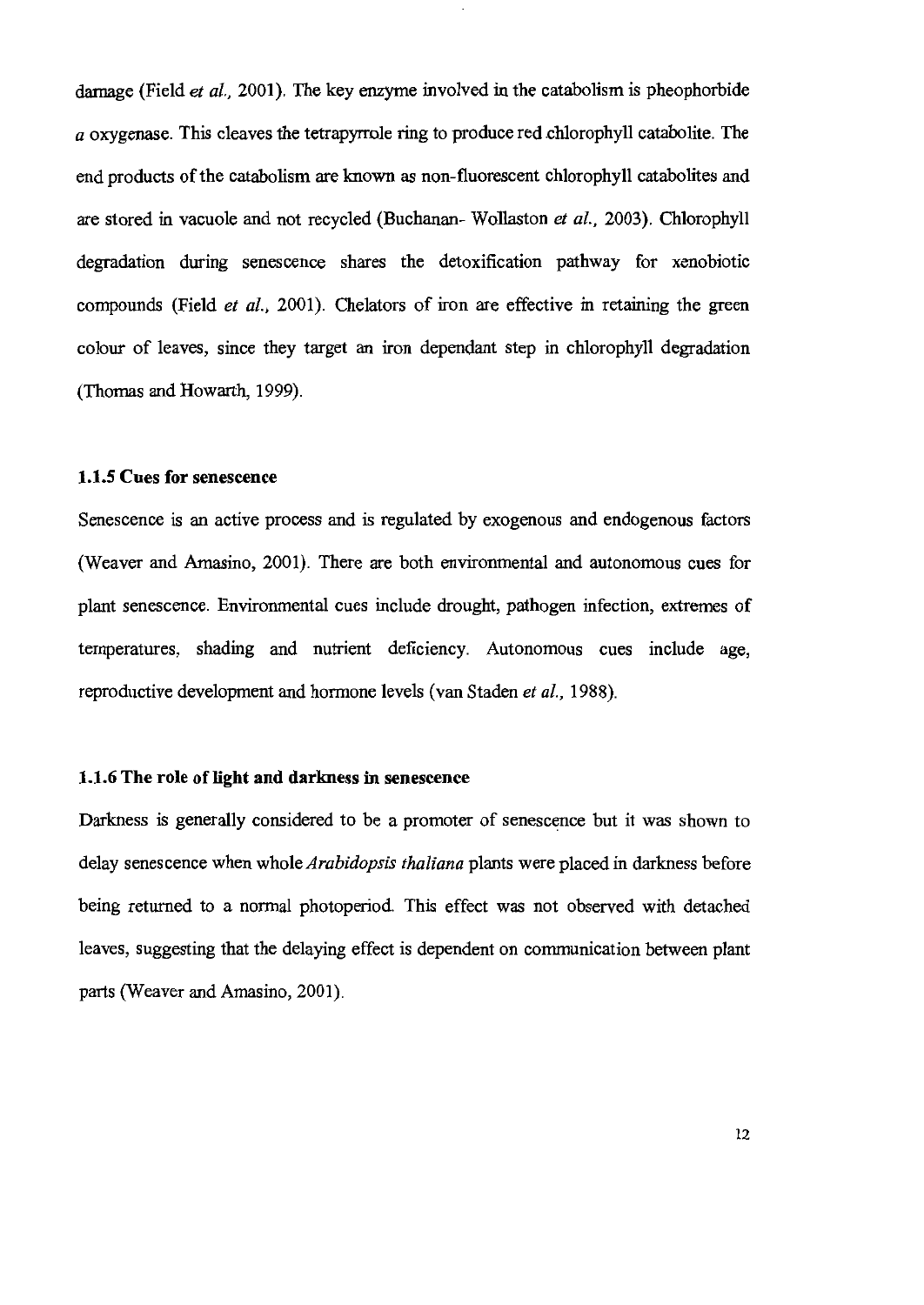damage (Field *et al.*, 2001). The key enzyme involved in the catabolism is pheophorbide *a* oxygenase. This cleaves the tetrapyrrole ring to produce red chlorophyll catabolite. The end products of the catabolism are known as non-fluorescent chlorophyll catabolites and are stored in vacuole and not recycled (Buchanan- Wollaston *et al.*, 2003). Chlorophyll degradation during senescence shares the detoxification pathway for xenobiotic compounds (Field *et al.*, 2001). Chelators of iron are effective in retaining the green colour of leaves, since they target an iron dependant step in chlorophyll degradation (Thomas and Howarth, 1999).

### 1.1.5 Cues for senescence

Senescence is an active process and is regulated by exogenous and endogenous factors (Weaver and Amasino, 2001). There are both environmental and autonomous cues for plant senescence. Environmental cues include drought, pathogen infection, extremes of temperatures, shading and nutrient deficiency. Autonomous cues include age, reproductive development and hormone levels (van Staden *et al.*, 1988).

### 1.1.6 The role of light and darkness in senescence

Darkness is generally considered to be a promoter of senescence but it was shown to delay senescence when whole *Arabidopsis thaliana* plants were placed in darkness before being returned to a normal photoperiod. This effect was not observed with detached leaves, suggesting that the delaying effect is dependent on communication between plant parts (Weaver and Amasino, 2001).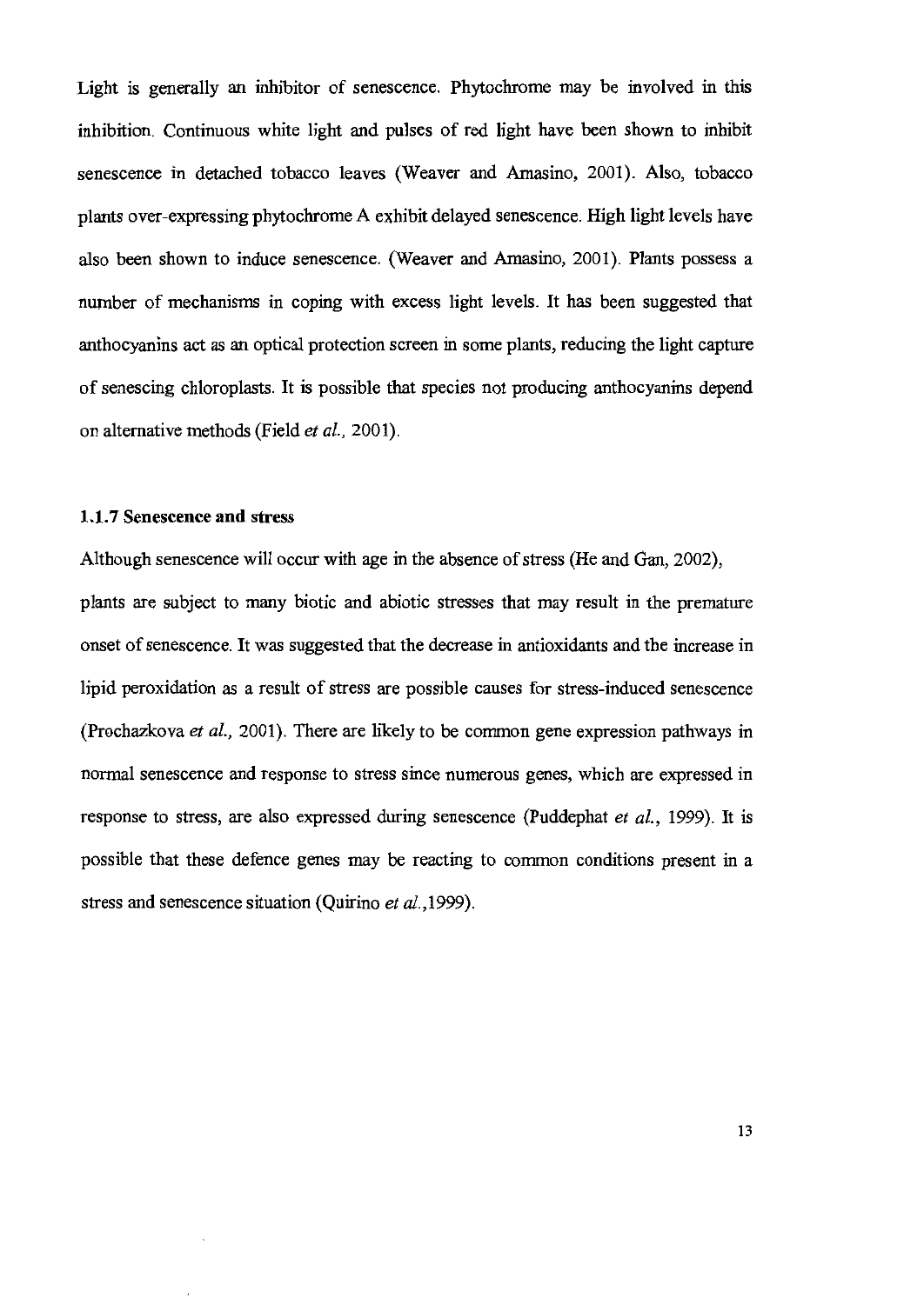Light is generally an inhibitor of senescence. Phytochrome may be involved in this inhibition. Continuous white light and pulses of red light have been shown to inhibit senescence in detached tobacco leaves (Weaver and Amasino, 2001). Also, tobacco plants over-expressing phytochrome A exhibit delayed senescence. High light levels have also been shown to induce senescence. (Weaver and Amasino, 2001). Plants possess a number of mechanisms in coping with excess light levels. It has been suggested that anthocyanins act as an optical protection screen in some plants, reducing the light capture of senescing chloroplasts. It is possible that species not producing anthocyanins depend on alternative methods (Field *et al.,* 2001).

### 1.1.7 Senescence and stress

Although senescence will occur with age in the absence of stress (He and Gan, 2002), plants are subject to many biotic and abiotic stresses that may result in the premature onset of senescence. It was suggested that the decrease in antioxidants and the increase in lipid peroxidation as a result of stress are possible causes for stress-induced senescence (Prochazkova *et al.,* 2001). There are likely to be common gene expression pathways in normal senescence and response to stress since numerous genes, which are expressed in response to stress, are also expressed during senescence (Puddephat *et al.,* 1999). It is possible that these defence genes may be reacting to common conditions present in a stress and senescence situation (Quirino *et al.,*1999).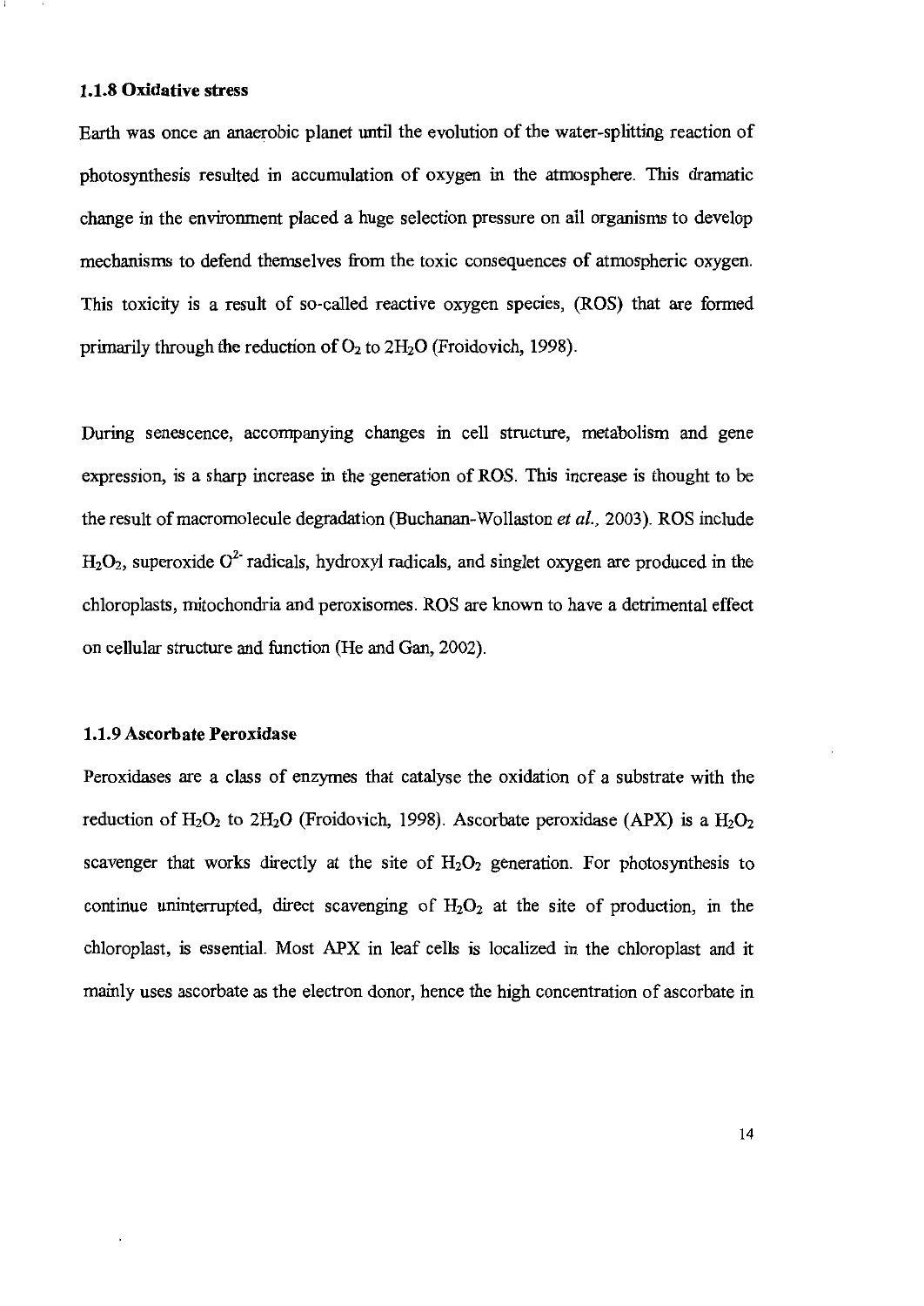### 1.1.8 Oxidative stress

Earth was once an anaerobic planet until the evolution of the water-splitting reaction of photosynthesis resulted in accumulation of oxygen in the atmosphere. This dramatic change in the environment placed a huge selection pressure on all organisms to develop mechanisms to defend themselves from the toxic consequences of atmospheric oxygen. This toxicity is a result of so-called reactive oxygen species, (ROS) that are formed primarily through the reduction of $O_2$ to $2H_2O$ (Froidovich, 1998).

During senescence, accompanying changes in cell structure, metabolism and gene expression, is a sharp increase in the generation of ROS. This increase is thought to be the result of macromolecule degradation (Buchanan-Wollaston *et al.*, 2003). ROS include $H_2O_2$, superoxide $O^{2-}$ radicals, hydroxyl radicals, and singlet oxygen are produced in the chloroplasts, mitochondria and peroxisomes. ROS are known to have a detrimental effect on cellular structure and function (He and Gan, 2002).

### 1.1.9 Ascorbate Peroxidase

Peroxidases are a class of enzymes that catalyse the oxidation of a substrate with the reduction of $H_2O_2$ to $2H_2O$ (Froidovich, 1998). Ascorbate peroxidase (APX) is a $H_2O_2$ scavenger that works directly at the site of $H_2O_2$ generation. For photosynthesis to continue uninterrupted, direct scavenging of $H_2O_2$ at the site of production, in the chloroplast, is essential. Most APX in leaf cells is localized in the chloroplast and it mainly uses ascorbate as the electron donor, hence the high concentration of ascorbate in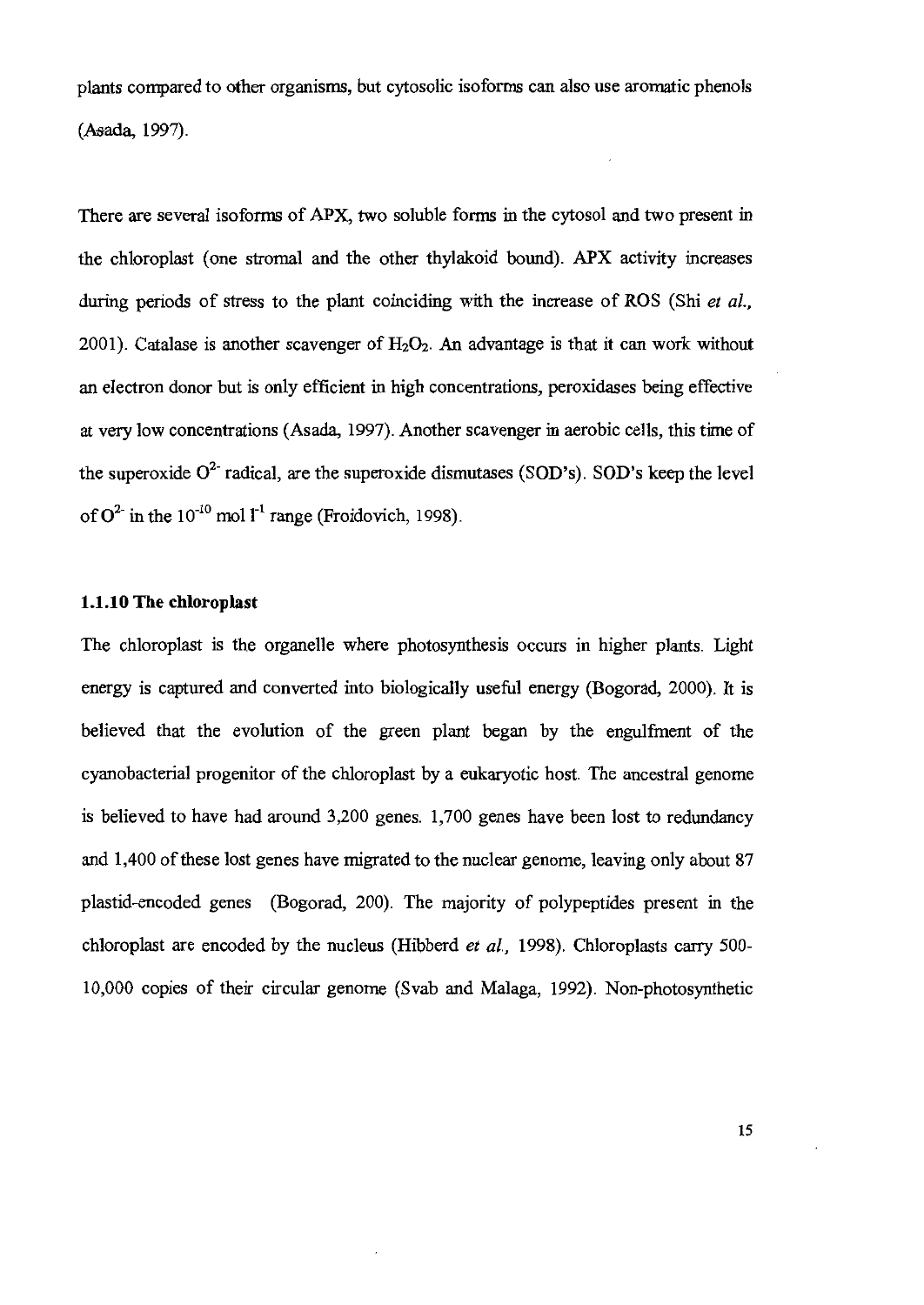plants compared to other organisms, but cytosolic isoforms can also use aromatic phenols (Asada, 1997).

There are several isoforms of APX, two soluble forms in the cytosol and two present in the chloroplast (one stromal and the other thylakoid bound). APX activity increases during periods of stress to the plant coinciding with the increase of ROS (Shi *et al.*, 2001). Catalase is another scavenger of $H_2O_2$. An advantage is that it can work without an electron donor but is only efficient in high concentrations, peroxidases being effective at very low concentrations (Asada, 1997). Another scavenger in aerobic cells, this time of the superoxide $O^{2-}$ radical, are the superoxide dismutases (SOD's). SOD's keep the level of $O^{2-}$ in the $10^{-10}$ mol $l^{-1}$ range (Froidovich, 1998).

### 1.1.10 The chloroplast

The chloroplast is the organelle where photosynthesis occurs in higher plants. Light energy is captured and converted into biologically useful energy (Bogorad, 2000). It is believed that the evolution of the green plant began by the engulfment of the cyanobacterial progenitor of the chloroplast by a eukaryotic host. The ancestral genome is believed to have had around 3,200 genes. 1,700 genes have been lost to redundancy and 1,400 of these lost genes have migrated to the nuclear genome, leaving only about 87 plastid-encoded genes (Bogorad, 200). The majority of polypeptides present in the chloroplast are encoded by the nucleus (Hibberd *et al.,* 1998). Chloroplasts carry 500-10,000 copies of their circular genome (Svab and Malaga, 1992). Non-photosynthetic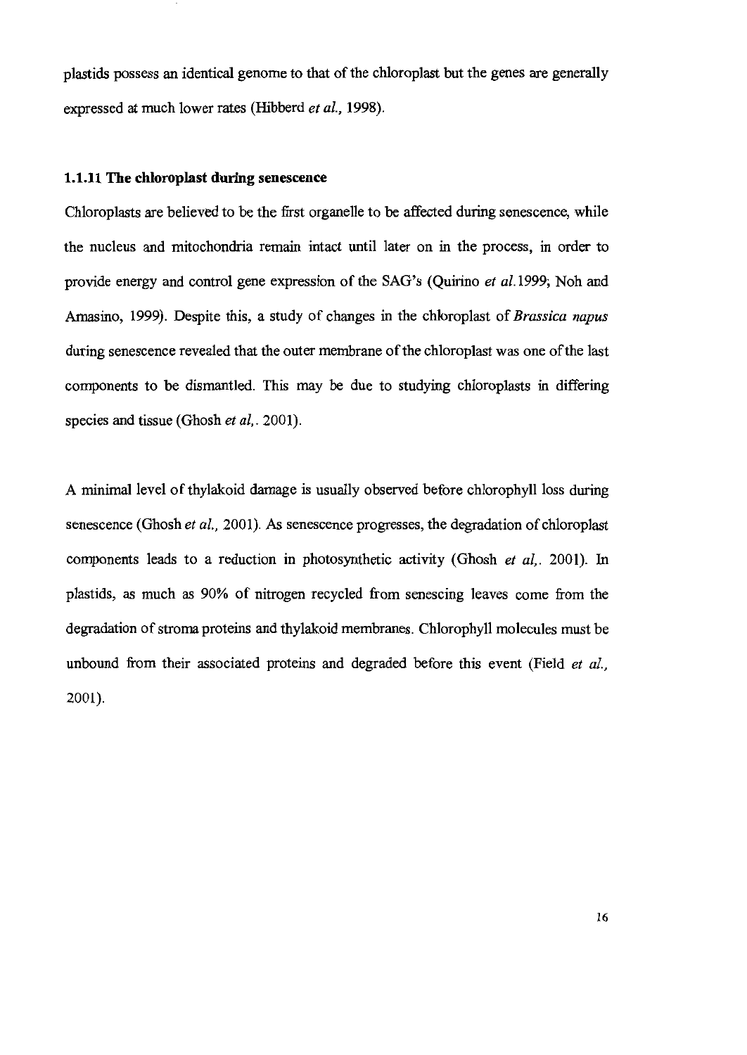plastids possess an identical genome to that of the chloroplast but the genes are generally expressed at much lower rates (Hibberd *et al.*, 1998).

### 1.1.11 The chloroplast during senescence

Chloroplasts are believed to be the first organelle to be affected during senescence, while the nucleus and mitochondria remain intact until later on in the process, in order to provide energy and control gene expression of the SAG's (Quirino *et al.*1999; Noh and Amasino, 1999). Despite this, a study of changes in the chloroplast of *Brassica napus* during senescence revealed that the outer membrane of the chloroplast was one of the last components to be dismantled. This may be due to studying chloroplasts in differing species and tissue (Ghosh *et al*,. 2001).

A minimal level of thylakoid damage is usually observed before chlorophyll loss during senescence (Ghosh *et al.*, 2001). As senescence progresses, the degradation of chloroplast components leads to a reduction in photosynthetic activity (Ghosh *et al*,. 2001). In plastids, as much as 90% of nitrogen recycled from senescing leaves come from the degradation of stroma proteins and thylakoid membranes. Chlorophyll molecules must be unbound from their associated proteins and degraded before this event (Field *et al.*, 2001).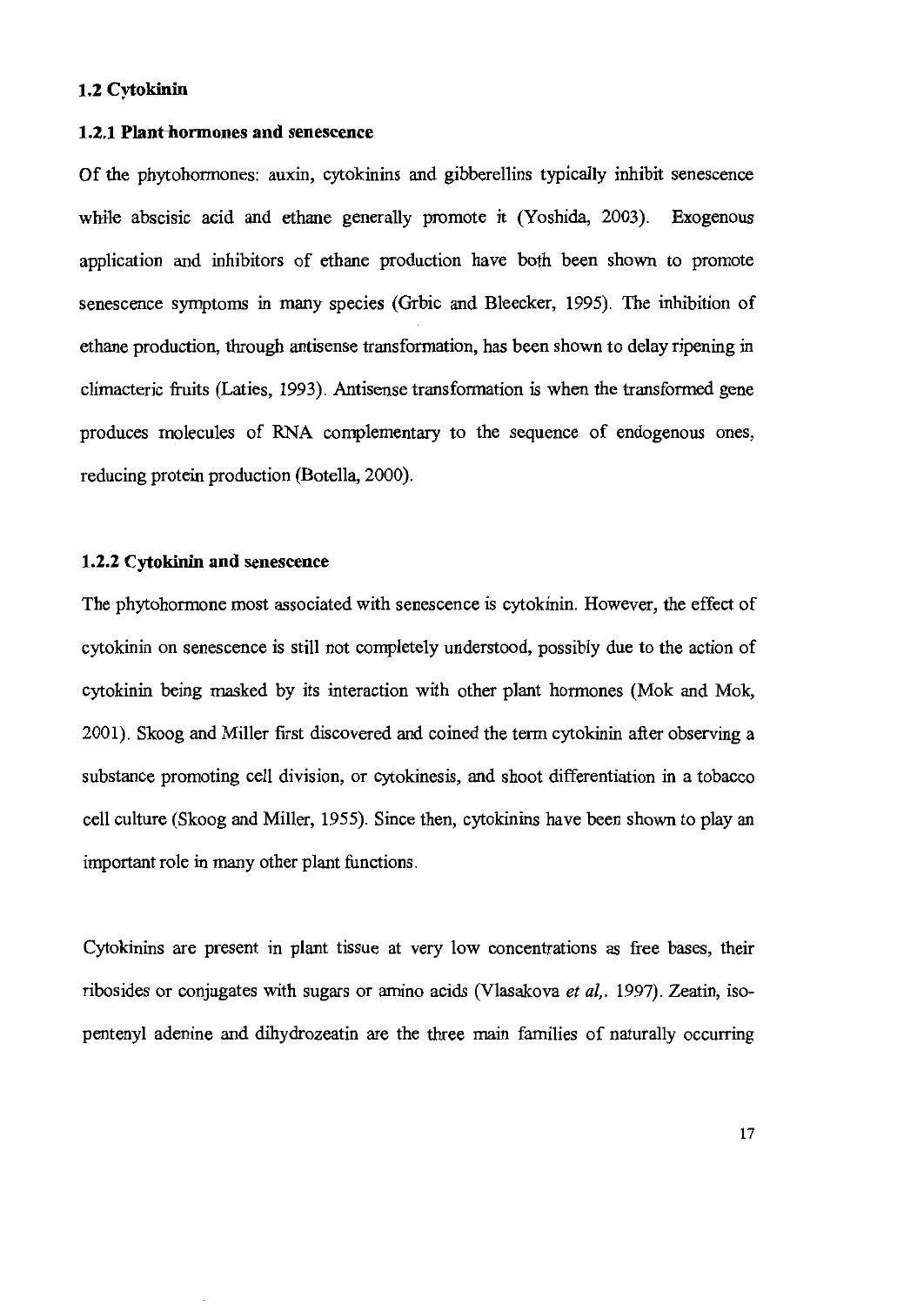## 1.2 Cytokinin

### 1.2.1 Plant hormones and senescence

Of the phytohormones: auxin, cytokinins and gibberellins typically inhibit senescence while abscisic acid and ethane generally promote it (Yoshida, 2003). Exogenous application and inhibitors of ethane production have both been shown to promote senescence symptoms in many species (Grbic and Bleecker, 1995). The inhibition of ethane production, through antisense transformation, has been shown to delay ripening in climacteric fruits (Laties, 1993). Antisense transformation is when the transformed gene produces molecules of RNA complementary to the sequence of endogenous ones, reducing protein production (Botella, 2000).

### 1.2.2 Cytokinin and senescence

The phytohormone most associated with senescence is cytokinin. However, the effect of cytokinin on senescence is still not completely understood, possibly due to the action of cytokinin being masked by its interaction with other plant hormones (Mok and Mok, 2001). Skoog and Miller first discovered and coined the term cytokinin after observing a substance promoting cell division, or cytokinesis, and shoot differentiation in a tobacco cell culture (Skoog and Miller, 1955). Since then, cytokinins have been shown to play an important role in many other plant functions.

Cytokinins are present in plant tissue at very low concentrations as free bases, their ribosides or conjugates with sugars or amino acids (Vlasakova *et al*,. 1997). Zeatin, iso-pentenyl adenine and dihydrozeatin are the three main families of naturally occurring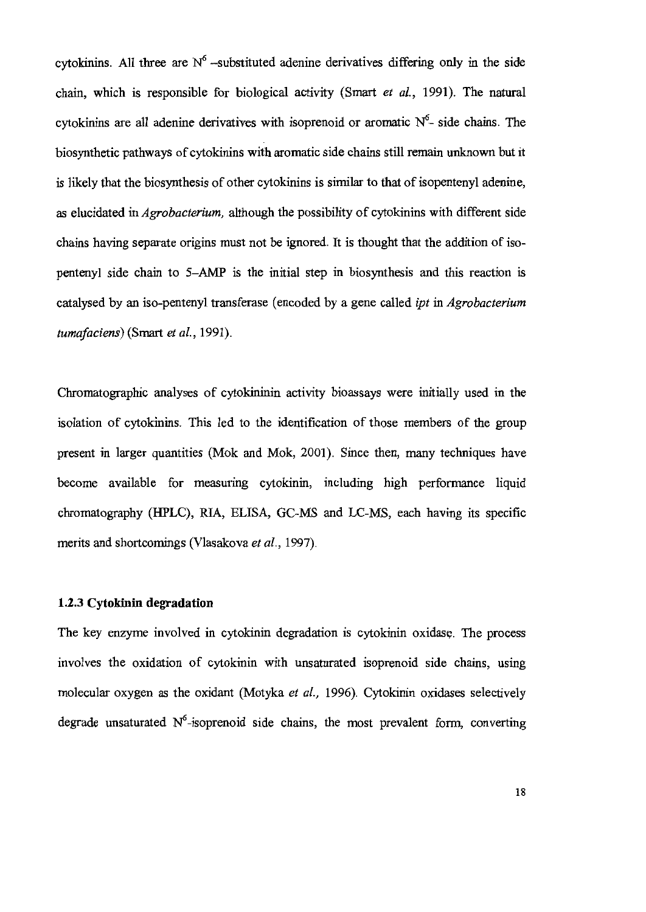cytokinins. All three are $N^6$ –substituted adenine derivatives differing only in the side chain, which is responsible for biological activity (Smart *et al.*, 1991). The natural cytokinins are all adenine derivatives with isoprenoid or aromatic $N^6$- side chains. The biosynthetic pathways of cytokinins with aromatic side chains still remain unknown but it is likely that the biosynthesis of other cytokinins is similar to that of isopentenyl adenine, as elucidated in *Agrobacterium,* although the possibility of cytokinins with different side chains having separate origins must not be ignored. It is thought that the addition of iso-pentenyl side chain to 5–AMP is the initial step in biosynthesis and this reaction is catalysed by an iso-pentenyl transferase (encoded by a gene called *ipt* in *Agrobacterium tumafaciens*) (Smart *et al.*, 1991).

Chromatographic analyses of cytokininin activity bioassays were initially used in the isolation of cytokinins. This led to the identification of those members of the group present in larger quantities (Mok and Mok, 2001). Since then, many techniques have become available for measuring cytokinin, including high performance liquid chromatography (HPLC), RIA, ELISA, GC-MS and LC-MS, each having its specific merits and shortcomings (Vlasakova *et al.*, 1997).

### 1.2.3 Cytokinin degradation

The key enzyme involved in cytokinin degradation is cytokinin oxidase. The process involves the oxidation of cytokinin with unsaturated isoprenoid side chains, using molecular oxygen as the oxidant (Motyka *et al.*, 1996). Cytokinin oxidases selectively degrade unsaturated $N^6$-isoprenoid side chains, the most prevalent form, converting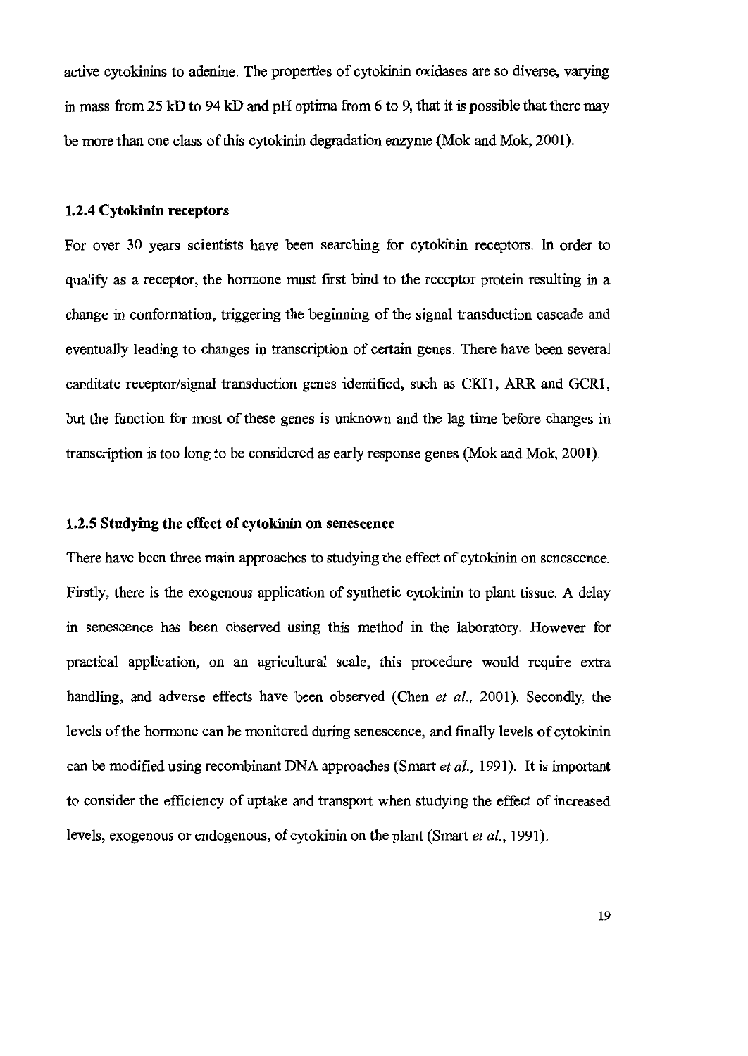active cytokinins to adenine. The properties of cytokinin oxidases are so diverse, varying in mass from 25 kD to 94 kD and pH optima from 6 to 9, that it is possible that there may be more than one class of this cytokinin degradation enzyme (Mok and Mok, 2001).

### 1.2.4 Cytokinin receptors

For over 30 years scientists have been searching for cytokinin receptors. In order to qualify as a receptor, the hormone must first bind to the receptor protein resulting in a change in conformation, triggering the beginning of the signal transduction cascade and eventually leading to changes in transcription of certain genes. There have been several canditate receptor/signal transduction genes identified, such as CKI1, ARR and GCR1, but the function for most of these genes is unknown and the lag time before changes in transcription is too long to be considered as early response genes (Mok and Mok, 2001).

### 1.2.5 Studying the effect of cytokinin on senescence

There have been three main approaches to studying the effect of cytokinin on senescence. Firstly, there is the exogenous application of synthetic cytokinin to plant tissue. A delay in senescence has been observed using this method in the laboratory. However for practical application, on an agricultural scale, this procedure would require extra handling, and adverse effects have been observed (Chen *et al.,* 2001). Secondly, the levels of the hormone can be monitored during senescence, and finally levels of cytokinin can be modified using recombinant DNA approaches (Smart *et al.,* 1991). It is important to consider the efficiency of uptake and transport when studying the effect of increased levels, exogenous or endogenous, of cytokinin on the plant (Smart *et al.*, 1991).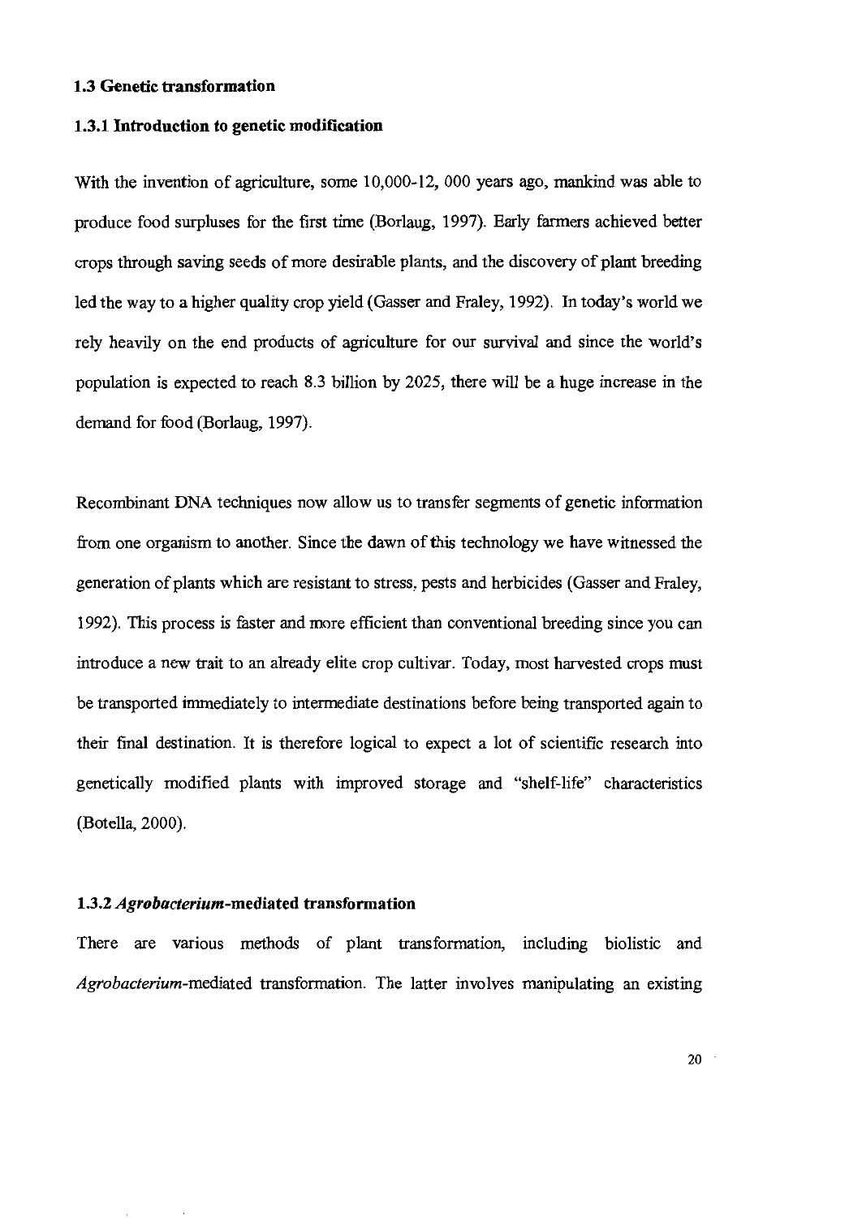### 1.3 Genetic transformation

#### 1.3.1 Introduction to genetic modification

With the invention of agriculture, some 10,000-12, 000 years ago, mankind was able to produce food surpluses for the first time (Borlaug, 1997). Early farmers achieved better crops through saving seeds of more desirable plants, and the discovery of plant breeding led the way to a higher quality crop yield (Gasser and Fraley, 1992). In today's world we rely heavily on the end products of agriculture for our survival and since the world's population is expected to reach 8.3 billion by 2025, there will be a huge increase in the demand for food (Borlaug, 1997).

Recombinant DNA techniques now allow us to transfer segments of genetic information from one organism to another. Since the dawn of this technology we have witnessed the generation of plants which are resistant to stress, pests and herbicides (Gasser and Fraley, 1992). This process is faster and more efficient than conventional breeding since you can introduce a new trait to an already elite crop cultivar. Today, most harvested crops must be transported immediately to intermediate destinations before being transported again to their final destination. It is therefore logical to expect a lot of scientific research into genetically modified plants with improved storage and "shelf-life" characteristics (Botella, 2000).

#### 1.3.2 *Agrobacterium*-mediated transformation

There are various methods of plant transformation, including biolistic and *Agrobacterium*-mediated transformation. The latter involves manipulating an existing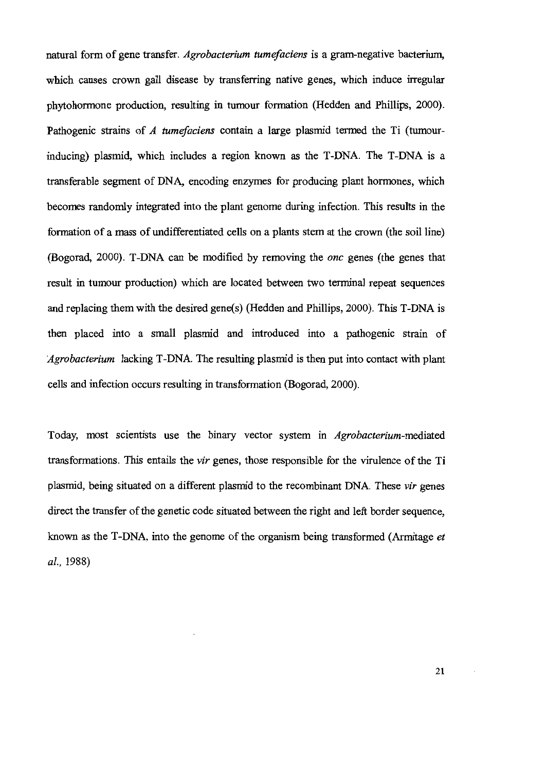natural form of gene transfer. *Agrobacterium tumefaciens* is a gram-negative bacterium, which causes crown gall disease by transferring native genes, which induce irregular phytohormone production, resulting in tumour formation (Hedden and Phillips, 2000). Pathogenic strains of *A tumefaciens* contain a large plasmid termed the Ti (tumour-inducing) plasmid, which includes a region known as the T-DNA. The T-DNA is a transferable segment of DNA, encoding enzymes for producing plant hormones, which becomes randomly integrated into the plant genome during infection. This results in the formation of a mass of undifferentiated cells on a plants stem at the crown (the soil line) (Bogorad, 2000). T-DNA can be modified by removing the *onc* genes (the genes that result in tumour production) which are located between two terminal repeat sequences and replacing them with the desired gene(s) (Hedden and Phillips, 2000). This T-DNA is then placed into a small plasmid and introduced into a pathogenic strain of *Agrobacterium* lacking T-DNA. The resulting plasmid is then put into contact with plant cells and infection occurs resulting in transformation (Bogorad, 2000).

Today, most scientists use the binary vector system in *Agrobacterium*-mediated transformations. This entails the *vir* genes, those responsible for the virulence of the Ti plasmid, being situated on a different plasmid to the recombinant DNA. These *vir* genes direct the transfer of the genetic code situated between the right and left border sequence, known as the T-DNA, into the genome of the organism being transformed (Armitage *et al.,* 1988)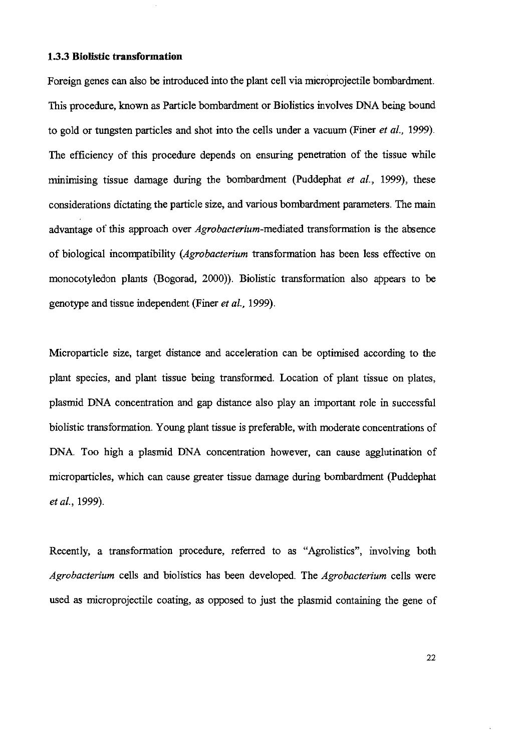### 1.3.3 Biolistic transformation

Foreign genes can also be introduced into the plant cell via microprojectile bombardment. This procedure, known as Particle bombardment or Biolistics involves DNA being bound to gold or tungsten particles and shot into the cells under a vacuum (Finer *et al.,* 1999). The efficiency of this procedure depends on ensuring penetration of the tissue while minimising tissue damage during the bombardment (Puddephat *et al.,* 1999), these considerations dictating the particle size, and various bombardment parameters. The main advantage of this approach over *Agrobacterium*-mediated transformation is the absence of biological incompatibility (*Agrobacterium* transformation has been less effective on monocotyledon plants (Bogorad, 2000)). Biolistic transformation also appears to be genotype and tissue independent (Finer *et al.,* 1999).

Microparticle size, target distance and acceleration can be optimised according to the plant species, and plant tissue being transformed. Location of plant tissue on plates, plasmid DNA concentration and gap distance also play an important role in successful biolistic transformation. Young plant tissue is preferable, with moderate concentrations of DNA. Too high a plasmid DNA concentration however, can cause agglutination of microparticles, which can cause greater tissue damage during bombardment (Puddephat *et al.*, 1999).

Recently, a transformation procedure, referred to as "Agrolistics", involving both *Agrobacterium* cells and biolistics has been developed. The *Agrobacterium* cells were used as microprojectile coating, as opposed to just the plasmid containing the gene of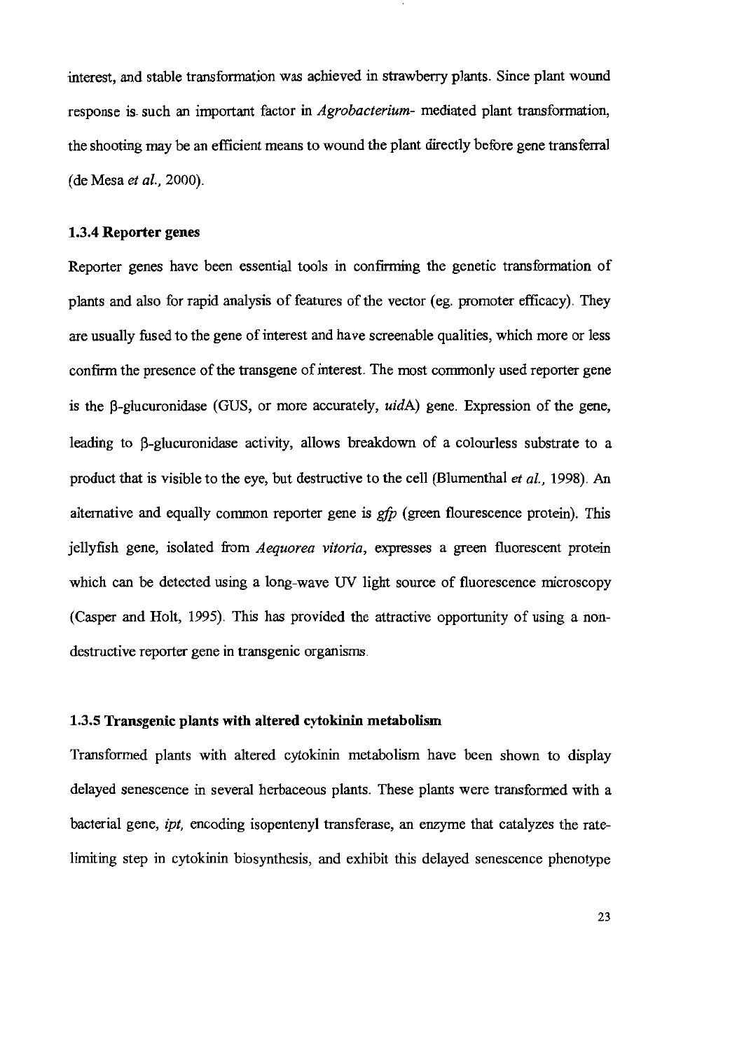interest, and stable transformation was achieved in strawberry plants. Since plant wound response is such an important factor in *Agrobacterium*- mediated plant transformation, the shooting may be an efficient means to wound the plant directly before gene transferral (de Mesa *et al.*, 2000).

### 1.3.4 Reporter genes

Reporter genes have been essential tools in confirming the genetic transformation of plants and also for rapid analysis of features of the vector (eg. promoter efficacy). They are usually fused to the gene of interest and have screenable qualities, which more or less confirm the presence of the transgene of interest. The most commonly used reporter gene is the β-glucuronidase (GUS, or more accurately, *uid*A) gene. Expression of the gene, leading to β-glucuronidase activity, allows breakdown of a colourless substrate to a product that is visible to the eye, but destructive to the cell (Blumenthal *et al.*, 1998). An alternative and equally common reporter gene is *gfp* (green flourescence protein). This jellyfish gene, isolated from *Aequorea vitoria*, expresses a green fluorescent protein which can be detected using a long-wave UV light source of fluorescence microscopy (Casper and Holt, 1995). This has provided the attractive opportunity of using a non-destructive reporter gene in transgenic organisms.

### 1.3.5 Transgenic plants with altered cytokinin metabolism

Transformed plants with altered cytokinin metabolism have been shown to display delayed senescence in several herbaceous plants. These plants were transformed with a bacterial gene, *ipt*, encoding isopentenyl transferase, an enzyme that catalyzes the rate-limiting step in cytokinin biosynthesis, and exhibit this delayed senescence phenotype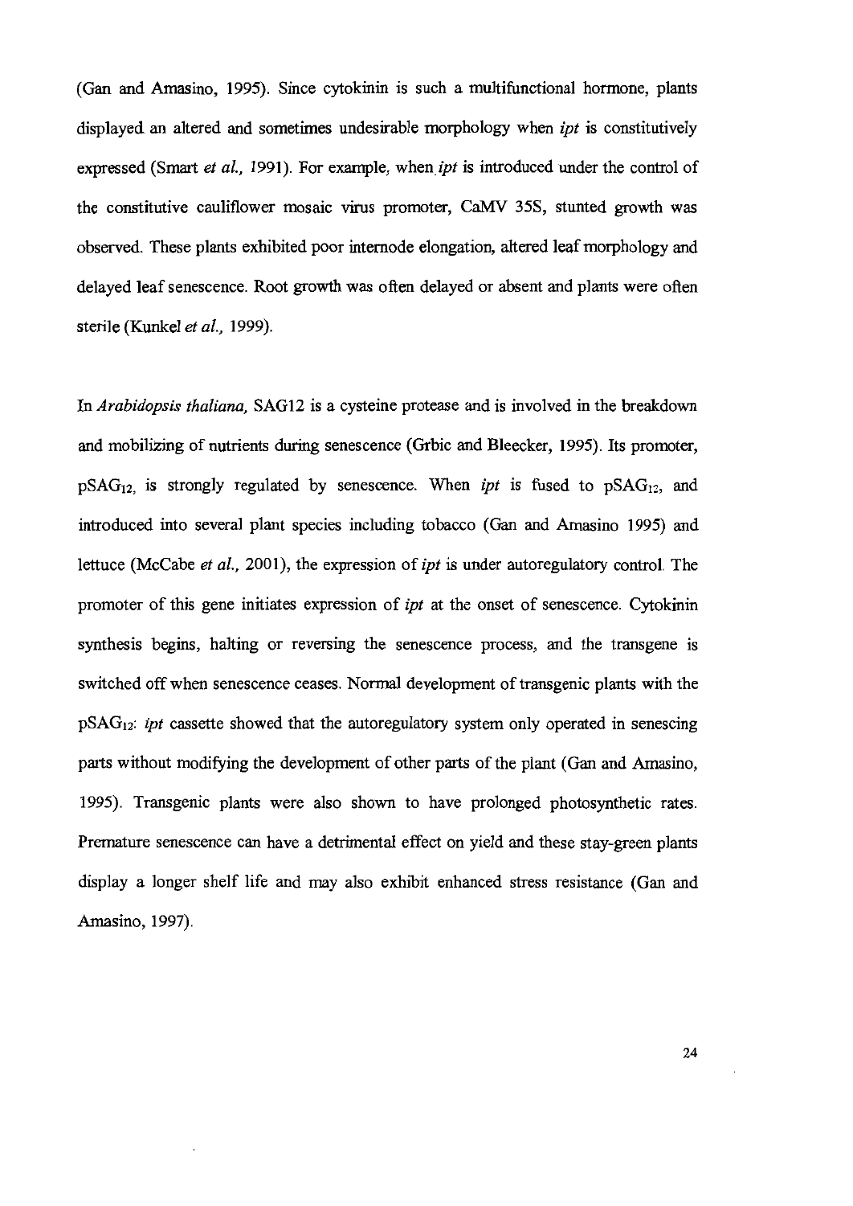(Gan and Amasino, 1995). Since cytokinin is such a multifunctional hormone, plants displayed an altered and sometimes undesirable morphology when *ipt* is constitutively expressed (Smart *et al.,* 1991). For example, when *ipt* is introduced under the control of the constitutive cauliflower mosaic virus promoter, CaMV 35S, stunted growth was observed. These plants exhibited poor internode elongation, altered leaf morphology and delayed leaf senescence. Root growth was often delayed or absent and plants were often sterile (Kunkel *et al.,* 1999).

In *Arabidopsis thaliana,* SAG12 is a cysteine protease and is involved in the breakdown and mobilizing of nutrients during senescence (Grbic and Bleecker, 1995). Its promoter, $pSAG_{12}$, is strongly regulated by senescence. When *ipt* is fused to $pSAG_{12}$, and introduced into several plant species including tobacco (Gan and Amasino 1995) and lettuce (McCabe *et al.,* 2001), the expression of *ipt* is under autoregulatory control. The promoter of this gene initiates expression of *ipt* at the onset of senescence. Cytokinin synthesis begins, halting or reversing the senescence process, and the transgene is switched off when senescence ceases. Normal development of transgenic plants with the $pSAG_{12}$: *ipt* cassette showed that the autoregulatory system only operated in senescing parts without modifying the development of other parts of the plant (Gan and Amasino, 1995). Transgenic plants were also shown to have prolonged photosynthetic rates. Premature senescence can have a detrimental effect on yield and these stay-green plants display a longer shelf life and may also exhibit enhanced stress resistance (Gan and Amasino, 1997).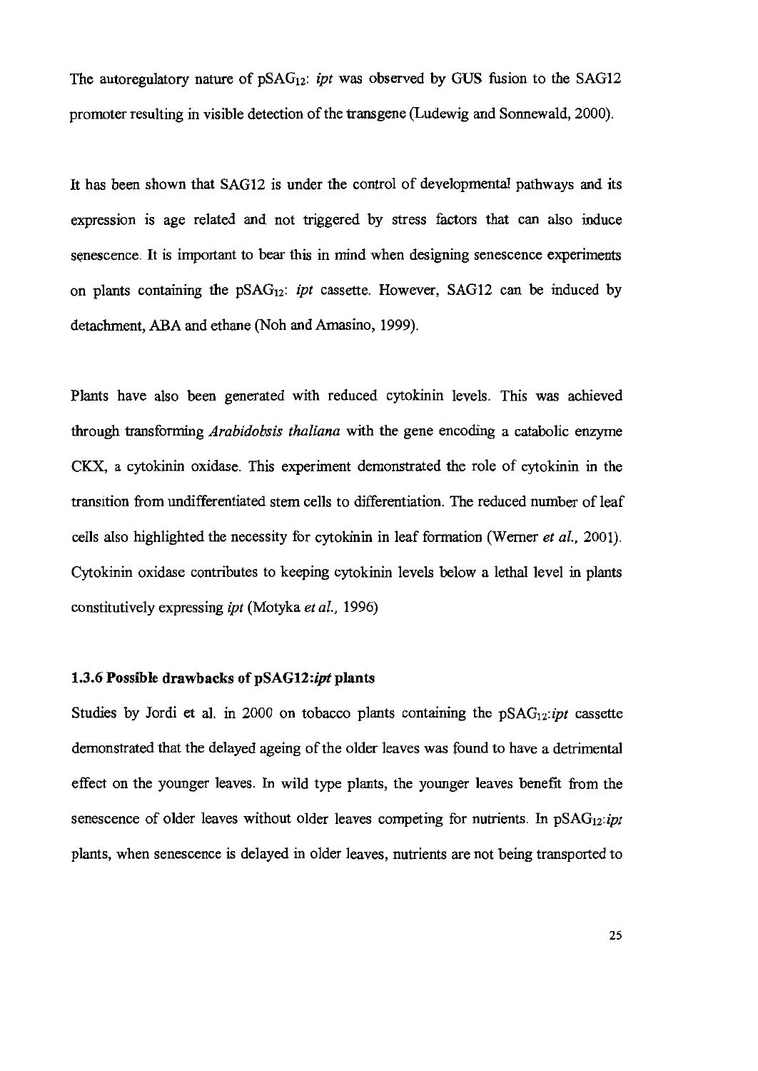The autoregulatory nature of $pSAG_{12}$: *ipt* was observed by GUS fusion to the SAG12 promoter resulting in visible detection of the transgene (Ludewig and Sonnewald, 2000).

It has been shown that SAG12 is under the control of developmental pathways and its expression is age related and not triggered by stress factors that can also induce senescence. It is important to bear this in mind when designing senescence experiments on plants containing the $pSAG_{12}$: *ipt* cassette. However, SAG12 can be induced by detachment, ABA and ethane (Noh and Amasino, 1999).

Plants have also been generated with reduced cytokinin levels. This was achieved through transforming *Arabidobsis thaliana* with the gene encoding a catabolic enzyme CKX, a cytokinin oxidase. This experiment demonstrated the role of cytokinin in the transition from undifferentiated stem cells to differentiation. The reduced number of leaf cells also highlighted the necessity for cytokinin in leaf formation (Werner *et al.*, 2001). Cytokinin oxidase contributes to keeping cytokinin levels below a lethal level in plants constitutively expressing *ipt* (Motyka *et al.*, 1996)

### 1.3.6 Possible drawbacks of pSAG12:*ipt* plants

Studies by Jordi et al. in 2000 on tobacco plants containing the $pSAG_{12}$:*ipt* cassette demonstrated that the delayed ageing of the older leaves was found to have a detrimental effect on the younger leaves. In wild type plants, the younger leaves benefit from the senescence of older leaves without older leaves competing for nutrients. In $pSAG_{12}$:*ipt* plants, when senescence is delayed in older leaves, nutrients are not being transported to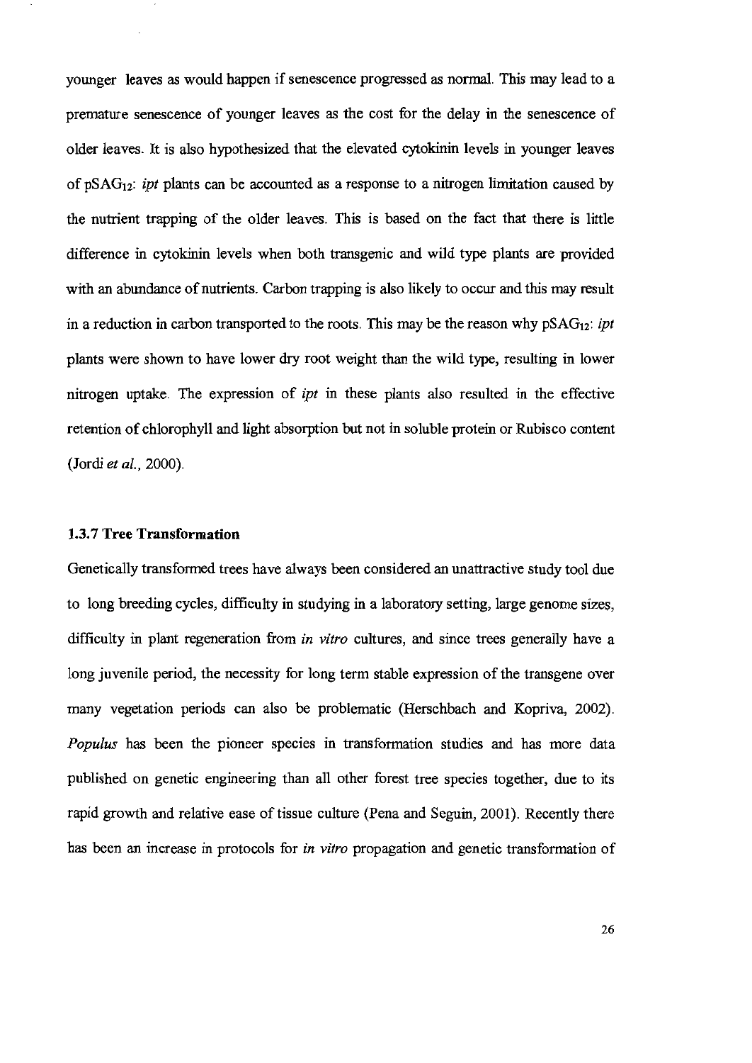younger leaves as would happen if senescence progressed as normal. This may lead to a premature senescence of younger leaves as the cost for the delay in the senescence of older leaves. It is also hypothesized that the elevated cytokinin levels in younger leaves of $pSAG_{12}$: *ipt* plants can be accounted as a response to a nitrogen limitation caused by the nutrient trapping of the older leaves. This is based on the fact that there is little difference in cytokinin levels when both transgenic and wild type plants are provided with an abundance of nutrients. Carbon trapping is also likely to occur and this may result in a reduction in carbon transported to the roots. This may be the reason why $pSAG_{12}$: *ipt* plants were shown to have lower dry root weight than the wild type, resulting in lower nitrogen uptake. The expression of *ipt* in these plants also resulted in the effective retention of chlorophyll and light absorption but not in soluble protein or Rubisco content (Jordi *et al.*, 2000).

### 1.3.7 Tree Transformation

Genetically transformed trees have always been considered an unattractive study tool due to long breeding cycles, difficulty in studying in a laboratory setting, large genome sizes, difficulty in plant regeneration from *in vitro* cultures, and since trees generally have a long juvenile period, the necessity for long term stable expression of the transgene over many vegetation periods can also be problematic (Herschbach and Kopriva, 2002). *Populus* has been the pioneer species in transformation studies and has more data published on genetic engineering than all other forest tree species together, due to its rapid growth and relative ease of tissue culture (Pena and Seguin, 2001). Recently there has been an increase in protocols for *in vitro* propagation and genetic transformation of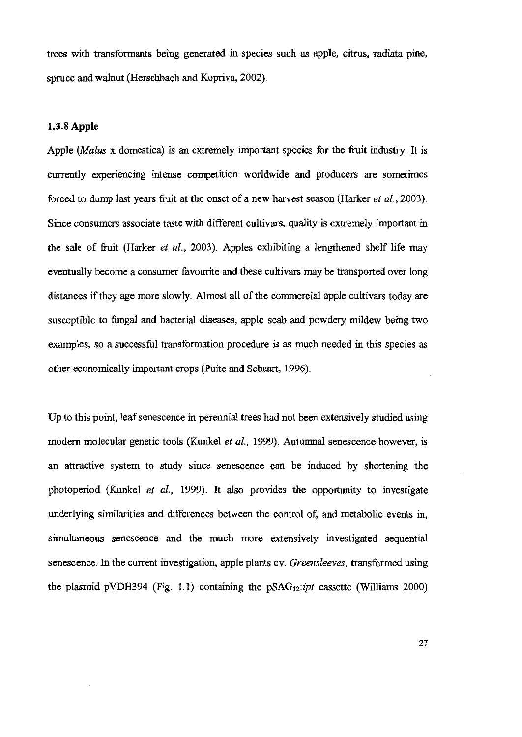trees with transformants being generated in species such as apple, citrus, radiata pine, spruce and walnut (Herschbach and Kopriva, 2002).

### 1.3.8 Apple

Apple (*Malus* x domestica) is an extremely important species for the fruit industry. It is currently experiencing intense competition worldwide and producers are sometimes forced to dump last years fruit at the onset of a new harvest season (Harker *et al.*, 2003). Since consumers associate taste with different cultivars, quality is extremely important in the sale of fruit (Harker *et al.*, 2003). Apples exhibiting a lengthened shelf life may eventually become a consumer favourite and these cultivars may be transported over long distances if they age more slowly. Almost all of the commercial apple cultivars today are susceptible to fungal and bacterial diseases, apple scab and powdery mildew being two examples, so a successful transformation procedure is as much needed in this species as other economically important crops (Puite and Schaart, 1996).

Up to this point, leaf senescence in perennial trees had not been extensively studied using modern molecular genetic tools (Kunkel *et al.*, 1999). Autumnal senescence however, is an attractive system to study since senescence can be induced by shortening the photoperiod (Kunkel *et al.*, 1999). It also provides the opportunity to investigate underlying similarities and differences between the control of, and metabolic events in, simultaneous senescence and the much more extensively investigated sequential senescence. In the current investigation, apple plants cv. *Greensleeves*, transformed using the plasmid pVDH394 (Fig. 1.1) containing the $pSAG_{12}$:*ipt* cassette (Williams 2000)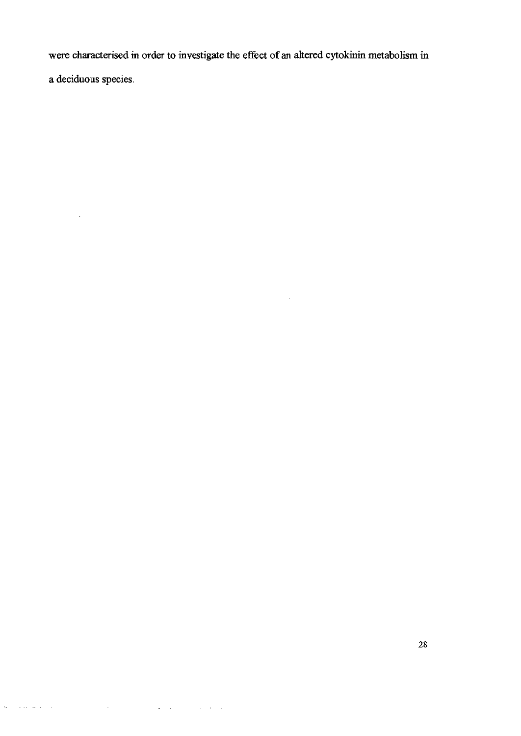were characterised in order to investigate the effect of an altered cytokinin metabolism in a deciduous species.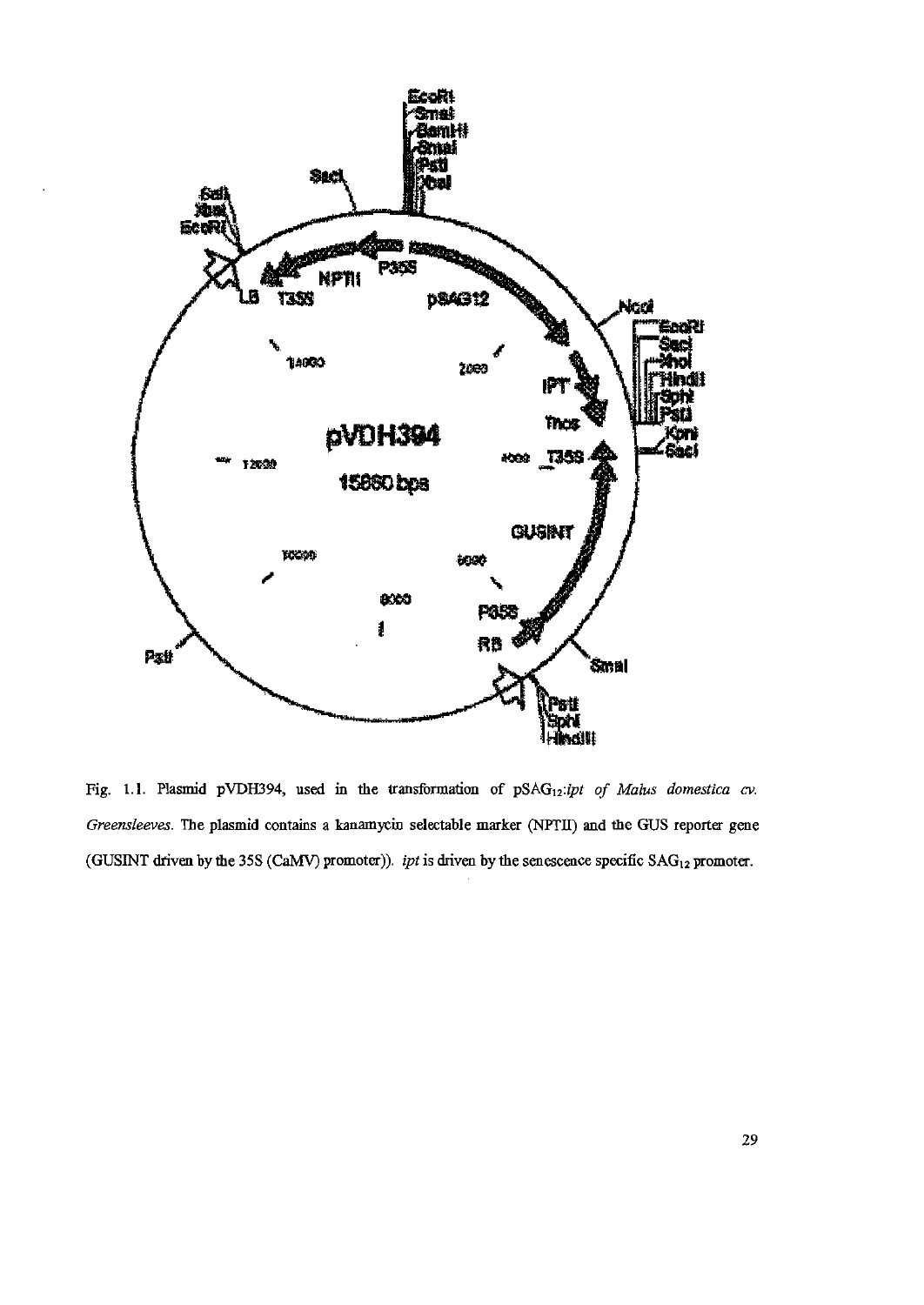Fig. 1.1. Plasmid pVDH394, used in the transformation of $pSAG_{12}$:*ipt* of *Malus domestica cv. Greensleeves*. The plasmid contains a kanamycin selectable marker (NPTII) and the GUS reporter gene (GUSINT driven by the 35S (CaMV) promoter)). *ipt* is driven by the senescence specific $SAG_{12}$ promoter.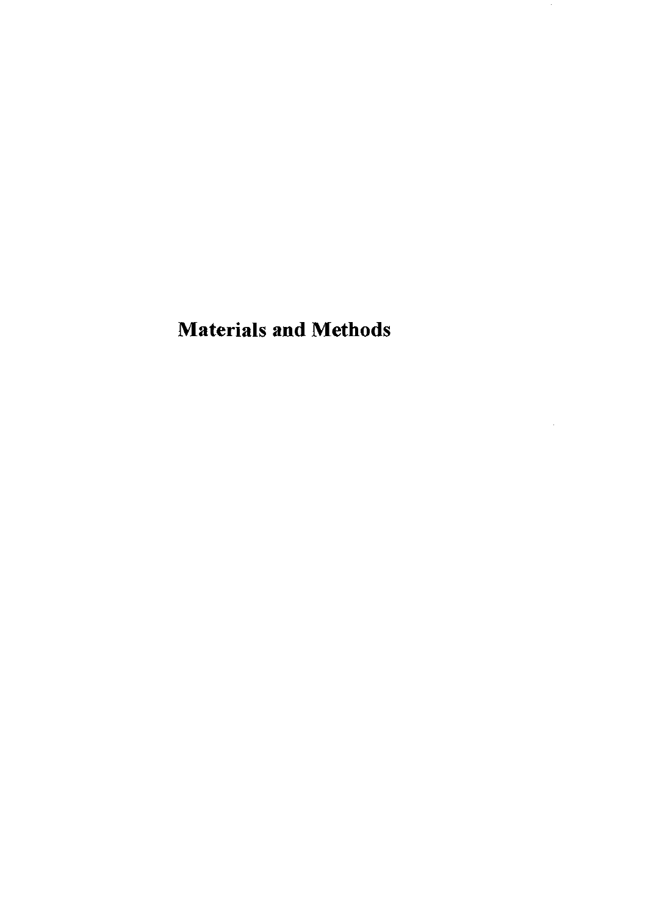# Materials and Methods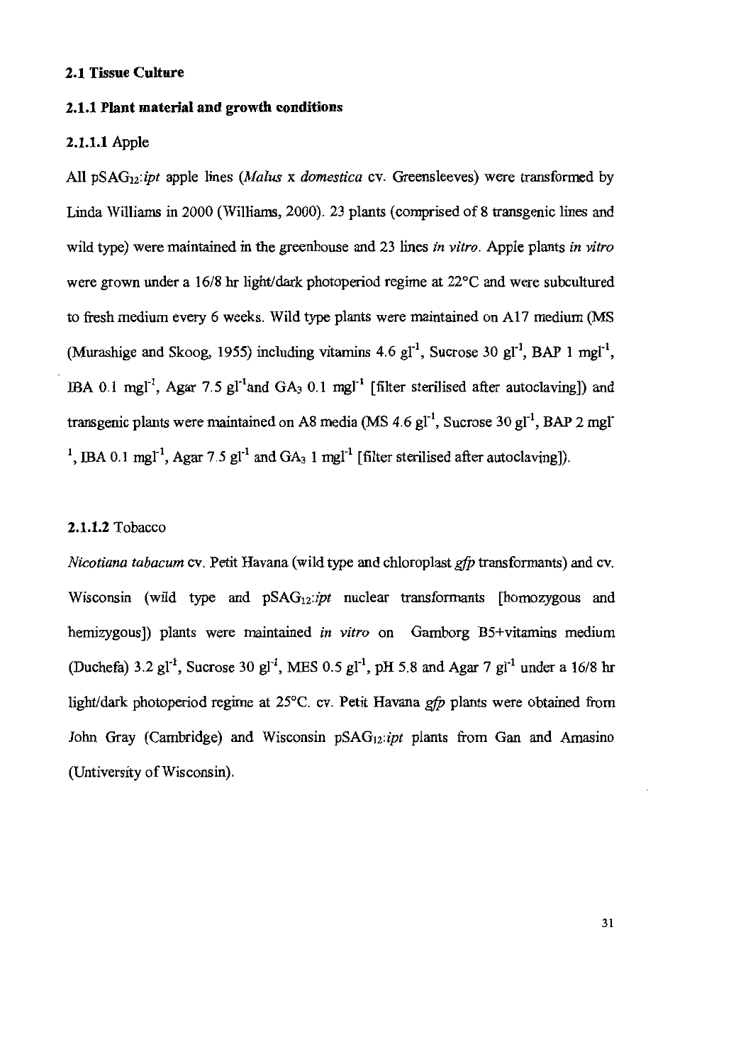## 2.1 Tissue Culture

### 2.1.1 Plant material and growth conditions

#### 2.1.1.1 Apple

All pSAG$_{12}$:*ipt* apple lines (*Malus* x *domestica* cv. Greensleeves) were transformed by Linda Williams in 2000 (Williams, 2000). 23 plants (comprised of 8 transgenic lines and wild type) were maintained in the greenhouse and 23 lines *in vitro*. Apple plants *in vitro* were grown under a 16/8 hr light/dark photoperiod regime at 22°C and were subcultured to fresh medium every 6 weeks. Wild type plants were maintained on A17 medium (MS (Murashige and Skoog, 1955) including vitamins 4.6 gl$^{-1}$, Sucrose 30 gl$^{-1}$, BAP 1 mgl$^{-1}$, IBA 0.1 mgl$^{-1}$, Agar 7.5 gl$^{-1}$and GA$_3$ 0.1 mgl$^{-1}$ [filter sterilised after autoclaving]) and transgenic plants were maintained on A8 media (MS 4.6 gl$^{-1}$, Sucrose 30 gl$^{-1}$, BAP 2 mgl$^{-1}$, IBA 0.1 mgl$^{-1}$, Agar 7.5 gl$^{-1}$ and GA$_3$ 1 mgl$^{-1}$ [filter sterilised after autoclaving]).

#### 2.1.1.2 Tobacco

*Nicotiana tabacum* cv. Petit Havana (wild type and chloroplast *gfp* transformants) and cv. Wisconsin (wild type and pSAG$_{12}$:*ipt* nuclear transformants [homozygous and hemizygous]) plants were maintained *in vitro* on Gamborg B5+vitamins medium (Duchefa) 3.2 gl$^{-1}$, Sucrose 30 gl$^{-1}$, MES 0.5 gl$^{-1}$, pH 5.8 and Agar 7 gl$^{-1}$ under a 16/8 hr light/dark photoperiod regime at 25°C. cv. Petit Havana *gfp* plants were obtained from John Gray (Cambridge) and Wisconsin pSAG$_{12}$:*ipt* plants from Gan and Amasino (Untiversity of Wisconsin).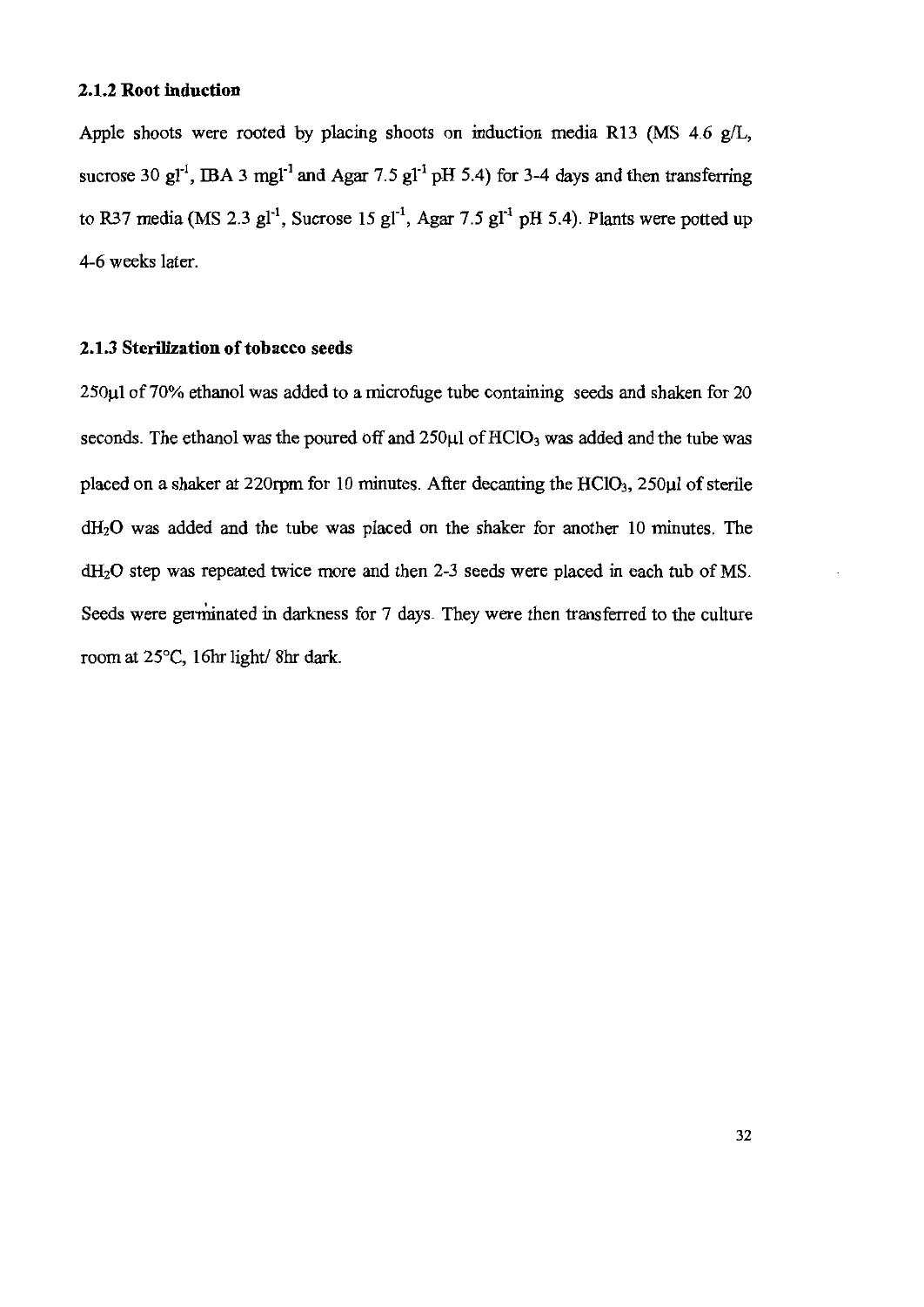### 2.1.2 Root induction

Apple shoots were rooted by placing shoots on induction media R13 (MS 4.6 g/L, sucrose 30 $gl^{-1}$, IBA 3 $mgl^{-1}$ and Agar 7.5 $gl^{-1}$ pH 5.4) for 3-4 days and then transferring to R37 media (MS 2.3 $gl^{-1}$, Sucrose 15 $gl^{-1}$, Agar 7.5 $gl^{-1}$ pH 5.4). Plants were potted up 4-6 weeks later.

### 2.1.3 Sterilization of tobacco seeds

250µl of 70% ethanol was added to a microfuge tube containing seeds and shaken for 20 seconds. The ethanol was the poured off and 250µl of $HClO_3$ was added and the tube was placed on a shaker at 220rpm for 10 minutes. After decanting the $HClO_3$, 250µl of sterile $dH_2O$ was added and the tube was placed on the shaker for another 10 minutes. The $dH_2O$ step was repeated twice more and then 2-3 seeds were placed in each tub of MS. Seeds were germinated in darkness for 7 days. They were then transferred to the culture room at 25°C, 16hr light/ 8hr dark.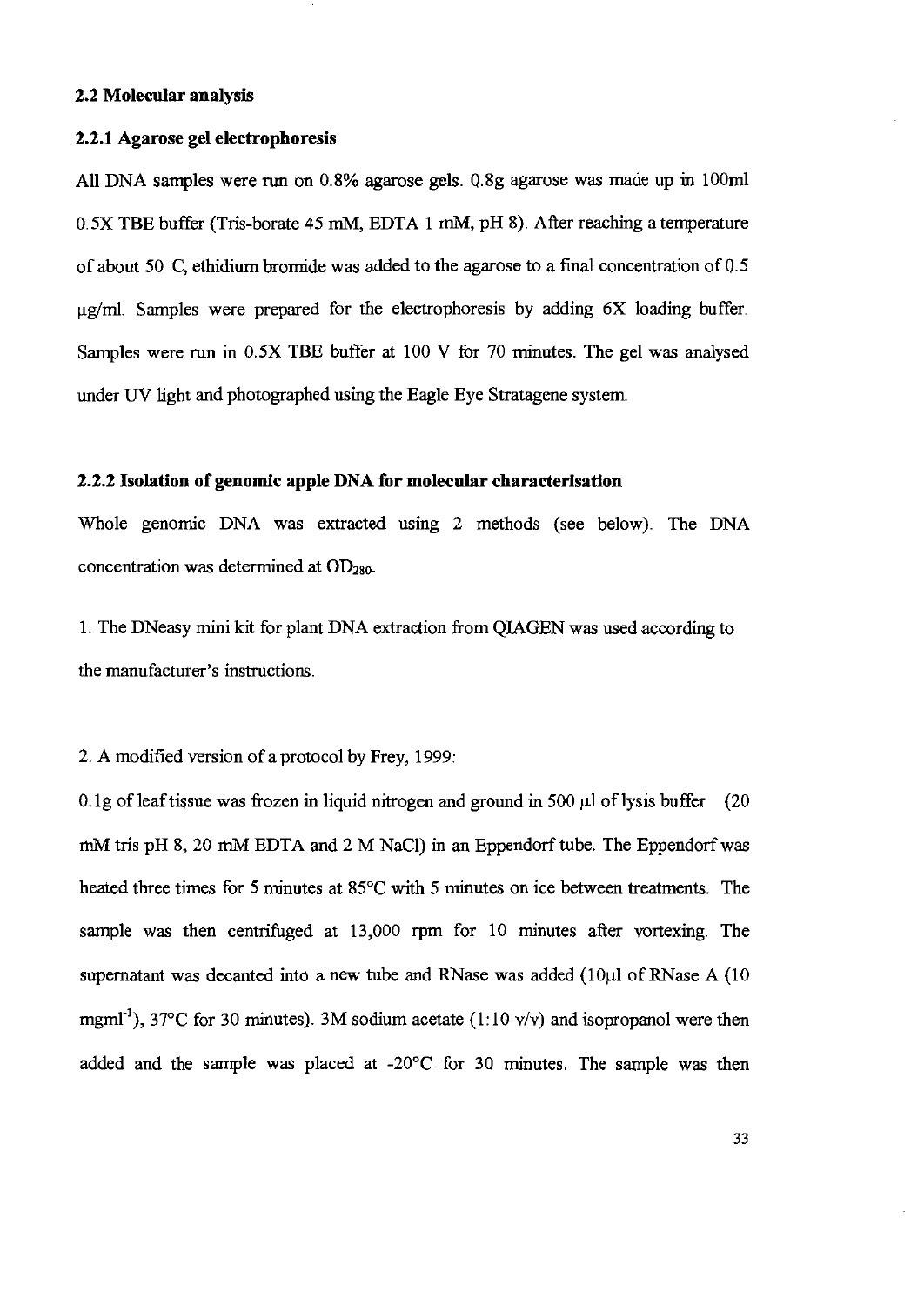### 2.2 Molecular analysis

#### 2.2.1 Agarose gel electrophoresis

All DNA samples were run on 0.8% agarose gels. 0.8g agarose was made up in 100ml 0.5X TBE buffer (Tris-borate 45 mM, EDTA 1 mM, pH 8). After reaching a temperature of about 50 C, ethidium bromide was added to the agarose to a final concentration of 0.5 μg/ml. Samples were prepared for the electrophoresis by adding 6X loading buffer. Samples were run in 0.5X TBE buffer at 100 V for 70 minutes. The gel was analysed under UV light and photographed using the Eagle Eye Stratagene system.

#### 2.2.2 Isolation of genomic apple DNA for molecular characterisation

Whole genomic DNA was extracted using 2 methods (see below). The DNA concentration was determined at $OD_{280}$.

1. The DNeasy mini kit for plant DNA extraction from QIAGEN was used according to the manufacturer's instructions.

2. A modified version of a protocol by Frey, 1999:

0.1g of leaf tissue was frozen in liquid nitrogen and ground in 500 μl of lysis buffer (20 mM tris pH 8, 20 mM EDTA and 2 M NaCl) in an Eppendorf tube. The Eppendorf was heated three times for 5 minutes at 85°C with 5 minutes on ice between treatments. The sample was then centrifuged at 13,000 rpm for 10 minutes after vortexing. The supernatant was decanted into a new tube and RNase was added (10μl of RNase A (10 $mgml^{-1}$), 37°C for 30 minutes). 3M sodium acetate (1:10 v/v) and isopropanol were then added and the sample was placed at -20°C for 30 minutes. The sample was then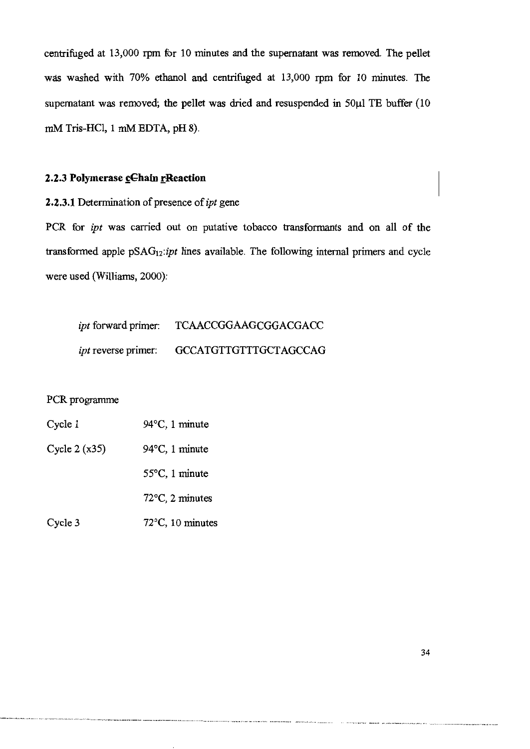centrifuged at 13,000 rpm for 10 minutes and the supernatant was removed. The pellet was washed with 70% ethanol and centrifuged at 13,000 rpm for 10 minutes. The supernatant was removed; the pellet was dried and resuspended in 50µl TE buffer (10 mM Tris-HCl, 1 mM EDTA, pH 8).

### 2.2.3 Polymerase cChain rReaction

2.2.3.1 Determination of presence of *ipt* gene

PCR for *ipt* was carried out on putative tobacco transformants and on all of the transformed apple $pSAG_{12}$:*ipt* lines available. The following internal primers and cycle were used (Williams, 2000):

*ipt* forward primer: TCAACCGGAAGCGGACGACC

*ipt* reverse primer: GCCATGTTGTTTGCTAGCCAG

PCR programme

| | |
|---|---|
| Cycle 1 | 94°C, 1 minute |
| Cycle 2 (x35) | 94°C, 1 minute |
| | 55°C, 1 minute |
| | 72°C, 2 minutes |
| Cycle 3 | 72°C, 10 minutes |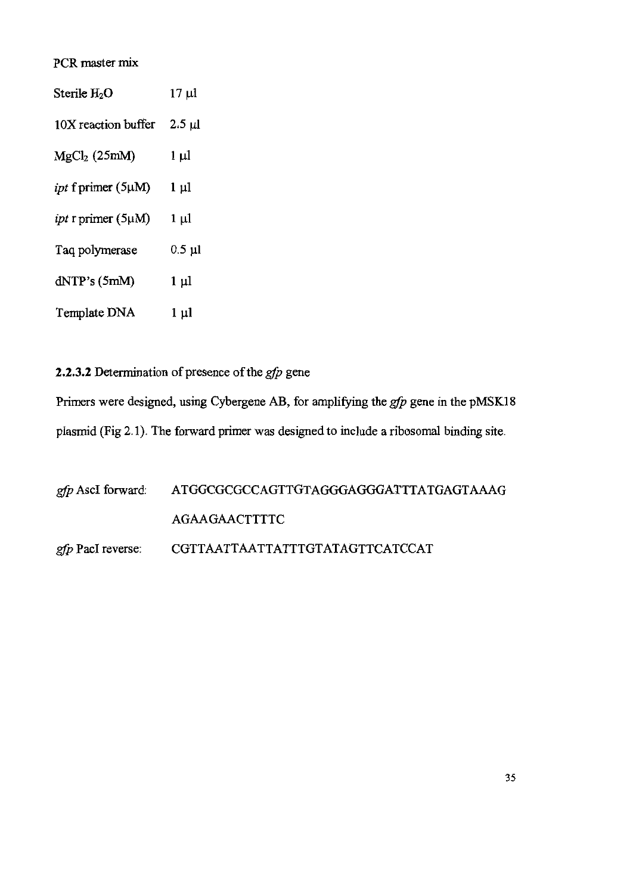PCR master mix

| | |
|---|---|
| Sterile $H_2O$ | 17 µl |
| 10X reaction buffer | 2.5 µl |
| $MgCl_2$ (25mM) | 1 µl |
| *ipt* f primer (5µM) | 1 µl |
| *ipt* r primer (5µM) | 1 µl |
| Taq polymerase | 0.5 µl |
| dNTP's (5mM) | 1 µl |
| Template DNA | 1 µl |

**2.2.3.2** Determination of presence of the *gfp* gene

Primers were designed, using Cybergene AB, for amplifying the *gfp* gene in the pMSK18 plasmid (Fig 2.1). The forward primer was designed to include a ribosomal binding site.

*gfp* AscI forward: ATGGCGCGCCAGTTGTAGGGAGGGATTTATGAGTAAAG AGAAGAACTTTTC

*gfp* PacI reverse: CGTTAATTAATTATTTGTATAGTTCATCCAT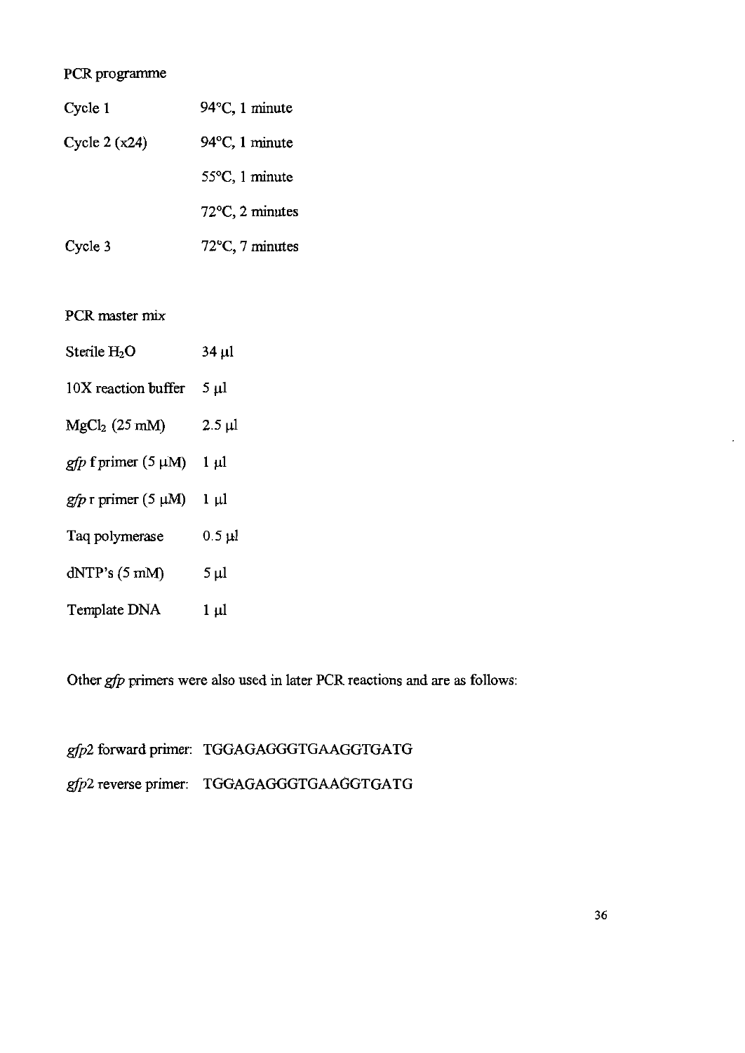PCR programme

| | |
|---|---|
| Cycle 1 | 94°C, 1 minute |
| Cycle 2 (x24) | 94°C, 1 minute |
| | 55°C, 1 minute |
| | 72°C, 2 minutes |
| Cycle 3 | 72°C, 7 minutes |

PCR master mix

| | |
|---|---|
| Sterile $H_2O$ | 34 μl |
| 10X reaction buffer | 5 μl |
| $MgCl_2$ (25 mM) | 2.5 μl |
| *gfp* f primer (5 μM) | 1 μl |
| *gfp* r primer (5 μM) | 1 μl |
| Taq polymerase | 0.5 μl |
| dNTP's (5 mM) | 5 μl |
| Template DNA | 1 μl |

Other *gfp* primers were also used in later PCR reactions and are as follows:

*gfp*2 forward primer: TGGAGAGGGTGAAGGTGATG

*gfp*2 reverse primer: TGGAGAGGGTGAAGGTGATG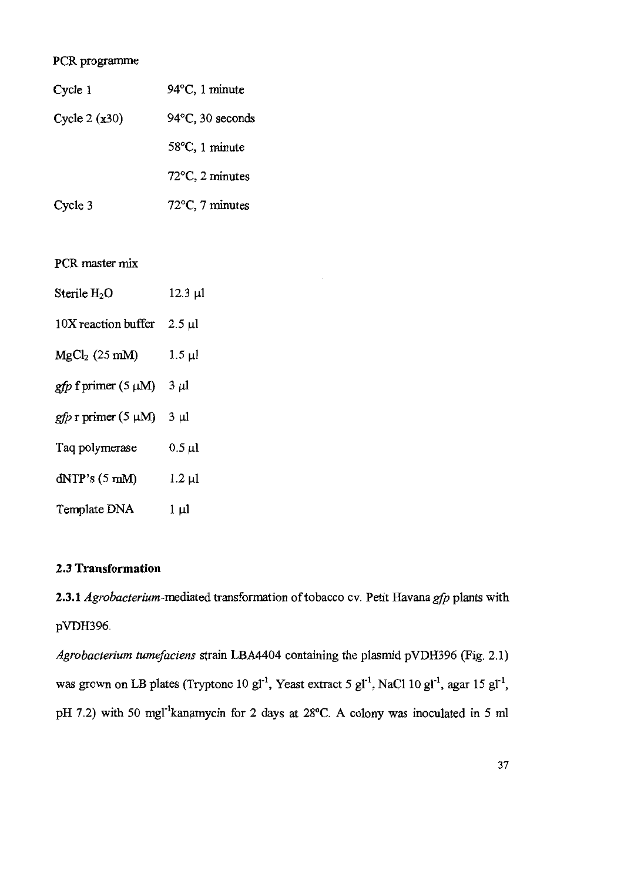PCR programme

| | |
|---|---|
| Cycle 1 | 94°C, 1 minute |
| Cycle 2 (x30) | 94°C, 30 seconds |
| | 58°C, 1 minute |
| | 72°C, 2 minutes |
| Cycle 3 | 72°C, 7 minutes |

PCR master mix

| | |
|---|---|
| Sterile $H_2O$ | 12.3 μl |
| 10X reaction buffer | 2.5 μl |
| $MgCl_2$ (25 mM) | 1.5 μl |
| *gfp* f primer (5 μM) | 3 μl |
| *gfp* r primer (5 μM) | 3 μl |
| Taq polymerase | 0.5 μl |
| dNTP's (5 mM) | 1.2 μl |
| Template DNA | 1 μl |

## 2.3 Transformation

**2.3.1** *Agrobacterium*-mediated transformation of tobacco cv. Petit Havana *gfp* plants with pVDH396.

*Agrobacterium tumefaciens* strain LBA4404 containing the plasmid pVDH396 (Fig. 2.1) was grown on LB plates (Tryptone 10 $gl^{-1}$, Yeast extract 5 $gl^{-1}$, NaCl 10 $gl^{-1}$, agar 15 $gl^{-1}$, pH 7.2) with 50 $mgl^{-1}$kanamycin for 2 days at 28°C. A colony was inoculated in 5 ml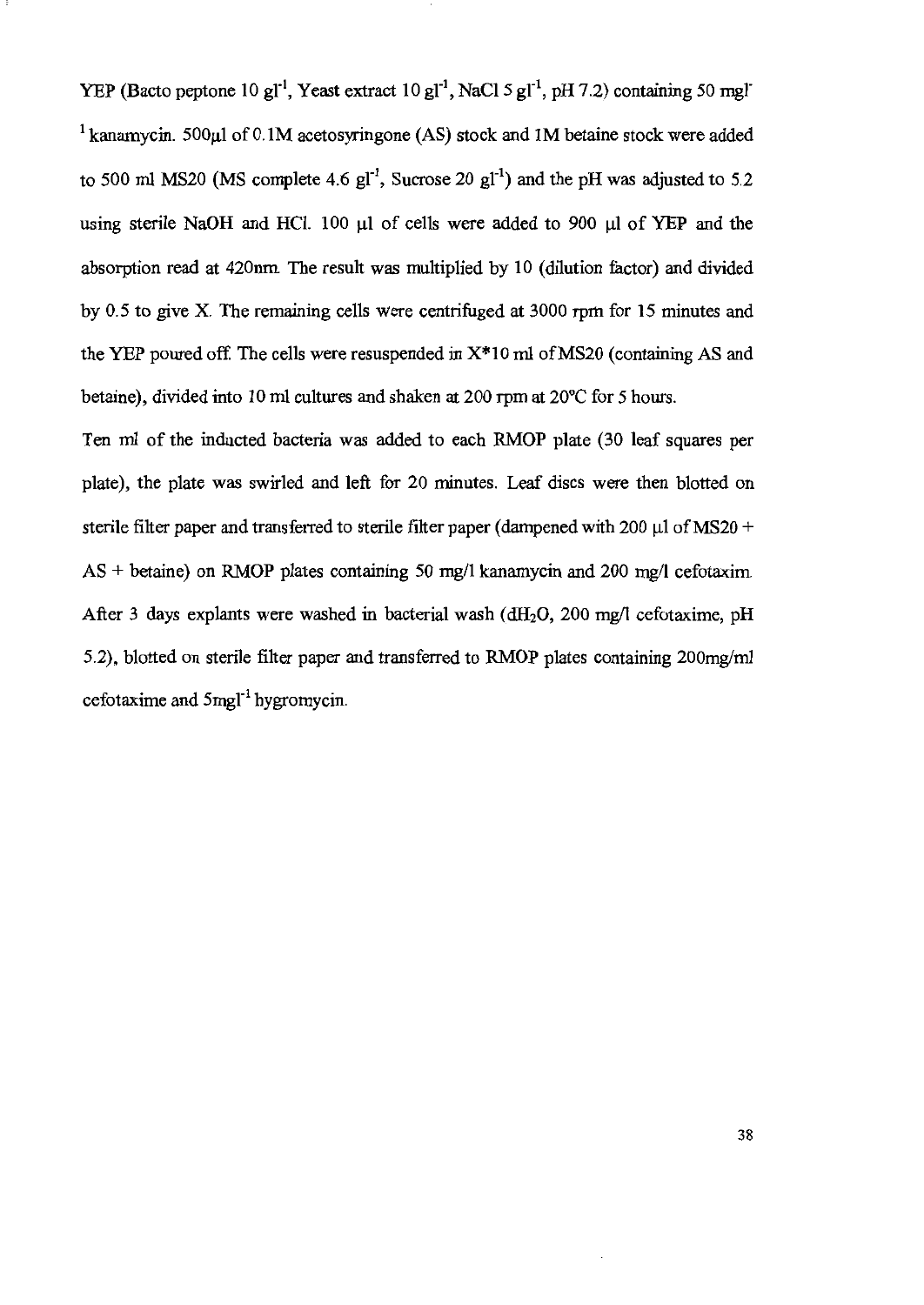YEP (Bacto peptone 10 $gl^{-1}$, Yeast extract 10 $gl^{-1}$, NaCl 5 $gl^{-1}$, pH 7.2) containing 50 $mgl^{-1}$ kanamycin. 500μl of 0.1M acetosyringone (AS) stock and 1M betaine stock were added to 500 ml MS20 (MS complete 4.6 $gl^{-1}$, Sucrose 20 $gl^{-1}$) and the pH was adjusted to 5.2 using sterile NaOH and HCl. 100 μl of cells were added to 900 μl of YEP and the absorption read at 420nm. The result was multiplied by 10 (dilution factor) and divided by 0.5 to give X. The remaining cells were centrifuged at 3000 rpm for 15 minutes and the YEP poured off. The cells were resuspended in X*10 ml of MS20 (containing AS and betaine), divided into 10 ml cultures and shaken at 200 rpm at 20°C for 5 hours.

Ten ml of the inducted bacteria was added to each RMOP plate (30 leaf squares per plate), the plate was swirled and left for 20 minutes. Leaf discs were then blotted on sterile filter paper and transferred to sterile filter paper (dampened with 200 μl of MS20 + AS + betaine) on RMOP plates containing 50 mg/l kanamycin and 200 mg/l cefotaxim. After 3 days explants were washed in bacterial wash ($dH_2O$, 200 mg/l cefotaxime, pH 5.2), blotted on sterile filter paper and transferred to RMOP plates containing 200mg/ml cefotaxime and 5$mgl^{-1}$ hygromycin.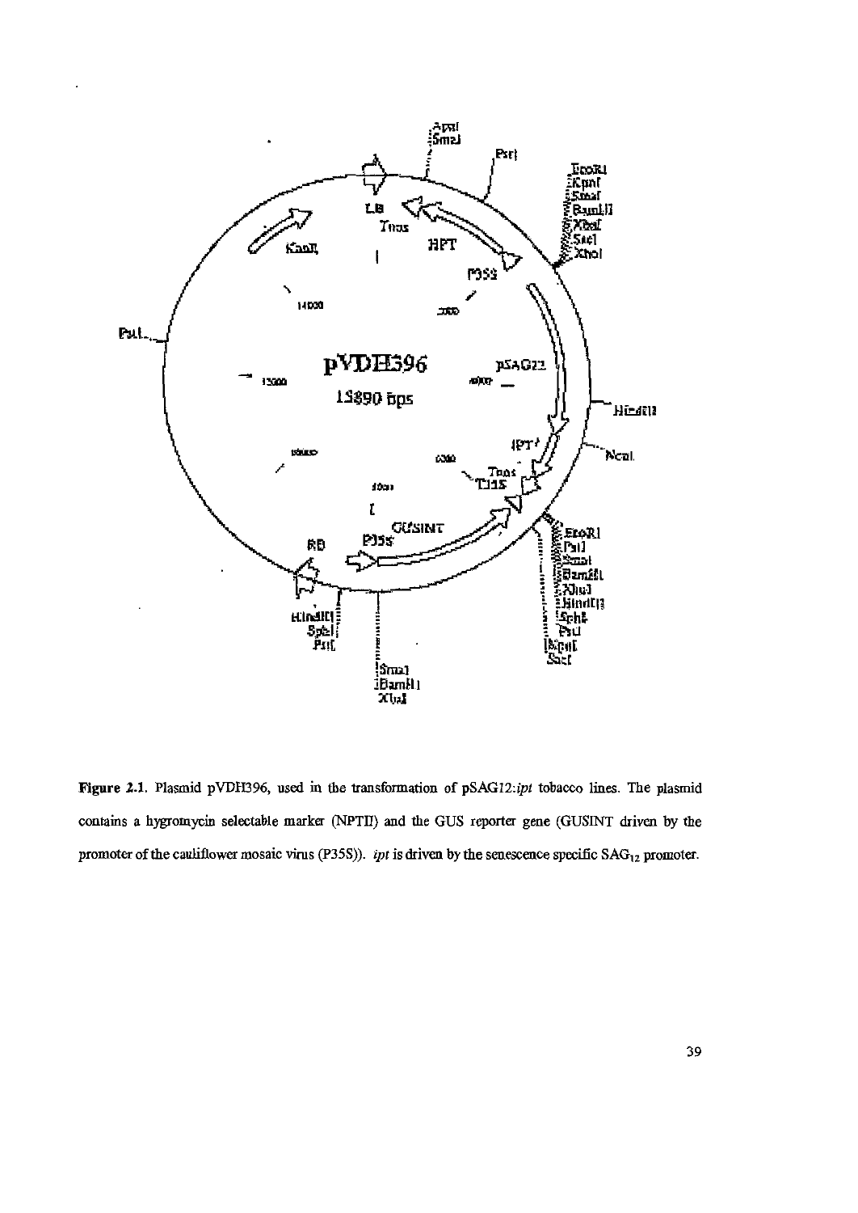**Figure 2.1.** Plasmid pVDH396, used in the transformation of pSAG12:*ipt* tobacco lines. The plasmid contains a hygromycin selectable marker (NPTII) and the GUS reporter gene (GUSINT driven by the promoter of the cauliflower mosaic virus (P35S)). *ipt* is driven by the senescence specific $SAG_{12}$ promoter.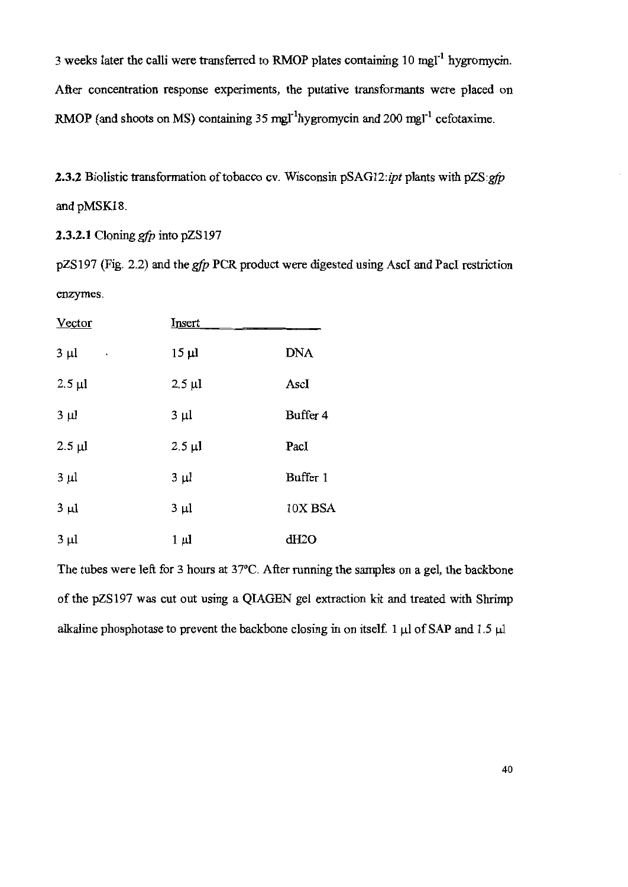3 weeks later the calli were transferred to RMOP plates containing 10 $mgl^{-1}$ hygromycin. After concentration response experiments, the putative transformants were placed on RMOP (and shoots on MS) containing 35 $mgl^{-1}$hygromycin and 200 $mgl^{-1}$ cefotaxime.

**2.3.2** Biolistic transformation of tobacco cv. Wisconsin pSAG12:*ipt* plants with pZS:*gfp* and pMSK18.

**2.3.2.1** Cloning *gfp* into pZS197

pZS197 (Fig. 2.2) and the *gfp* PCR product were digested using AscI and PacI restriction enzymes.

| Vector | Insert | |
|---|---|---|
| 3 µl | 15 µl | DNA |
| 2.5 µl | 2.5 µl | AscI |
| 3 µl | 3 µl | Buffer 4 |
| 2.5 µl | 2.5 µl | PacI |
| 3 µl | 3 µl | Buffer 1 |
| 3 µl | 3 µl | 10X BSA |
| 3 µl | 1 µl | dH2O |

The tubes were left for 3 hours at 37°C. After running the samples on a gel, the backbone of the pZS197 was cut out using a QIAGEN gel extraction kit and treated with Shrimp alkaline phosphotase to prevent the backbone closing in on itself. 1 µl of SAP and 1.5 µl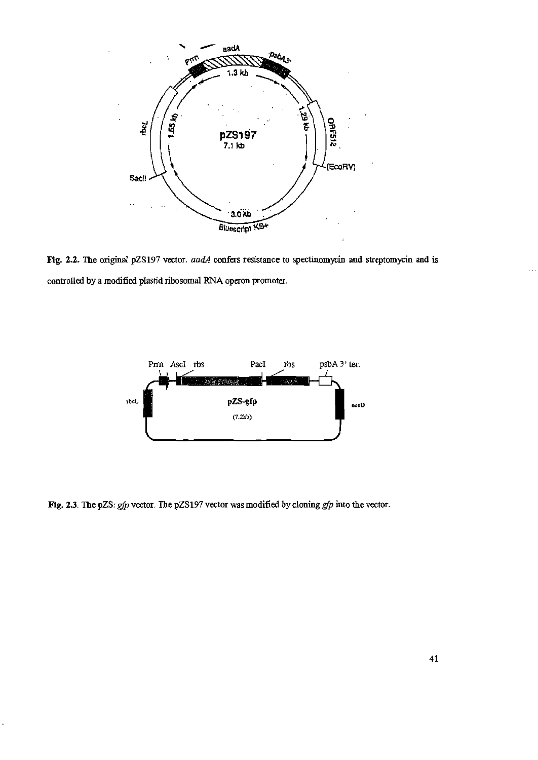**Fig. 2.2.** The original pZS197 vector. *aadA* confers resistance to spectinomycin and streptomycin and is controlled by a modified plastid ribosomal RNA operon promoter.

**Fig. 2.3.** The pZS: *gfp* vector. The pZS197 vector was modified by cloning *gfp* into the vector.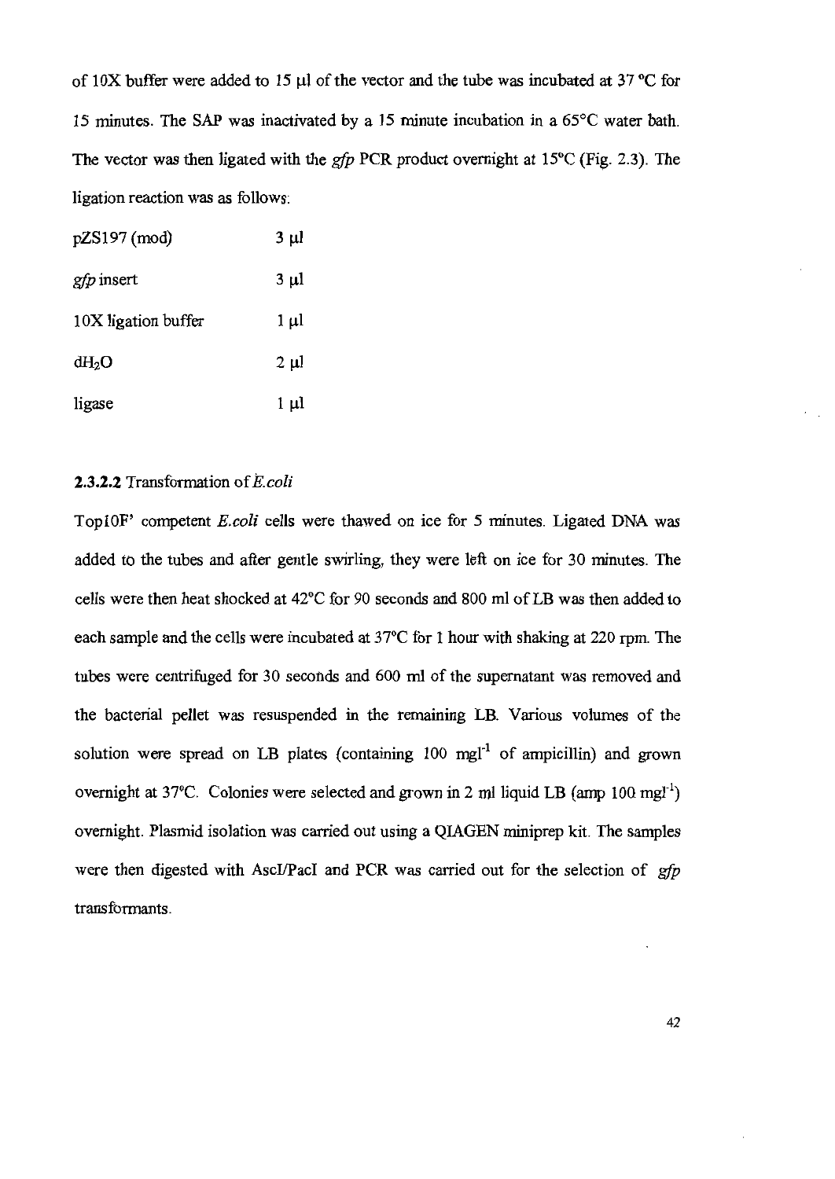of 10X buffer were added to 15 μl of the vector and the tube was incubated at 37 °C for 15 minutes. The SAP was inactivated by a 15 minute incubation in a 65°C water bath. The vector was then ligated with the *gfp* PCR product overnight at 15°C (Fig. 2.3). The ligation reaction was as follows:

| | |
|---|---|
| pZS197 (mod) | 3 μl |
| *gfp* insert | 3 μl |
| 10X ligation buffer | 1 μl |
| $dH_2O$ | 2 μl |
| ligase | 1 μl |

**2.3.2.2** Transformation of *E.coli*

Top10F' competent *E.coli* cells were thawed on ice for 5 minutes. Ligated DNA was added to the tubes and after gentle swirling, they were left on ice for 30 minutes. The cells were then heat shocked at 42°C for 90 seconds and 800 ml of LB was then added to each sample and the cells were incubated at 37°C for 1 hour with shaking at 220 rpm. The tubes were centrifuged for 30 seconds and 600 ml of the supernatant was removed and the bacterial pellet was resuspended in the remaining LB. Various volumes of the solution were spread on LB plates (containing 100 $mgl^{-1}$ of ampicillin) and grown overnight at 37°C. Colonies were selected and grown in 2 ml liquid LB (amp 100 $mgl^{-1}$) overnight. Plasmid isolation was carried out using a QIAGEN miniprep kit. The samples were then digested with AscI/PacI and PCR was carried out for the selection of *gfp* transformants.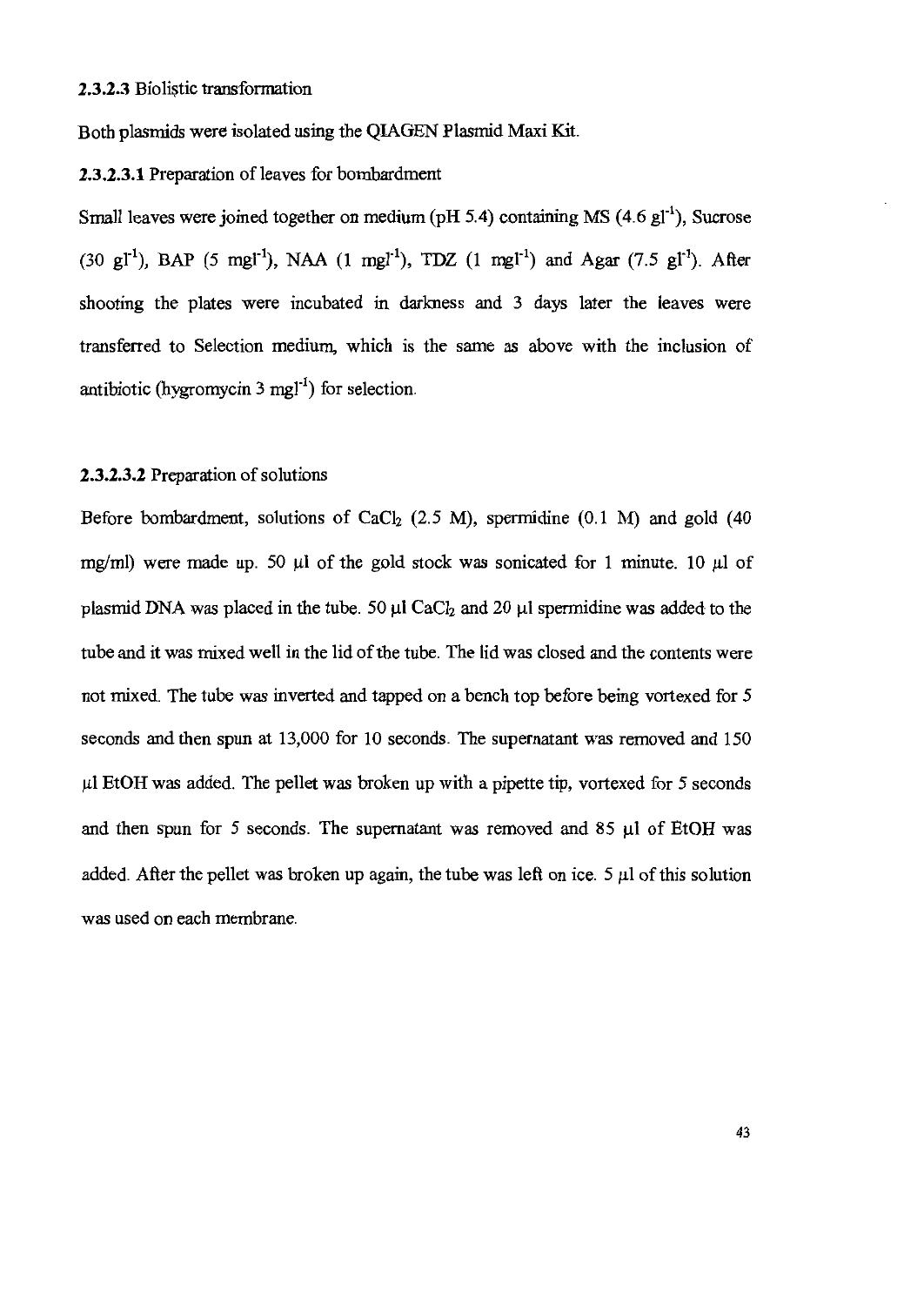**2.3.2.3** Biolistic transformation

Both plasmids were isolated using the QIAGEN Plasmid Maxi Kit.

**2.3.2.3.1** Preparation of leaves for bombardment

Small leaves were joined together on medium (pH 5.4) containing MS (4.6 $gl^{-1}$), Sucrose (30 $gl^{-1}$), BAP (5 $mgl^{-1}$), NAA (1 $mgl^{-1}$), TDZ (1 $mgl^{-1}$) and Agar (7.5 $gl^{-1}$). After shooting the plates were incubated in darkness and 3 days later the leaves were transferred to Selection medium, which is the same as above with the inclusion of antibiotic (hygromycin 3 $mgl^{-1}$) for selection.

**2.3.2.3.2** Preparation of solutions

Before bombardment, solutions of $CaCl_2$ (2.5 M), spermidine (0.1 M) and gold (40 mg/ml) were made up. 50 μl of the gold stock was sonicated for 1 minute. 10 μl of plasmid DNA was placed in the tube. 50 μl $CaCl_2$ and 20 μl spermidine was added to the tube and it was mixed well in the lid of the tube. The lid was closed and the contents were not mixed. The tube was inverted and tapped on a bench top before being vortexed for 5 seconds and then spun at 13,000 for 10 seconds. The supernatant was removed and 150 μl EtOH was added. The pellet was broken up with a pipette tip, vortexed for 5 seconds and then spun for 5 seconds. The supernatant was removed and 85 μl of EtOH was added. After the pellet was broken up again, the tube was left on ice. 5 μl of this solution was used on each membrane.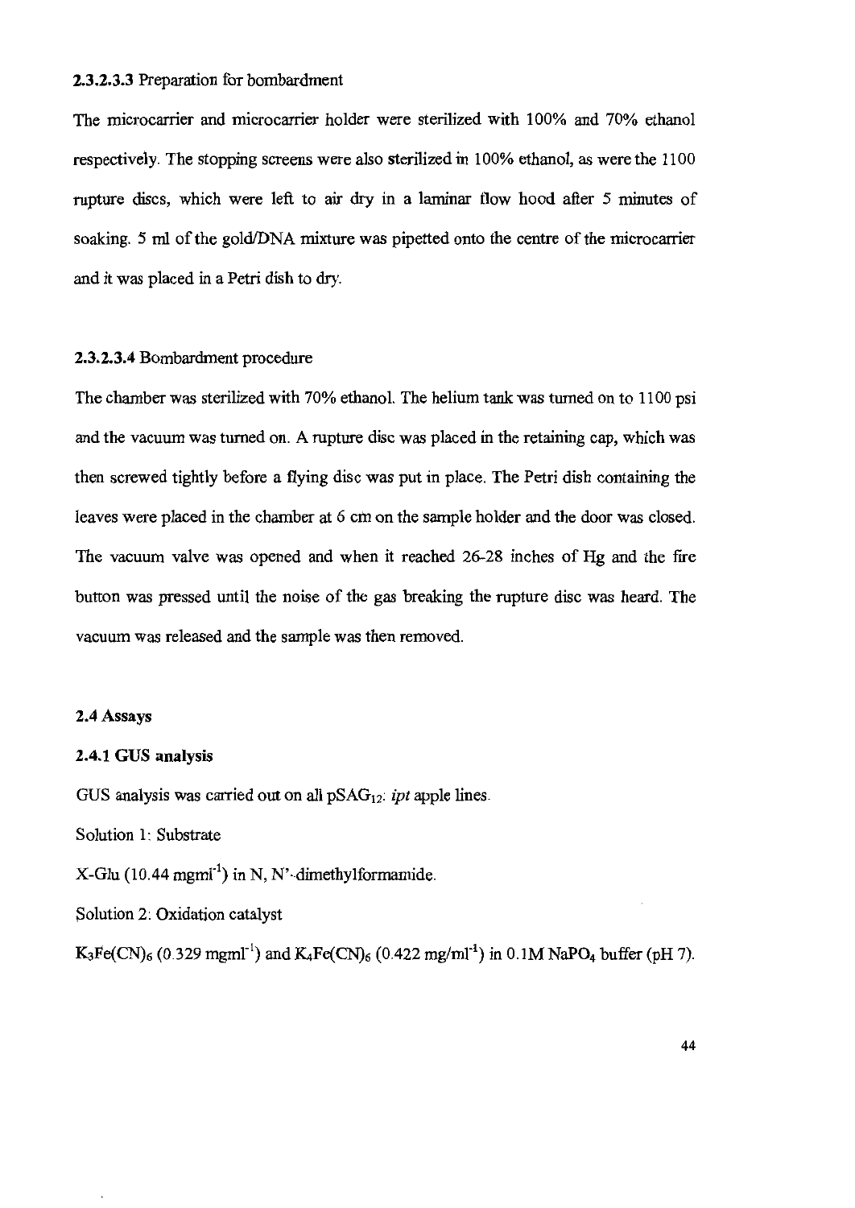#### 2.3.2.3.3 Preparation for bombardment

The microcarrier and microcarrier holder were sterilized with 100% and 70% ethanol respectively. The stopping screens were also sterilized in 100% ethanol, as were the 1100 rupture discs, which were left to air dry in a laminar flow hood after 5 minutes of soaking. 5 ml of the gold/DNA mixture was pipetted onto the centre of the microcarrier and it was placed in a Petri dish to dry.

#### 2.3.2.3.4 Bombardment procedure

The chamber was sterilized with 70% ethanol. The helium tank was turned on to 1100 psi and the vacuum was turned on. A rupture disc was placed in the retaining cap, which was then screwed tightly before a flying disc was put in place. The Petri dish containing the leaves were placed in the chamber at 6 cm on the sample holder and the door was closed. The vacuum valve was opened and when it reached 26-28 inches of Hg and the fire button was pressed until the noise of the gas breaking the rupture disc was heard. The vacuum was released and the sample was then removed.

## 2.4 Assays

### 2.4.1 GUS analysis

GUS analysis was carried out on all $pSAG_{12}$: *ipt* apple lines.

Solution 1: Substrate

X-Glu (10.44 $mgml^{-1}$) in N, N'-dimethylformamide.

Solution 2: Oxidation catalyst

$K_3Fe(CN)_6$ (0.329 $mgml^{-1}$) and $K_4Fe(CN)_6$ (0.422 $mg/ml^{-1}$) in 0.1M $NaPO_4$ buffer (pH 7).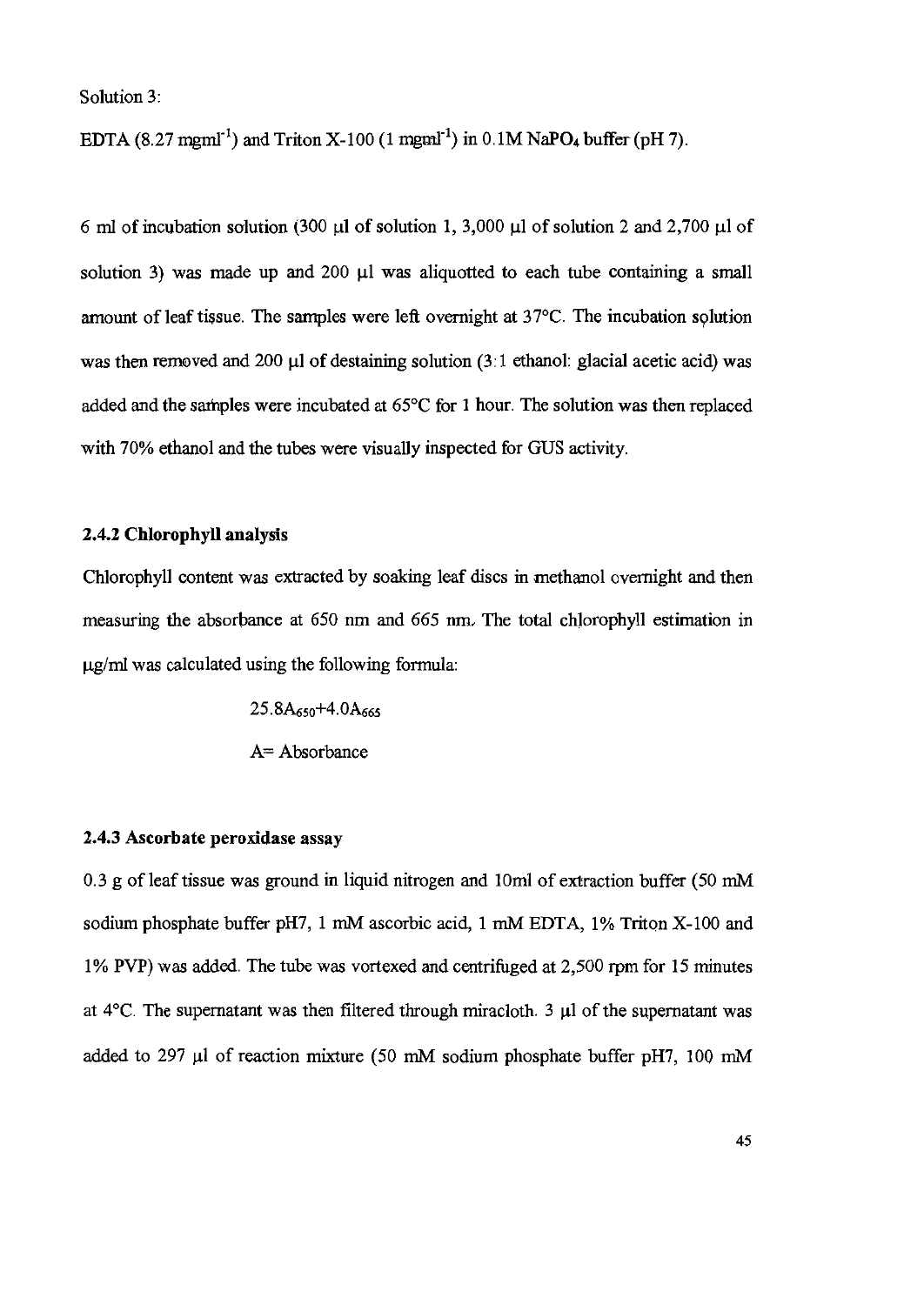Solution 3:

EDTA (8.27 $mgml^{-1}$) and Triton X-100 (1 $mgml^{-1}$) in 0.1M $NaPO_4$ buffer (pH 7).

6 ml of incubation solution (300 μl of solution 1, 3,000 μl of solution 2 and 2,700 μl of solution 3) was made up and 200 μl was aliquotted to each tube containing a small amount of leaf tissue. The samples were left overnight at 37°C. The incubation solution was then removed and 200 μl of destaining solution (3:1 ethanol: glacial acetic acid) was added and the samples were incubated at 65°C for 1 hour. The solution was then replaced with 70% ethanol and the tubes were visually inspected for GUS activity.

### 2.4.2 Chlorophyll analysis

Chlorophyll content was extracted by soaking leaf discs in methanol overnight and then measuring the absorbance at 650 nm and 665 nm. The total chlorophyll estimation in μg/ml was calculated using the following formula:

$$25.8A_{650}+4.0A_{665}$$

A= Absorbance

### 2.4.3 Ascorbate peroxidase assay

0.3 g of leaf tissue was ground in liquid nitrogen and 10ml of extraction buffer (50 mM sodium phosphate buffer pH7, 1 mM ascorbic acid, 1 mM EDTA, 1% Triton X-100 and 1% PVP) was added. The tube was vortexed and centrifuged at 2,500 rpm for 15 minutes at 4°C. The supernatant was then filtered through miracloth. 3 μl of the supernatant was added to 297 μl of reaction mixture (50 mM sodium phosphate buffer pH7, 100 mM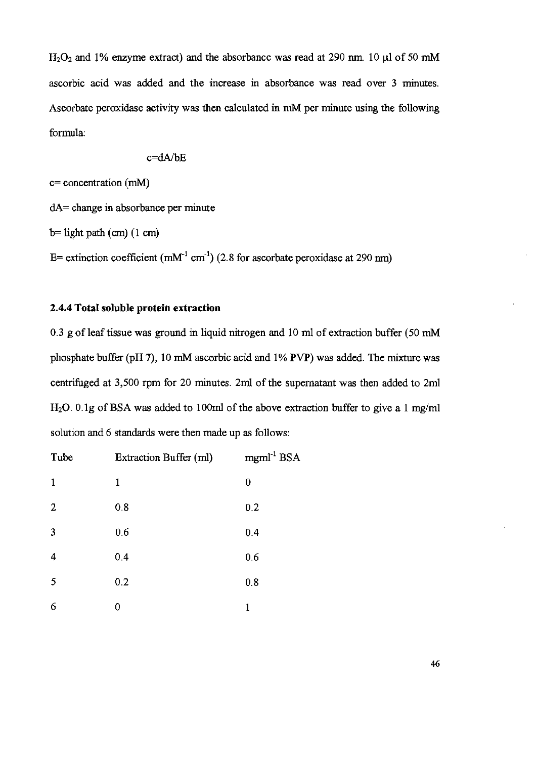$H_2O_2$ and 1% enzyme extract) and the absorbance was read at 290 nm. 10 μl of 50 mM ascorbic acid was added and the increase in absorbance was read over 3 minutes. Ascorbate peroxidase activity was then calculated in mM per minute using the following formula:

$$c = dA/bE$$

c= concentration (mM)

dA= change in absorbance per minute

b= light path (cm) (1 cm)

E= extinction coefficient ($mM^{-1}$ $cm^{-1}$) (2.8 for ascorbate peroxidase at 290 nm)

### 2.4.4 Total soluble protein extraction

0.3 g of leaf tissue was ground in liquid nitrogen and 10 ml of extraction buffer (50 mM phosphate buffer (pH 7), 10 mM ascorbic acid and 1% PVP) was added. The mixture was centrifuged at 3,500 rpm for 20 minutes. 2ml of the supernatant was then added to 2ml $H_2O$. 0.1g of BSA was added to 100ml of the above extraction buffer to give a 1 mg/ml solution and 6 standards were then made up as follows:

| Tube | Extraction Buffer (ml) | $mgml^{-1}$ BSA |
|---|---|---|
| 1 | 1 | 0 |
| 2 | 0.8 | 0.2 |
| 3 | 0.6 | 0.4 |
| 4 | 0.4 | 0.6 |
| 5 | 0.2 | 0.8 |
| 6 | 0 | 1 |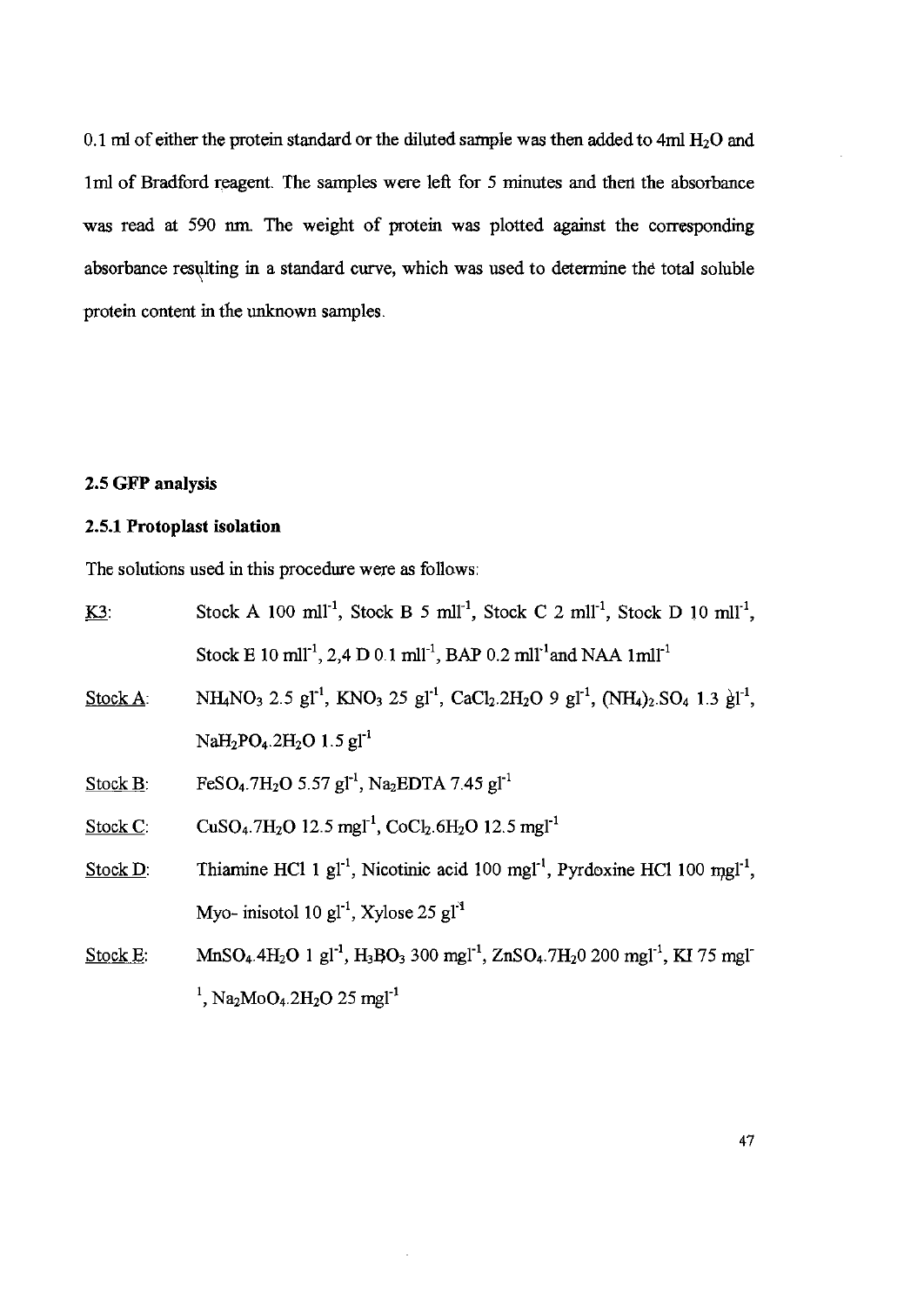0.1 ml of either the protein standard or the diluted sample was then added to 4ml $H_2O$ and 1ml of Bradford reagent. The samples were left for 5 minutes and then the absorbance was read at 590 nm. The weight of protein was plotted against the corresponding absorbance resulting in a standard curve, which was used to determine the total soluble protein content in the unknown samples.

## 2.5 GFP analysis

### 2.5.1 Protoplast isolation

The solutions used in this procedure were as follows:

K3: Stock A 100 $mll^{-1}$, Stock B 5 $mll^{-1}$, Stock C 2 $mll^{-1}$, Stock D 10 $mll^{-1}$, Stock E 10 $mll^{-1}$, 2,4 D 0.1 $mll^{-1}$, BAP 0.2 $mll^{-1}$ and NAA 1$mll^{-1}$

Stock A: $NH_4NO_3$ 2.5 $gl^{-1}$, $KNO_3$ 25 $gl^{-1}$, $CaCl_2.2H_2O$ 9 $gl^{-1}$, $(NH_4)_2.SO_4$ 1.3 $gl^{-1}$, $NaH_2PO_4.2H_2O$ 1.5 $gl^{-1}$

Stock B: $FeSO_4.7H_2O$ 5.57 $gl^{-1}$, $Na_2EDTA$ 7.45 $gl^{-1}$

Stock C: $CuSO_4.7H_2O$ 12.5 $mgl^{-1}$, $CoCl_2.6H_2O$ 12.5 $mgl^{-1}$

Stock D: Thiamine HCl 1 $gl^{-1}$, Nicotinic acid 100 $mgl^{-1}$, Pyrdoxine HCl 100 $mgl^{-1}$, Myo- inisotol 10 $gl^{-1}$, Xylose 25 $gl^{-1}$

Stock E: $MnSO_4.4H_2O$ 1 $gl^{-1}$, $H_3BO_3$ 300 $mgl^{-1}$, $ZnSO_4.7H_20$ 200 $mgl^{-1}$, KI 75 $mgl^{-1}$, $Na_2MoO_4.2H_2O$ 25 $mgl^{-1}$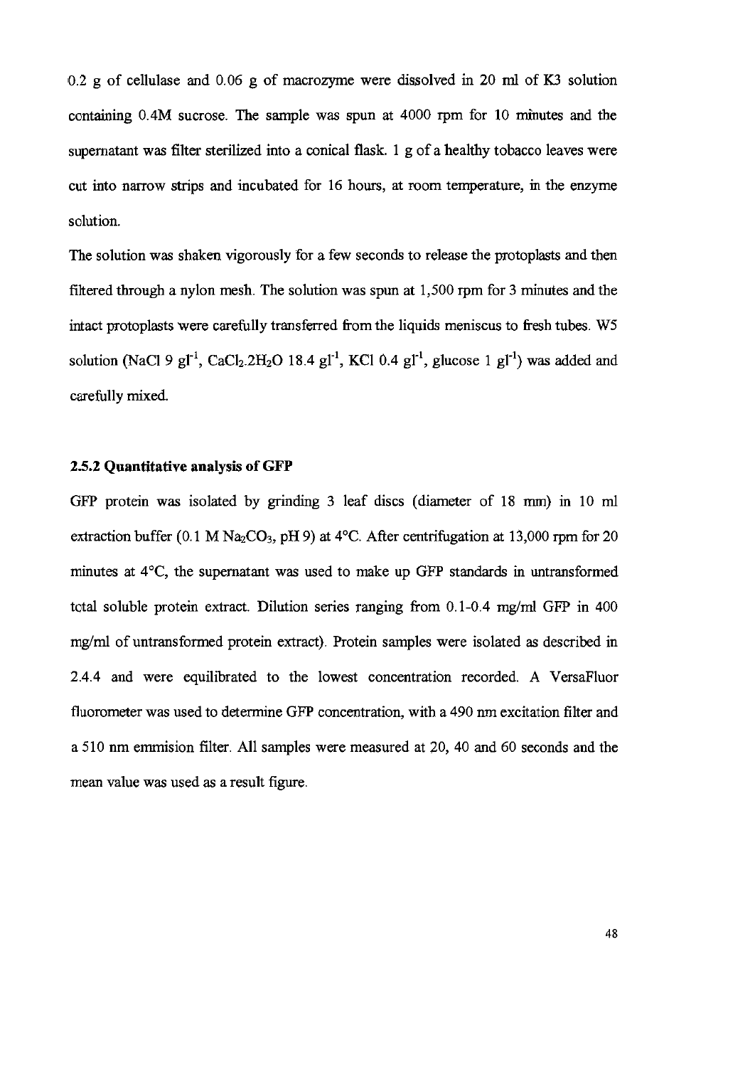0.2 g of cellulase and 0.06 g of macrozyme were dissolved in 20 ml of K3 solution containing 0.4M sucrose. The sample was spun at 4000 rpm for 10 minutes and the supernatant was filter sterilized into a conical flask. 1 g of a healthy tobacco leaves were cut into narrow strips and incubated for 16 hours, at room temperature, in the enzyme solution.

The solution was shaken vigorously for a few seconds to release the protoplasts and then filtered through a nylon mesh. The solution was spun at 1,500 rpm for 3 minutes and the intact protoplasts were carefully transferred from the liquids meniscus to fresh tubes. W5 solution (NaCl 9 $gl^{-1}$, $CaCl_2.2H_2O$ 18.4 $gl^{-1}$, KCl 0.4 $gl^{-1}$, glucose 1 $gl^{-1}$) was added and carefully mixed.

### 2.5.2 Quantitative analysis of GFP

GFP protein was isolated by grinding 3 leaf discs (diameter of 18 mm) in 10 ml extraction buffer (0.1 M $Na_2CO_3$, pH 9) at 4°C. After centrifugation at 13,000 rpm for 20 minutes at 4°C, the supernatant was used to make up GFP standards in untransformed total soluble protein extract. Dilution series ranging from 0.1-0.4 mg/ml GFP in 400 mg/ml of untransformed protein extract). Protein samples were isolated as described in 2.4.4 and were equilibrated to the lowest concentration recorded. A VersaFluor fluorometer was used to determine GFP concentration, with a 490 nm excitation filter and a 510 nm emmision filter. All samples were measured at 20, 40 and 60 seconds and the mean value was used as a result figure.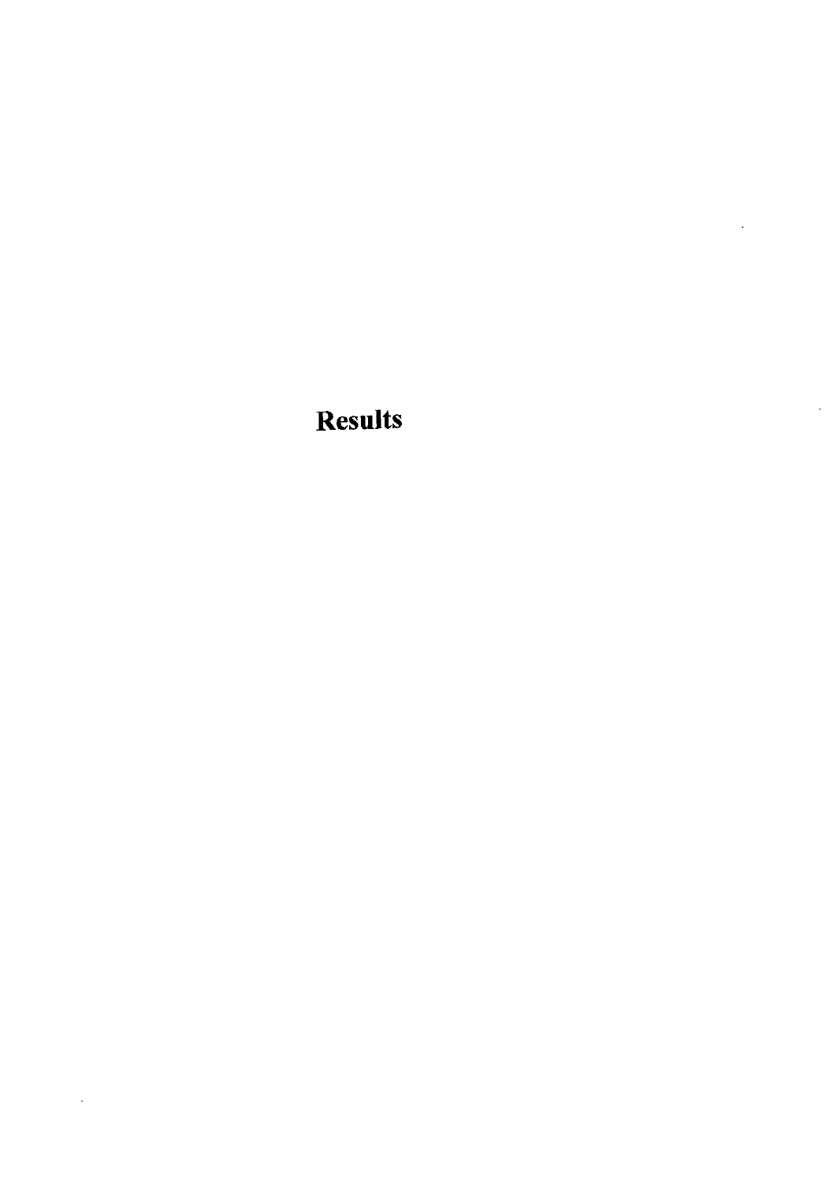# Results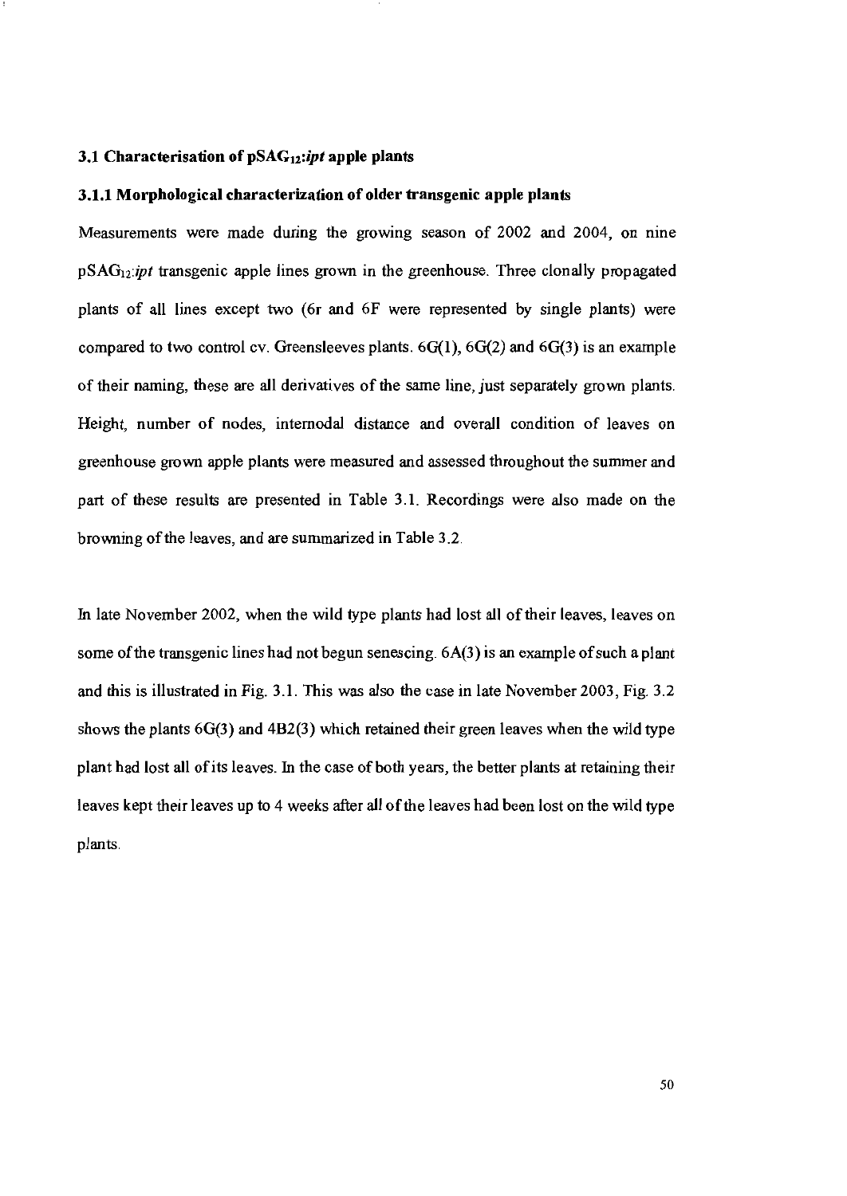### 3.1 Characterisation of pSAG$_{12}$:*ipt* apple plants

#### 3.1.1 Morphological characterization of older transgenic apple plants

Measurements were made during the growing season of 2002 and 2004, on nine pSAG$_{12}$:*ipt* transgenic apple lines grown in the greenhouse. Three clonally propagated plants of all lines except two (6r and 6F were represented by single plants) were compared to two control cv. Greensleeves plants. 6G(1), 6G(2) and 6G(3) is an example of their naming, these are all derivatives of the same line, just separately grown plants. Height, number of nodes, internodal distance and overall condition of leaves on greenhouse grown apple plants were measured and assessed throughout the summer and part of these results are presented in Table 3.1. Recordings were also made on the browning of the leaves, and are summarized in Table 3.2.

In late November 2002, when the wild type plants had lost all of their leaves, leaves on some of the transgenic lines had not begun senescing. 6A(3) is an example of such a plant and this is illustrated in Fig. 3.1. This was also the case in late November 2003, Fig. 3.2 shows the plants 6G(3) and 4B2(3) which retained their green leaves when the wild type plant had lost all of its leaves. In the case of both years, the better plants at retaining their leaves kept their leaves up to 4 weeks after all of the leaves had been lost on the wild type plants.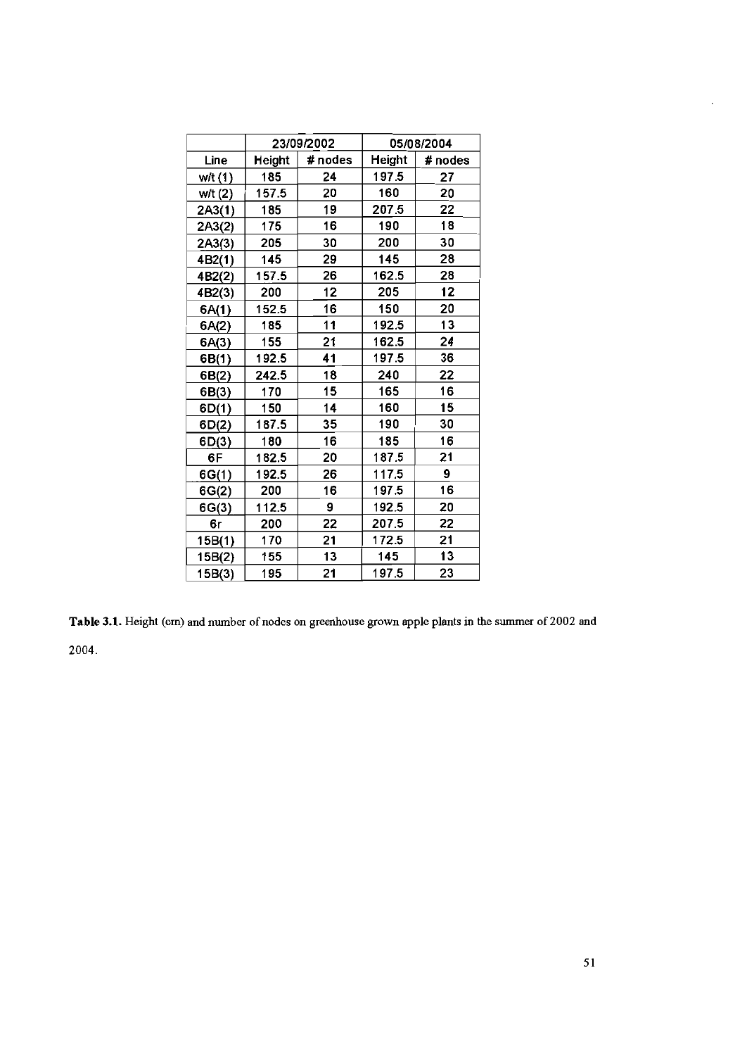| | 23/09/2002 | | 05/08/2004 | |
|---|---|---|---|---|
| Line | Height | # nodes | Height | # nodes |
| w/t (1) | 185 | 24 | 197.5 | 27 |
| w/t (2) | 157.5 | 20 | 160 | 20 |
| 2A3(1) | 185 | 19 | 207.5 | 22 |
| 2A3(2) | 175 | 16 | 190 | 18 |
| 2A3(3) | 205 | 30 | 200 | 30 |
| 4B2(1) | 145 | 29 | 145 | 28 |
| 4B2(2) | 157.5 | 26 | 162.5 | 28 |
| 4B2(3) | 200 | 12 | 205 | 12 |
| 6A(1) | 152.5 | 16 | 150 | 20 |
| 6A(2) | 185 | 11 | 192.5 | 13 |
| 6A(3) | 155 | 21 | 162.5 | 24 |
| 6B(1) | 192.5 | 41 | 197.5 | 36 |
| 6B(2) | 242.5 | 18 | 240 | 22 |
| 6B(3) | 170 | 15 | 165 | 16 |
| 6D(1) | 150 | 14 | 160 | 15 |
| 6D(2) | 187.5 | 35 | 190 | 30 |
| 6D(3) | 180 | 16 | 185 | 16 |
| 6F | 182.5 | 20 | 187.5 | 21 |
| 6G(1) | 192.5 | 26 | 117.5 | 9 |
| 6G(2) | 200 | 16 | 197.5 | 16 |
| 6G(3) | 112.5 | 9 | 192.5 | 20 |
| 6r | 200 | 22 | 207.5 | 22 |
| 15B(1) | 170 | 21 | 172.5 | 21 |
| 15B(2) | 155 | 13 | 145 | 13 |
| 15B(3) | 195 | 21 | 197.5 | 23 |

**Table 3.1.** Height (cm) and number of nodes on greenhouse grown apple plants in the summer of 2002 and 2004.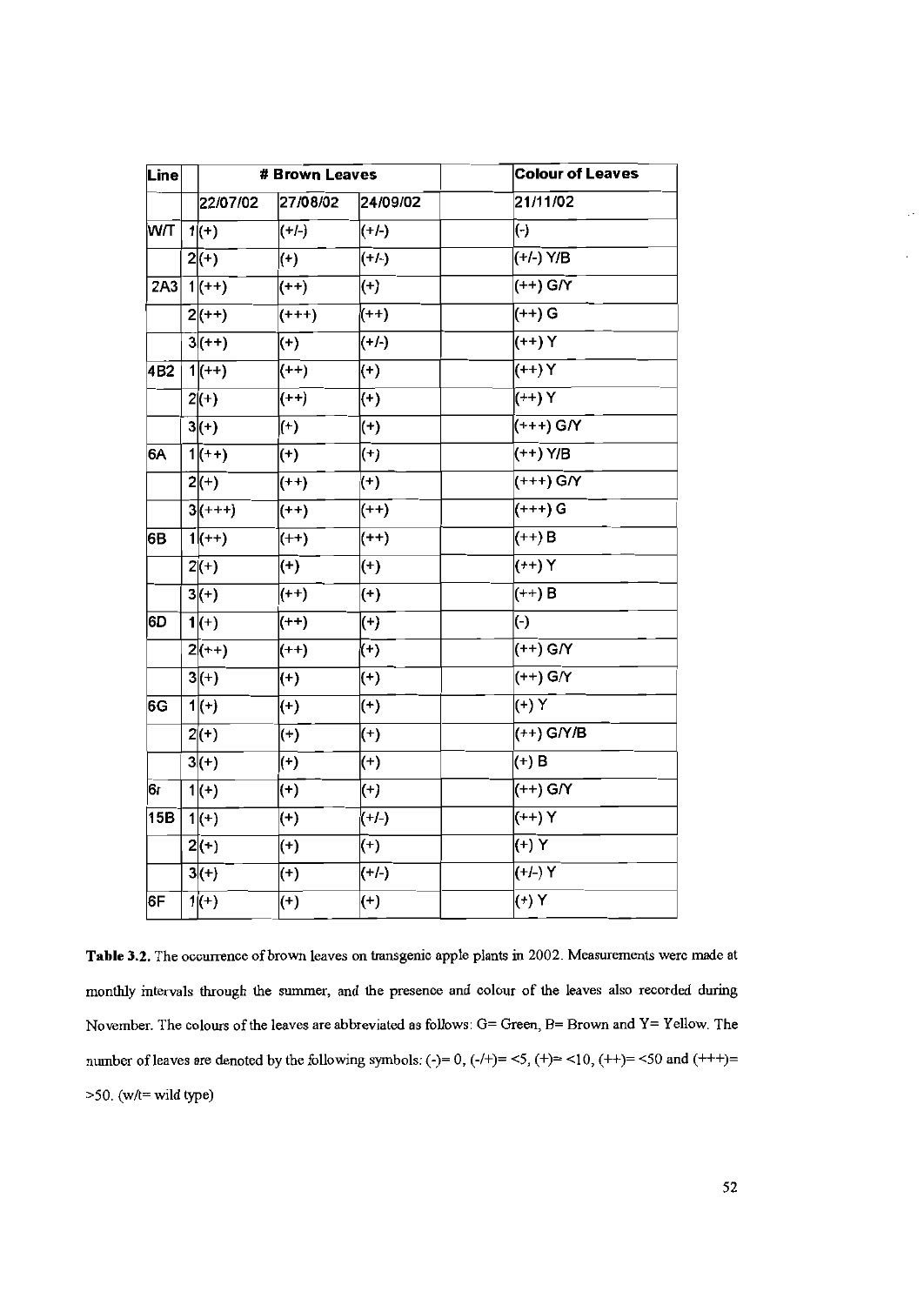| Line | | # Brown Leaves | | | | Colour of Leaves |
|---|---|---|---|---|---|---|
| | | 22/07/02 | 27/08/02 | 24/09/02 | | 21/11/02 |
| W/T | 1 | (+) | (+/-) | (+/-) | | (-) |
| | 2 | (+) | (+) | (+/-) | | (+/-) Y/B |
| 2A3 | 1 | (++) | (++) | (+) | | (++) G/Y |
| | 2 | (++) | (+++) | (++) | | (++) G |
| | 3 | (++) | (+) | (+/-) | | (++) Y |
| 4B2 | 1 | (++) | (++) | (+) | | (++) Y |
| | 2 | (+) | (++) | (+) | | (++) Y |
| | 3 | (+) | (+) | (+) | | (+++) G/Y |
| 6A | 1 | (++) | (+) | (+) | | (++) Y/B |
| | 2 | (+) | (++) | (+) | | (+++) G/Y |
| | 3 | (+++) | (++) | (++) | | (+++) G |
| 6B | 1 | (++) | (++) | (++) | | (++) B |
| | 2 | (+) | (+) | (+) | | (++) Y |
| | 3 | (+) | (++) | (+) | | (++) B |
| 6D | 1 | (+) | (++) | (+) | | (-) |
| | 2 | (++) | (++) | (+) | | (++) G/Y |
| | 3 | (+) | (+) | (+) | | (++) G/Y |
| 6G | 1 | (+) | (+) | (+) | | (+) Y |
| | 2 | (+) | (+) | (+) | | (++) G/Y/B |
| | 3 | (+) | (+) | (+) | | (+) B |
| 6r | 1 | (+) | (+) | (+) | | (++) G/Y |
| 15B | 1 | (+) | (+) | (+/-) | | (++) Y |
| | 2 | (+) | (+) | (+) | | (+) Y |
| | 3 | (+) | (+) | (+/-) | | (+/-) Y |
| 6F | 1 | (+) | (+) | (+) | | (+) Y |

**Table 3.2.** The occurrence of brown leaves on transgenic apple plants in 2002. Measurements were made at monthly intervals through the summer, and the presence and colour of the leaves also recorded during November. The colours of the leaves are abbreviated as follows: G= Green, B= Brown and Y= Yellow. The number of leaves are denoted by the following symbols: (-)= 0, (-/+)= <5, (+)= <10, (++)= <50 and (+++)= >50. (w/t= wild type)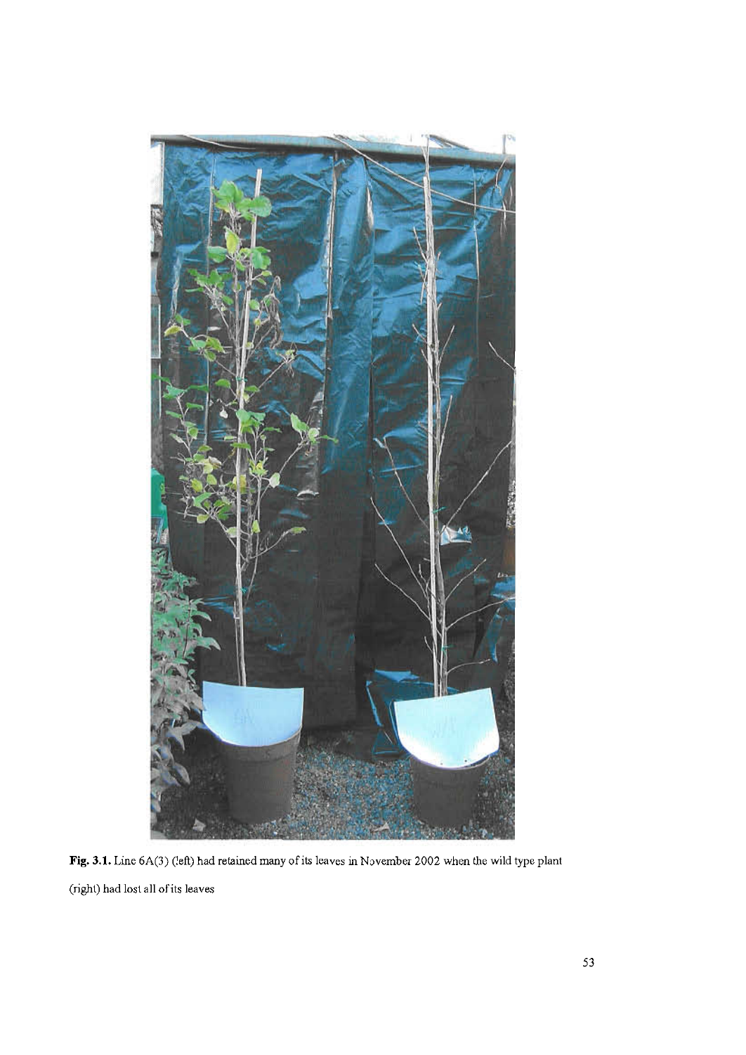**Fig. 3.1.** Line 6A(3) (left) had retained many of its leaves in November 2002 when the wild type plant (right) had lost all of its leaves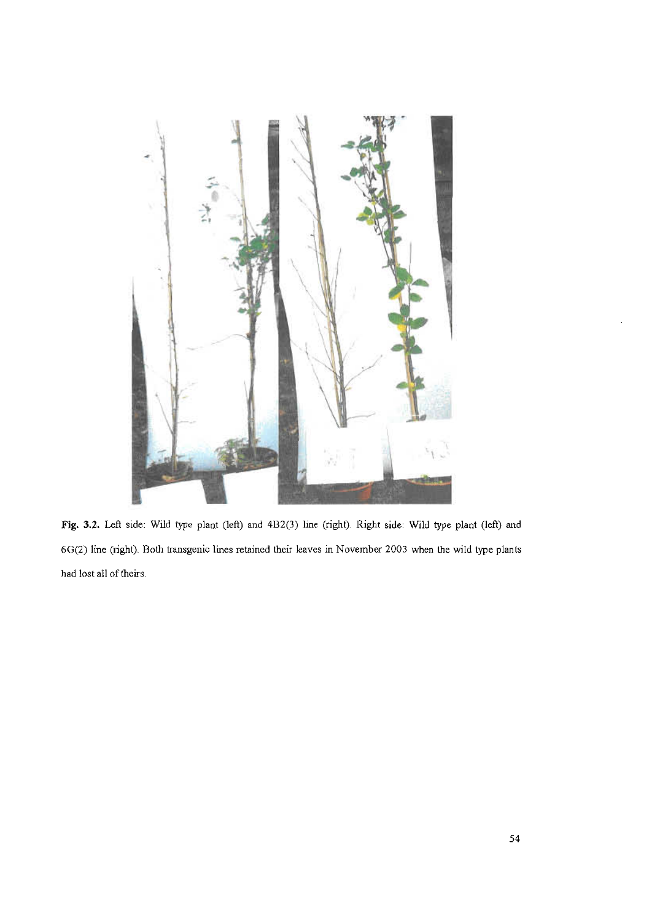**Fig. 3.2.** Left side: Wild type plant (left) and 4B2(3) line (right). Right side: Wild type plant (left) and 6G(2) line (right). Both transgenic lines retained their leaves in November 2003 when the wild type plants had lost all of theirs.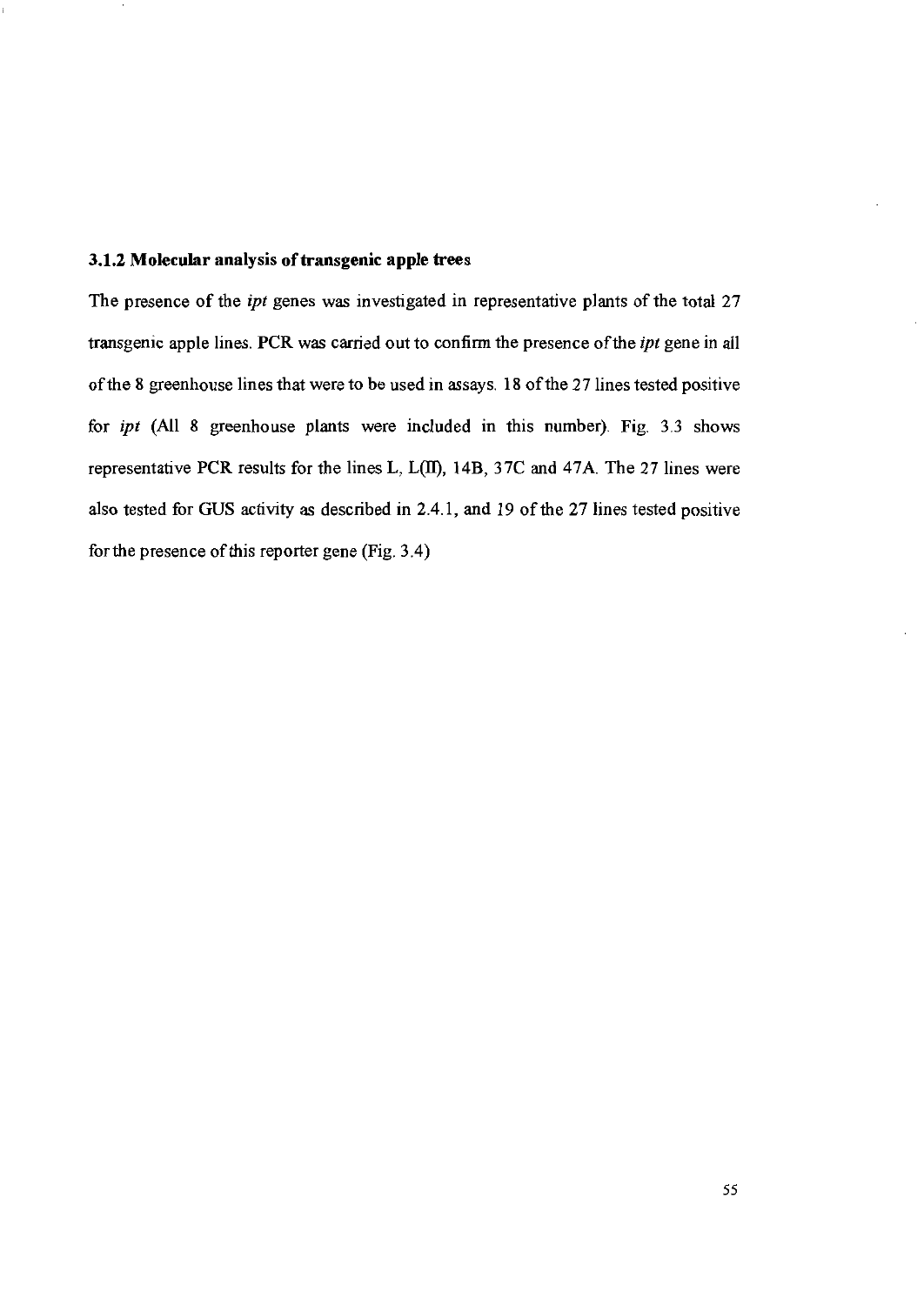### 3.1.2 Molecular analysis of transgenic apple trees

The presence of the *ipt* genes was investigated in representative plants of the total 27 transgenic apple lines. PCR was carried out to confirm the presence of the *ipt* gene in all of the 8 greenhouse lines that were to be used in assays. 18 of the 27 lines tested positive for *ipt* (All 8 greenhouse plants were included in this number). Fig. 3.3 shows representative PCR results for the lines L, L(II), 14B, 37C and 47A. The 27 lines were also tested for GUS activity as described in 2.4.1, and 19 of the 27 lines tested positive for the presence of this reporter gene (Fig. 3.4)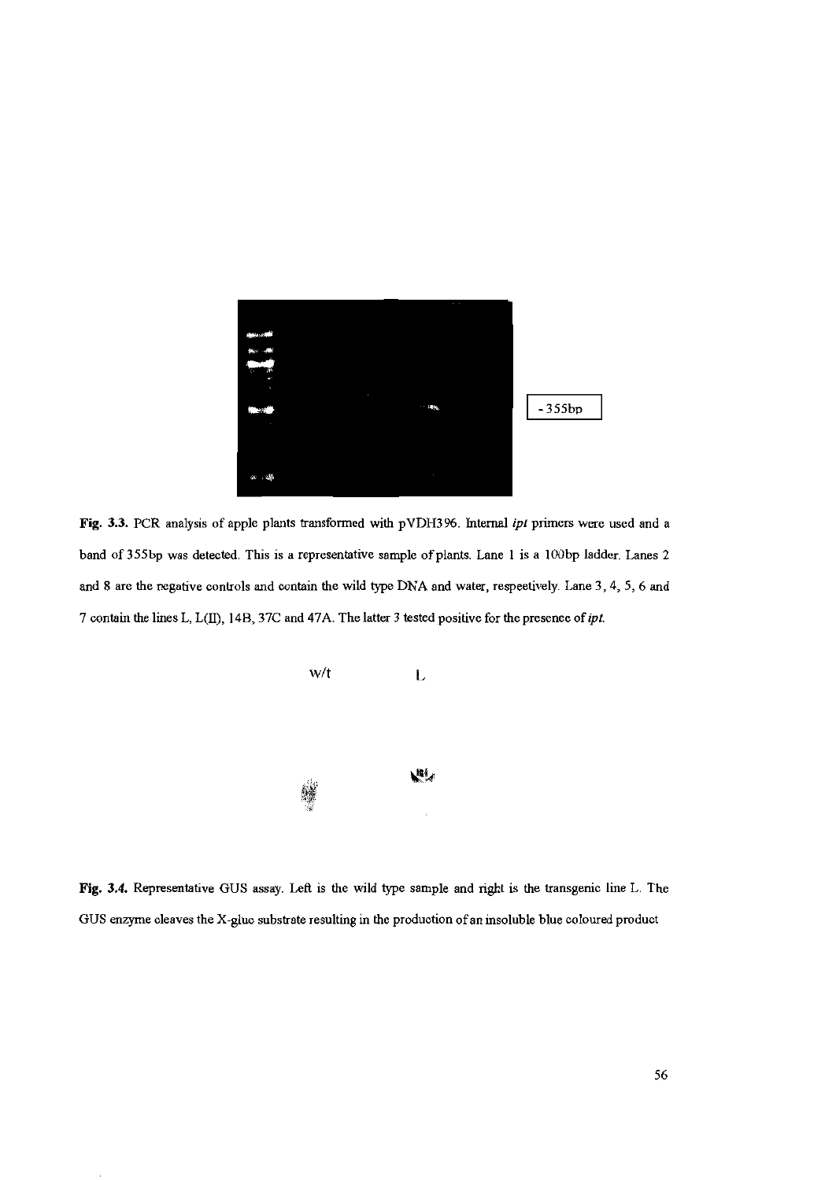- 355bp

**Fig. 3.3.** PCR analysis of apple plants transformed with pVDH396. Internal *ipt* primers were used and a band of 355bp was detected. This is a representative sample of plants. Lane 1 is a 100bp ladder. Lanes 2 and 8 are the negative controls and contain the wild type DNA and water, respectively. Lane 3, 4, 5, 6 and 7 contain the lines L, L(II), 14B, 37C and 47A. The latter 3 tested positive for the presence of *ipt*.

w/t L

**Fig. 3.4.** Representative GUS assay. Left is the wild type sample and right is the transgenic line L. The GUS enzyme cleaves the X-gluc substrate resulting in the production of an insoluble blue coloured product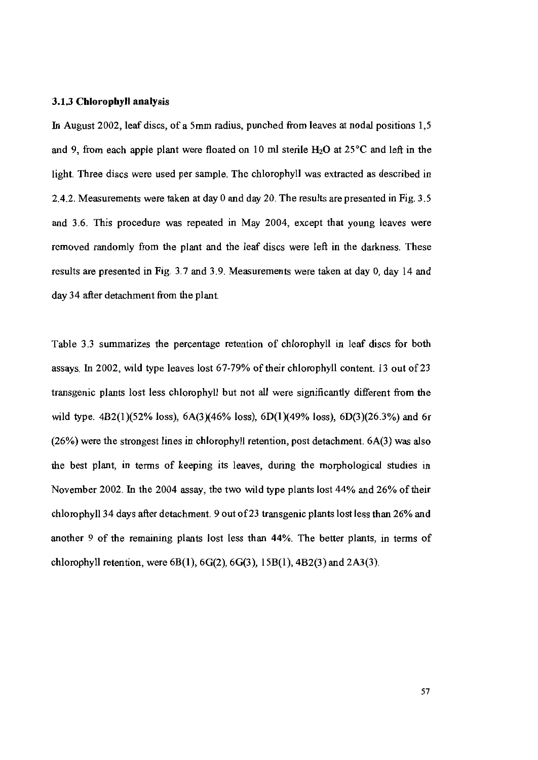### 3.1.3 Chlorophyll analysis

In August 2002, leaf discs, of a 5mm radius, punched from leaves at nodal positions 1,5 and 9, from each apple plant were floated on 10 ml sterile $H_2O$ at 25°C and left in the light. Three discs were used per sample. The chlorophyll was extracted as described in 2.4.2. Measurements were taken at day 0 and day 20. The results are presented in Fig. 3.5 and 3.6. This procedure was repeated in May 2004, except that young leaves were removed randomly from the plant and the leaf discs were left in the darkness. These results are presented in Fig. 3.7 and 3.9. Measurements were taken at day 0, day 14 and day 34 after detachment from the plant.

Table 3.3 summarizes the percentage retention of chlorophyll in leaf discs for both assays. In 2002, wild type leaves lost 67-79% of their chlorophyll content. 13 out of 23 transgenic plants lost less chlorophyll but not all were significantly different from the wild type. 4B2(1)(52% loss), 6A(3)(46% loss), 6D(1)(49% loss), 6D(3)(26.3%) and 6r (26%) were the strongest lines in chlorophyll retention, post detachment. 6A(3) was also the best plant, in terms of keeping its leaves, during the morphological studies in November 2002. In the 2004 assay, the two wild type plants lost 44% and 26% of their chlorophyll 34 days after detachment. 9 out of 23 transgenic plants lost less than 26% and another 9 of the remaining plants lost less than 44%. The better plants, in terms of chlorophyll retention, were 6B(1), 6G(2), 6G(3), 15B(1), 4B2(3) and 2A3(3).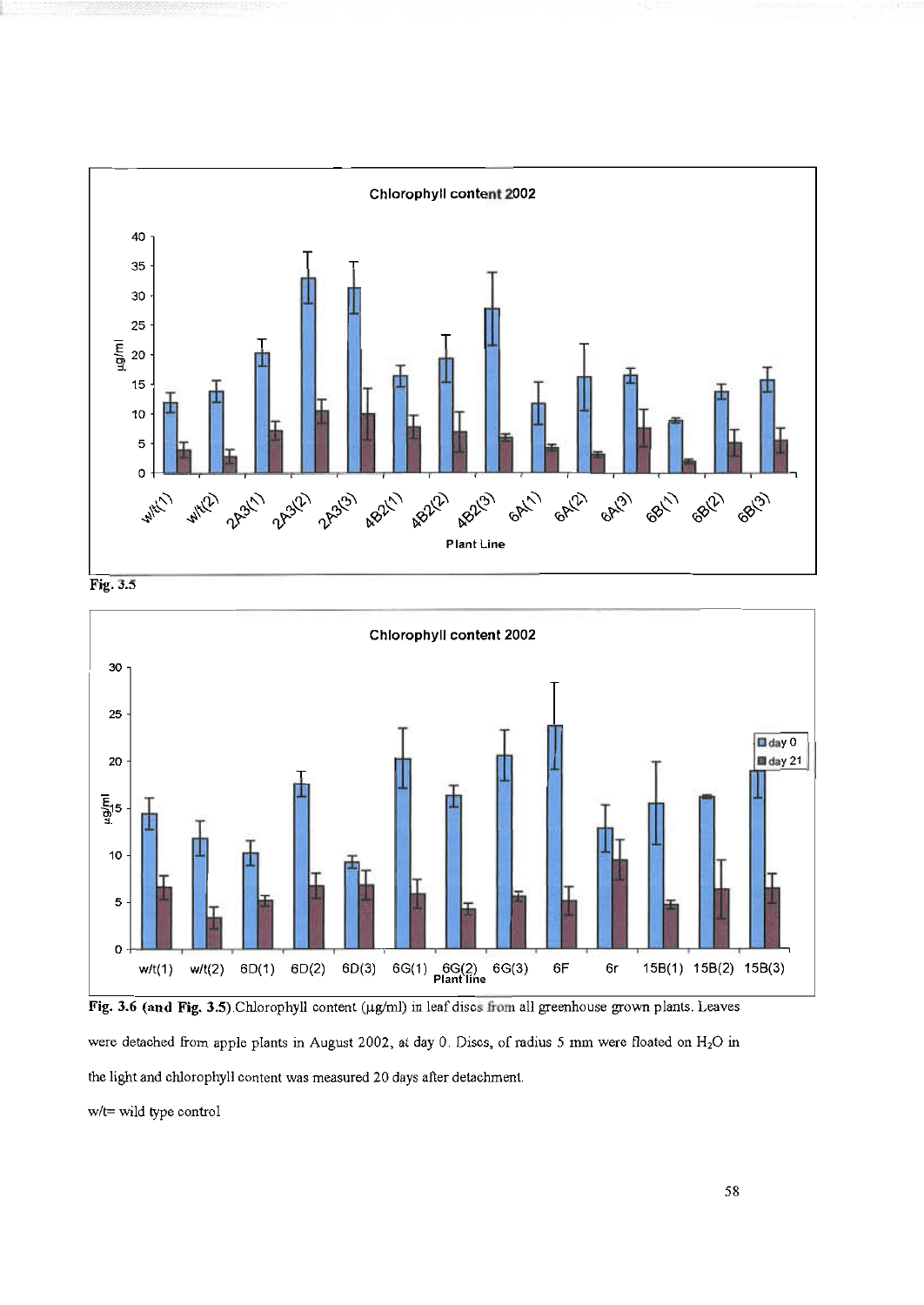Fig. 3.5

Fig. 3.6 (and Fig. 3.5). Chlorophyll content (μg/ml) in leaf discs from all greenhouse grown plants. Leaves were detached from apple plants in August 2002, at day 0. Discs, of radius 5 mm were floated on $H_2O$ in the light and chlorophyll content was measured 20 days after detachment.

w/t= wild type control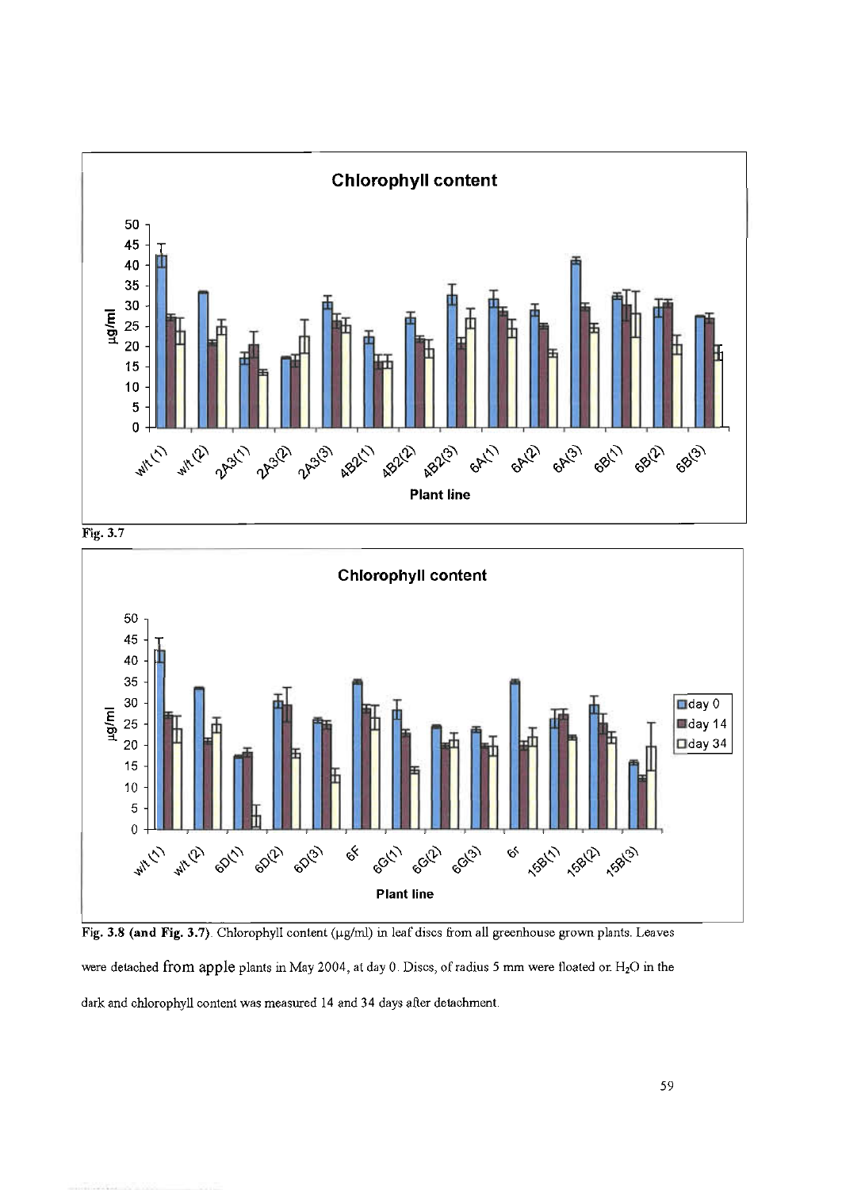Fig. 3.7

Fig. 3.8 (and Fig. 3.7). Chlorophyll content (μg/ml) in leaf discs from all greenhouse grown plants. Leaves were detached from apple plants in May 2004, at day 0. Discs, of radius 5 mm were floated on $H_2O$ in the dark and chlorophyll content was measured 14 and 34 days after detachment.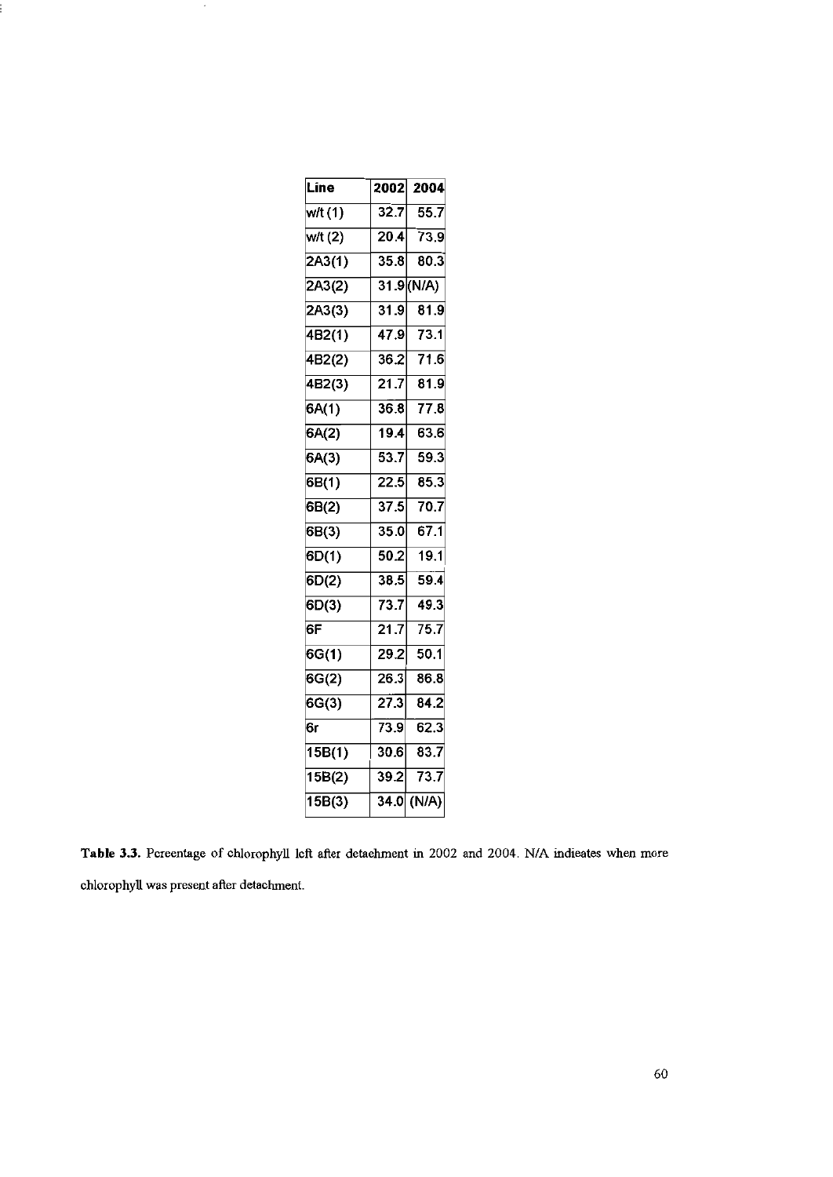| Line | 2002 | 2004 |
|---|---|---|
| w/t (1) | 32.7 | 55.7 |
| w/t (2) | 20.4 | 73.9 |
| 2A3(1) | 35.8 | 80.3 |
| 2A3(2) | 31.9 | (N/A) |
| 2A3(3) | 31.9 | 81.9 |
| 4B2(1) | 47.9 | 73.1 |
| 4B2(2) | 36.2 | 71.6 |
| 4B2(3) | 21.7 | 81.9 |
| 6A(1) | 36.8 | 77.8 |
| 6A(2) | 19.4 | 63.6 |
| 6A(3) | 53.7 | 59.3 |
| 6B(1) | 22.5 | 85.3 |
| 6B(2) | 37.5 | 70.7 |
| 6B(3) | 35.0 | 67.1 |
| 6D(1) | 50.2 | 19.1 |
| 6D(2) | 38.5 | 59.4 |
| 6D(3) | 73.7 | 49.3 |
| 6F | 21.7 | 75.7 |
| 6G(1) | 29.2 | 50.1 |
| 6G(2) | 26.3 | 86.8 |
| 6G(3) | 27.3 | 84.2 |
| 6r | 73.9 | 62.3 |
| 15B(1) | 30.6 | 83.7 |
| 15B(2) | 39.2 | 73.7 |
| 15B(3) | 34.0 | (N/A) |

**Table 3.3.** Percentage of chlorophyll left after detachment in 2002 and 2004. N/A indicates when more chlorophyll was present after detachment.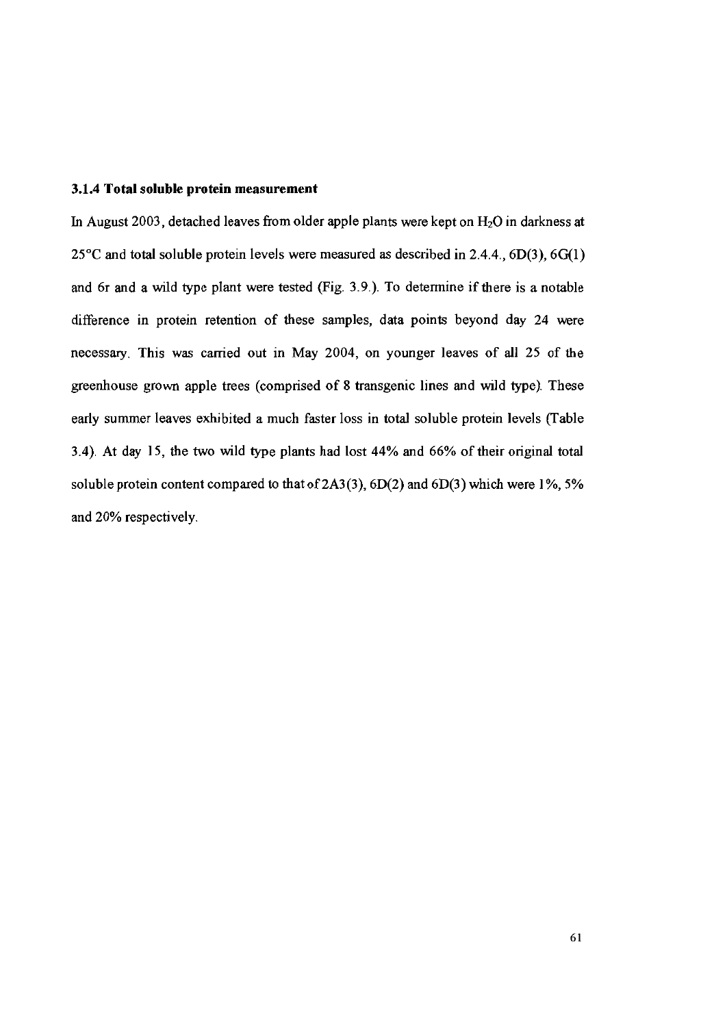### 3.1.4 Total soluble protein measurement

In August 2003, detached leaves from older apple plants were kept on $H_2O$ in darkness at 25°C and total soluble protein levels were measured as described in 2.4.4., 6D(3), 6G(1) and 6r and a wild type plant were tested (Fig. 3.9.). To determine if there is a notable difference in protein retention of these samples, data points beyond day 24 were necessary. This was carried out in May 2004, on younger leaves of all 25 of the greenhouse grown apple trees (comprised of 8 transgenic lines and wild type). These early summer leaves exhibited a much faster loss in total soluble protein levels (Table 3.4). At day 15, the two wild type plants had lost 44% and 66% of their original total soluble protein content compared to that of 2A3(3), 6D(2) and 6D(3) which were 1%, 5% and 20% respectively.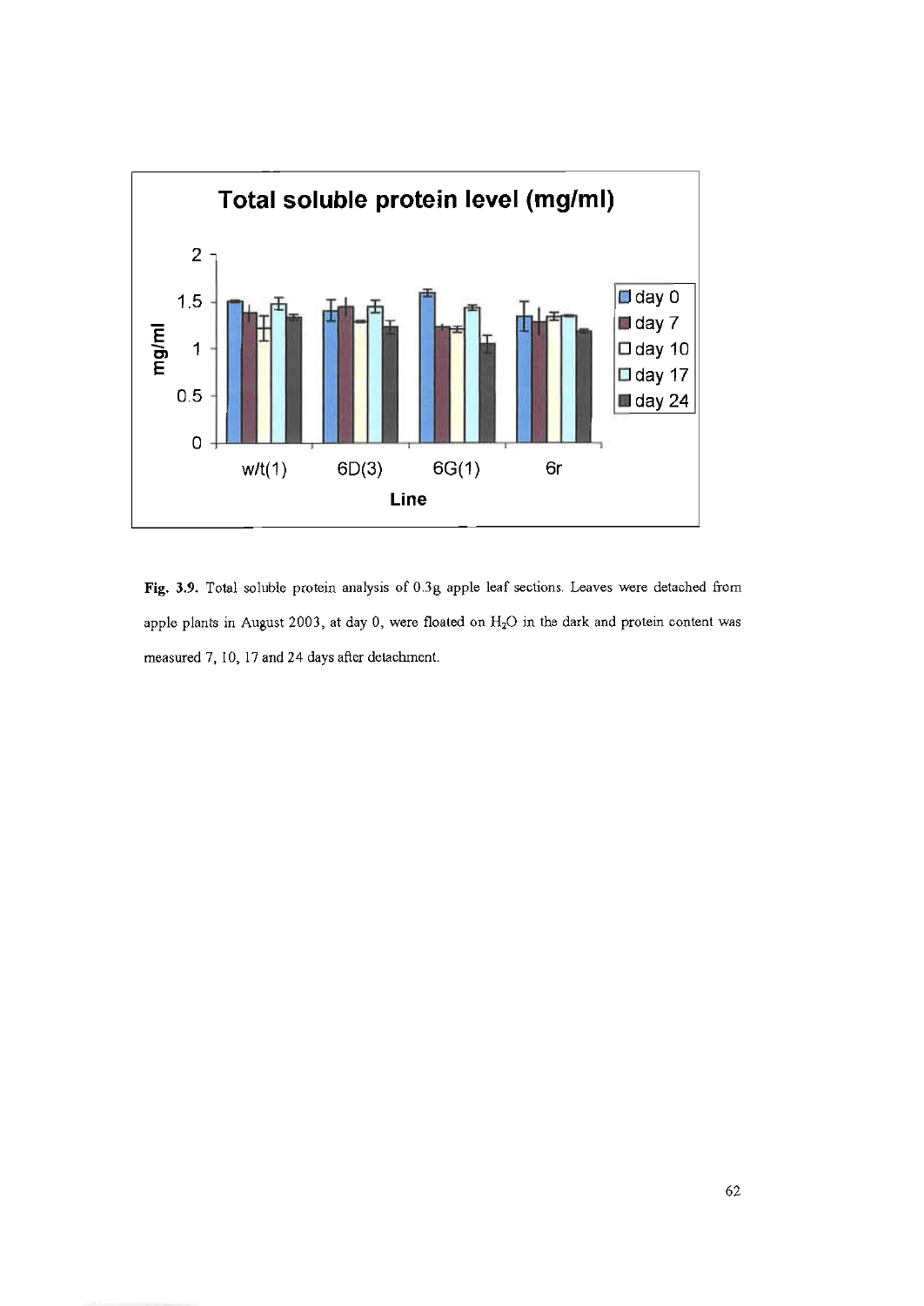**Fig. 3.9.** Total soluble protein analysis of 0.3g apple leaf sections. Leaves were detached from apple plants in August 2003, at day 0, were floated on $H_2O$ in the dark and protein content was measured 7, 10, 17 and 24 days after detachment.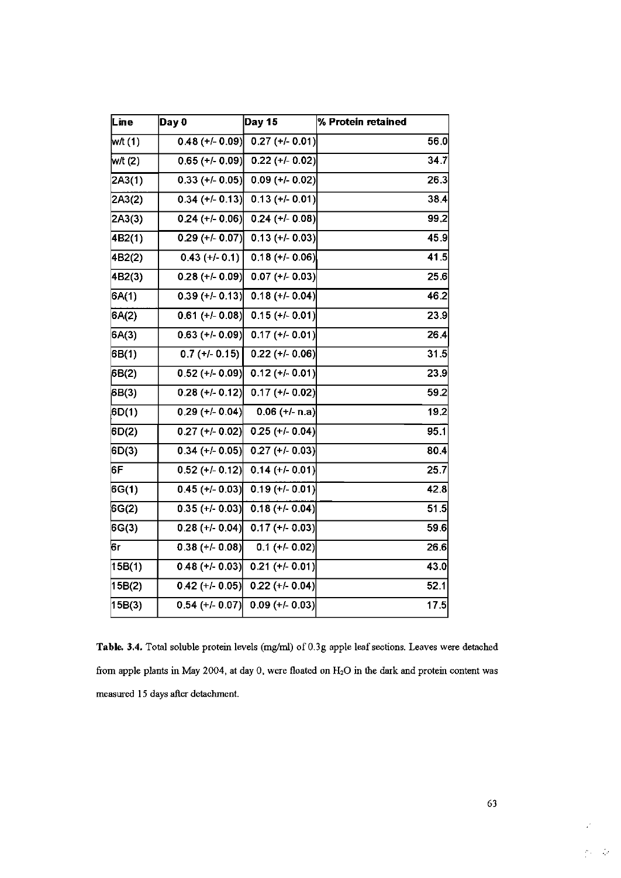| Line | Day 0 | Day 15 | % Protein retained |
|---|---|---|---|
| w/t (1) | 0.48 (+/- 0.09) | 0.27 (+/- 0.01) | 56.0 |
| w/t (2) | 0.65 (+/- 0.09) | 0.22 (+/- 0.02) | 34.7 |
| 2A3(1) | 0.33 (+/- 0.05) | 0.09 (+/- 0.02) | 26.3 |
| 2A3(2) | 0.34 (+/- 0.13) | 0.13 (+/- 0.01) | 38.4 |
| 2A3(3) | 0.24 (+/- 0.06) | 0.24 (+/- 0.08) | 99.2 |
| 4B2(1) | 0.29 (+/- 0.07) | 0.13 (+/- 0.03) | 45.9 |
| 4B2(2) | 0.43 (+/- 0.1) | 0.18 (+/- 0.06) | 41.5 |
| 4B2(3) | 0.28 (+/- 0.09) | 0.07 (+/- 0.03) | 25.6 |
| 6A(1) | 0.39 (+/- 0.13) | 0.18 (+/- 0.04) | 46.2 |
| 6A(2) | 0.61 (+/- 0.08) | 0.15 (+/- 0.01) | 23.9 |
| 6A(3) | 0.63 (+/- 0.09) | 0.17 (+/- 0.01) | 26.4 |
| 6B(1) | 0.7 (+/- 0.15) | 0.22 (+/- 0.06) | 31.5 |
| 6B(2) | 0.52 (+/- 0.09) | 0.12 (+/- 0.01) | 23.9 |
| 6B(3) | 0.28 (+/- 0.12) | 0.17 (+/- 0.02) | 59.2 |
| 6D(1) | 0.29 (+/- 0.04) | 0.06 (+/- n.a) | 19.2 |
| 6D(2) | 0.27 (+/- 0.02) | 0.25 (+/- 0.04) | 95.1 |
| 6D(3) | 0.34 (+/- 0.05) | 0.27 (+/- 0.03) | 80.4 |
| 6F | 0.52 (+/- 0.12) | 0.14 (+/- 0.01) | 25.7 |
| 6G(1) | 0.45 (+/- 0.03) | 0.19 (+/- 0.01) | 42.8 |
| 6G(2) | 0.35 (+/- 0.03) | 0.18 (+/- 0.04) | 51.5 |
| 6G(3) | 0.28 (+/- 0.04) | 0.17 (+/- 0.03) | 59.6 |
| 6r | 0.38 (+/- 0.08) | 0.1 (+/- 0.02) | 26.6 |
| 15B(1) | 0.48 (+/- 0.03) | 0.21 (+/- 0.01) | 43.0 |
| 15B(2) | 0.42 (+/- 0.05) | 0.22 (+/- 0.04) | 52.1 |
| 15B(3) | 0.54 (+/- 0.07) | 0.09 (+/- 0.03) | 17.5 |

**Table. 3.4.** Total soluble protein levels (mg/ml) of 0.3g apple leaf sections. Leaves were detached from apple plants in May 2004, at day 0, were floated on $H_2O$ in the dark and protein content was measured 15 days after detachment.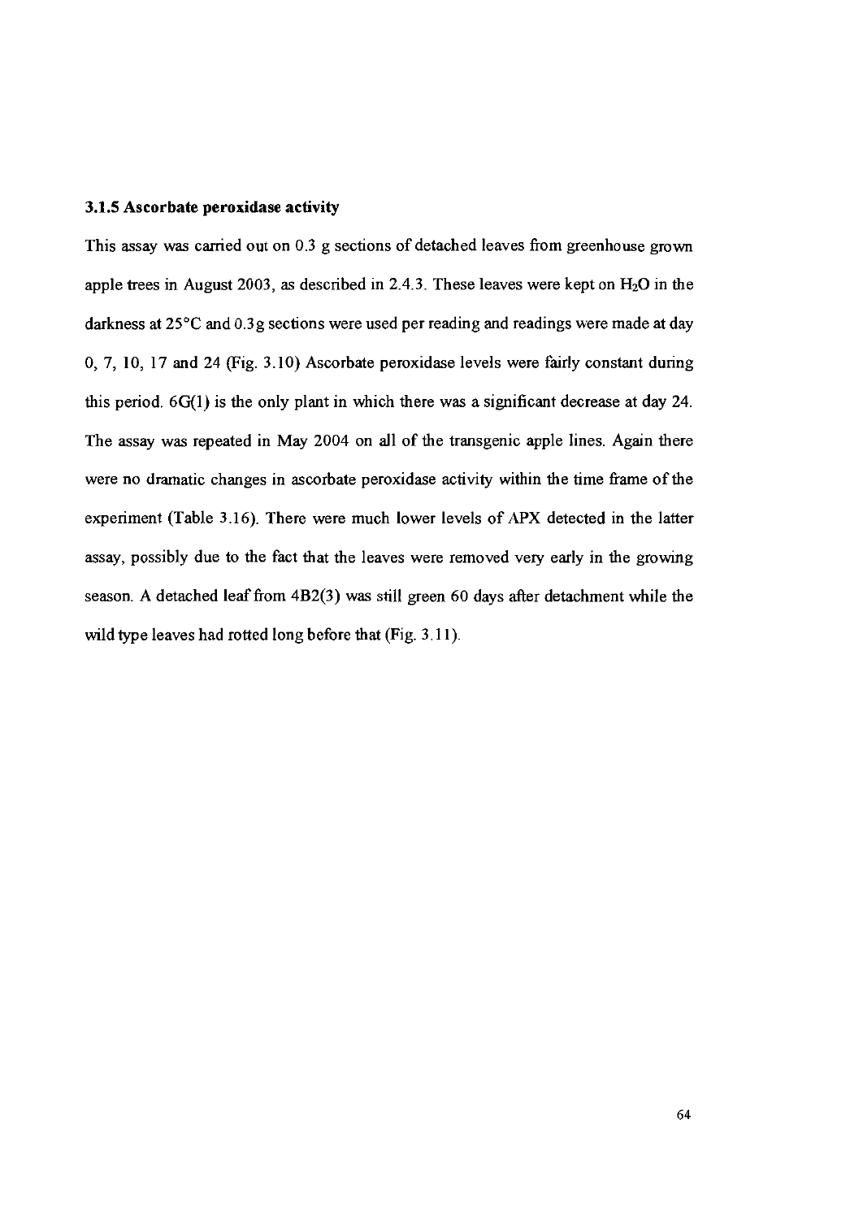### 3.1.5 Ascorbate peroxidase activity

This assay was carried out on 0.3 g sections of detached leaves from greenhouse grown apple trees in August 2003, as described in 2.4.3. These leaves were kept on $H_2O$ in the darkness at 25°C and 0.3g sections were used per reading and readings were made at day 0, 7, 10, 17 and 24 (Fig. 3.10) Ascorbate peroxidase levels were fairly constant during this period. 6G(1) is the only plant in which there was a significant decrease at day 24. The assay was repeated in May 2004 on all of the transgenic apple lines. Again there were no dramatic changes in ascorbate peroxidase activity within the time frame of the experiment (Table 3.16). There were much lower levels of APX detected in the latter assay, possibly due to the fact that the leaves were removed very early in the growing season. A detached leaf from 4B2(3) was still green 60 days after detachment while the wild type leaves had rotted long before that (Fig. 3.11).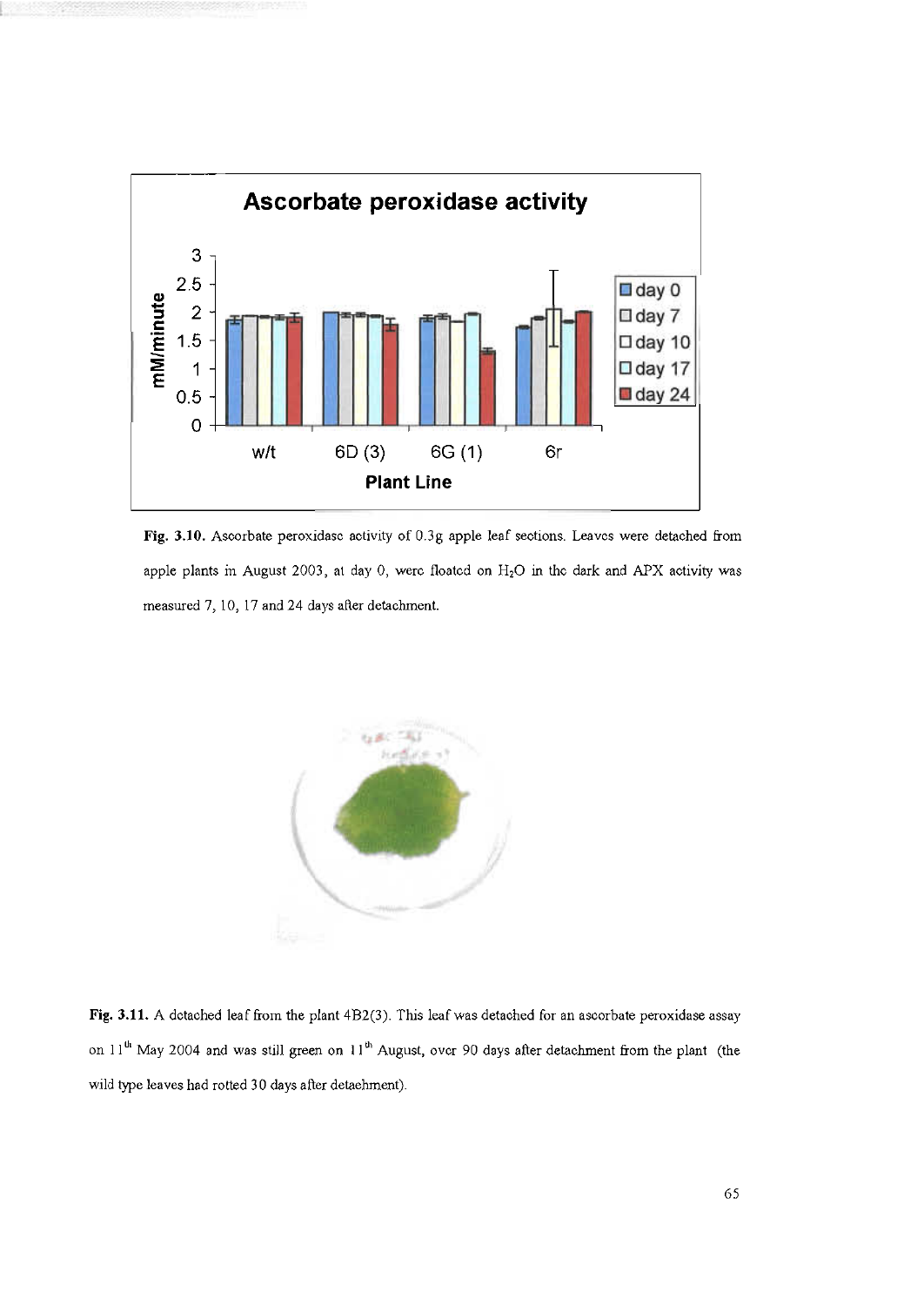**Fig. 3.10.** Ascorbate peroxidase activity of 0.3g apple leaf sections. Leaves were detached from apple plants in August 2003, at day 0, were floated on $H_2O$ in the dark and APX activity was measured 7, 10, 17 and 24 days after detachment.

**Fig. 3.11.** A detached leaf from the plant 4B2(3). This leaf was detached for an ascorbate peroxidase assay on 11[th] May 2004 and was still green on 11[th] August, over 90 days after detachment from the plant (the wild type leaves had rotted 30 days after detachment).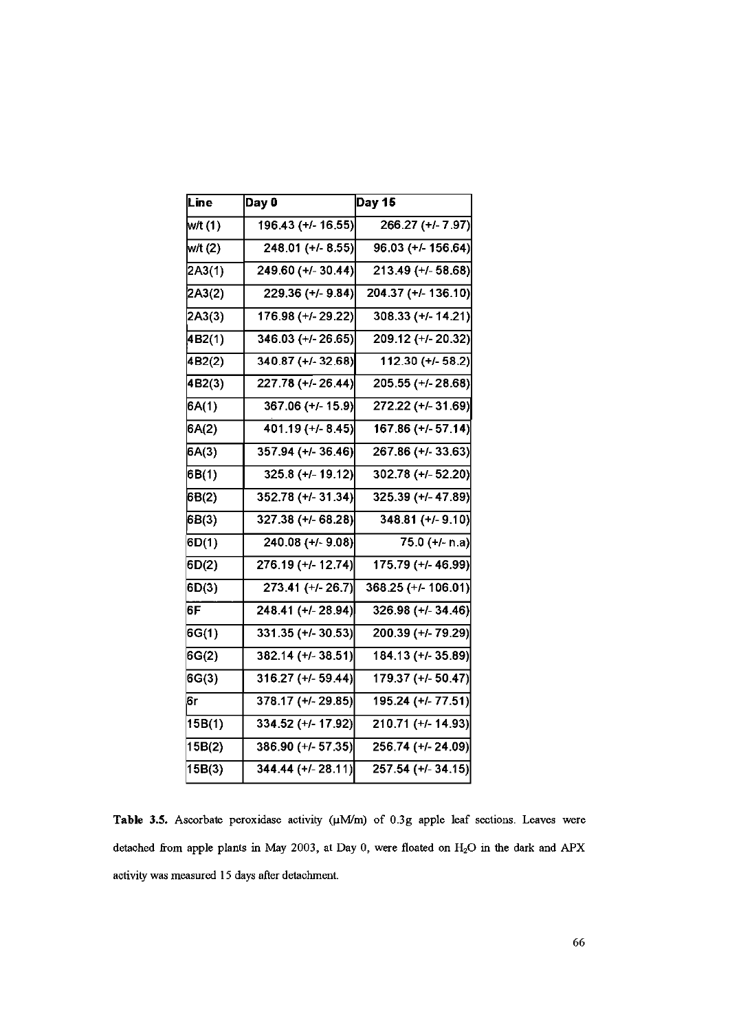| Line | Day 0 | Day 15 |
|---|---|---|
| w/t (1) | 196.43 (+/- 16.55) | 266.27 (+/- 7.97) |
| w/t (2) | 248.01 (+/- 8.55) | 96.03 (+/- 156.64) |
| 2A3(1) | 249.60 (+/- 30.44) | 213.49 (+/- 58.68) |
| 2A3(2) | 229.36 (+/- 9.84) | 204.37 (+/- 136.10) |
| 2A3(3) | 176.98 (+/- 29.22) | 308.33 (+/- 14.21) |
| 4B2(1) | 346.03 (+/- 26.65) | 209.12 (+/- 20.32) |
| 4B2(2) | 340.87 (+/- 32.68) | 112.30 (+/- 58.2) |
| 4B2(3) | 227.78 (+/- 26.44) | 205.55 (+/- 28.68) |
| 6A(1) | 367.06 (+/- 15.9) | 272.22 (+/- 31.69) |
| 6A(2) | 401.19 (+/- 8.45) | 167.86 (+/- 57.14) |
| 6A(3) | 357.94 (+/- 36.46) | 267.86 (+/- 33.63) |
| 6B(1) | 325.8 (+/- 19.12) | 302.78 (+/- 52.20) |
| 6B(2) | 352.78 (+/- 31.34) | 325.39 (+/- 47.89) |
| 6B(3) | 327.38 (+/- 68.28) | 348.81 (+/- 9.10) |
| 6D(1) | 240.08 (+/- 9.08) | 75.0 (+/- n.a) |
| 6D(2) | 276.19 (+/- 12.74) | 175.79 (+/- 46.99) |
| 6D(3) | 273.41 (+/- 26.7) | 368.25 (+/- 106.01) |
| 6F | 248.41 (+/- 28.94) | 326.98 (+/- 34.46) |
| 6G(1) | 331.35 (+/- 30.53) | 200.39 (+/- 79.29) |
| 6G(2) | 382.14 (+/- 38.51) | 184.13 (+/- 35.89) |
| 6G(3) | 316.27 (+/- 59.44) | 179.37 (+/- 50.47) |
| 6r | 378.17 (+/- 29.85) | 195.24 (+/- 77.51) |
| 15B(1) | 334.52 (+/- 17.92) | 210.71 (+/- 14.93) |
| 15B(2) | 386.90 (+/- 57.35) | 256.74 (+/- 24.09) |
| 15B(3) | 344.44 (+/- 28.11) | 257.54 (+/- 34.15) |

**Table 3.5.** Ascorbate peroxidase activity (μM/m) of 0.3g apple leaf sections. Leaves were detached from apple plants in May 2003, at Day 0, were floated on $H_2O$ in the dark and APX activity was measured 15 days after detachment.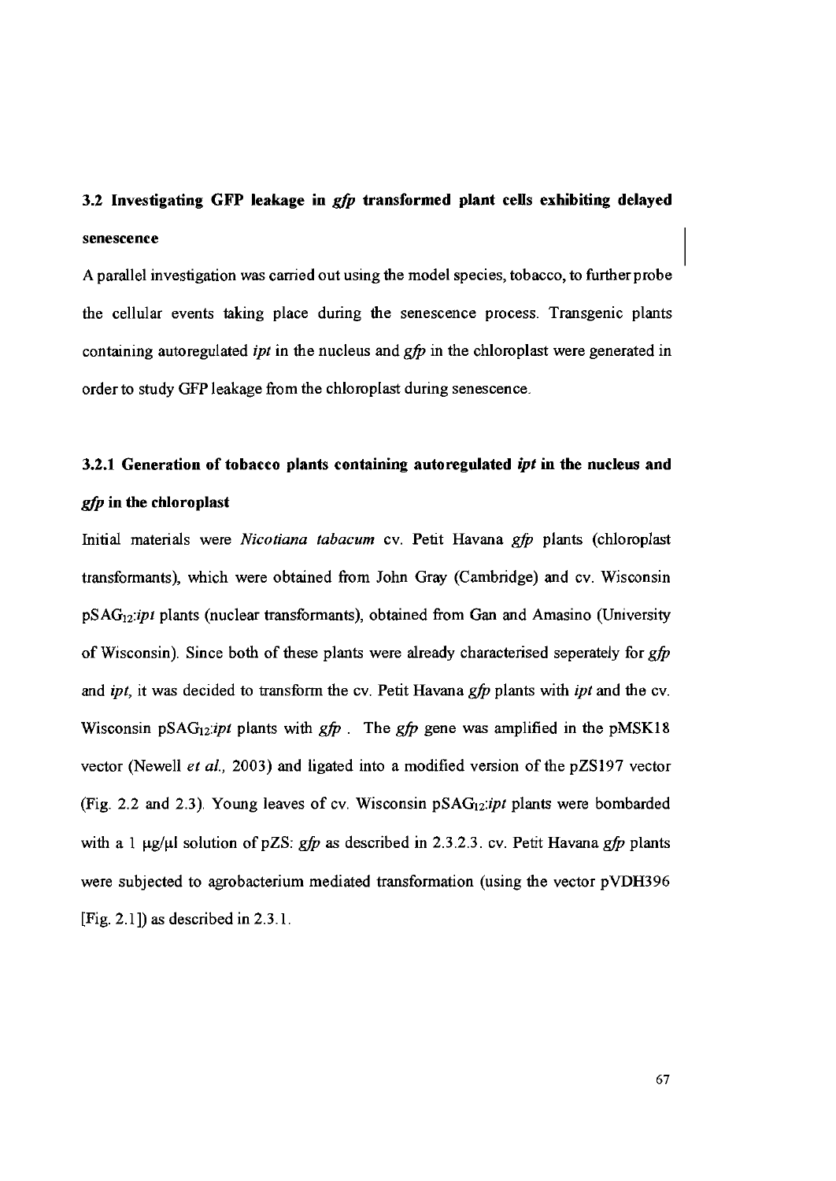## 3.2 Investigating GFP leakage in *gfp* transformed plant cells exhibiting delayed senescence

A parallel investigation was carried out using the model species, tobacco, to further probe the cellular events taking place during the senescence process. Transgenic plants containing autoregulated *ipt* in the nucleus and *gfp* in the chloroplast were generated in order to study GFP leakage from the chloroplast during senescence.

### 3.2.1 Generation of tobacco plants containing autoregulated *ipt* in the nucleus and *gfp* in the chloroplast

Initial materials were *Nicotiana tabacum* cv. Petit Havana *gfp* plants (chloroplast transformants), which were obtained from John Gray (Cambridge) and cv. Wisconsin $pSAG_{12}$:*ipt* plants (nuclear transformants), obtained from Gan and Amasino (University of Wisconsin). Since both of these plants were already characterised seperately for *gfp* and *ipt*, it was decided to transform the cv. Petit Havana *gfp* plants with *ipt* and the cv. Wisconsin $pSAG_{12}$:*ipt* plants with *gfp* . The *gfp* gene was amplified in the pMSK18 vector (Newell *et al.*, 2003) and ligated into a modified version of the pZS197 vector (Fig. 2.2 and 2.3). Young leaves of cv. Wisconsin $pSAG_{12}$:*ipt* plants were bombarded with a 1 µg/µl solution of pZS: *gfp* as described in 2.3.2.3. cv. Petit Havana *gfp* plants were subjected to agrobacterium mediated transformation (using the vector pVDH396 [Fig. 2.1]) as described in 2.3.1.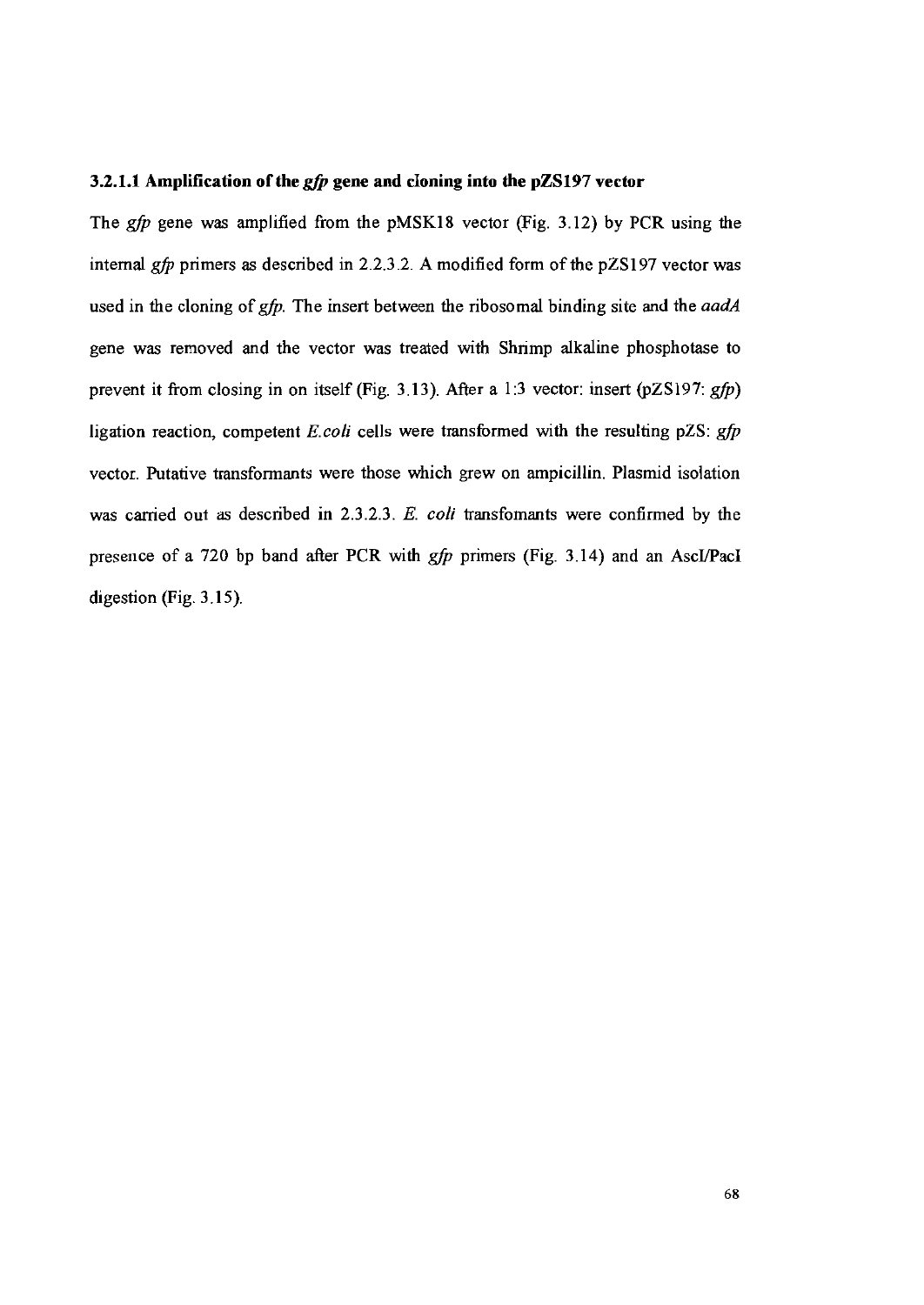### 3.2.1.1 Amplification of the *gfp* gene and cloning into the pZS197 vector

The *gfp* gene was amplified from the pMSK18 vector (Fig. 3.12) by PCR using the internal *gfp* primers as described in 2.2.3.2. A modified form of the pZS197 vector was used in the cloning of *gfp*. The insert between the ribosomal binding site and the *aadA* gene was removed and the vector was treated with Shrimp alkaline phosphotase to prevent it from closing in on itself (Fig. 3.13). After a 1:3 vector: insert (pZS197: *gfp*) ligation reaction, competent *E.coli* cells were transformed with the resulting pZS: *gfp* vector. Putative transformants were those which grew on ampicillin. Plasmid isolation was carried out as described in 2.3.2.3. *E. coli* transfomants were confirmed by the presence of a 720 bp band after PCR with *gfp* primers (Fig. 3.14) and an AscI/PacI digestion (Fig. 3.15).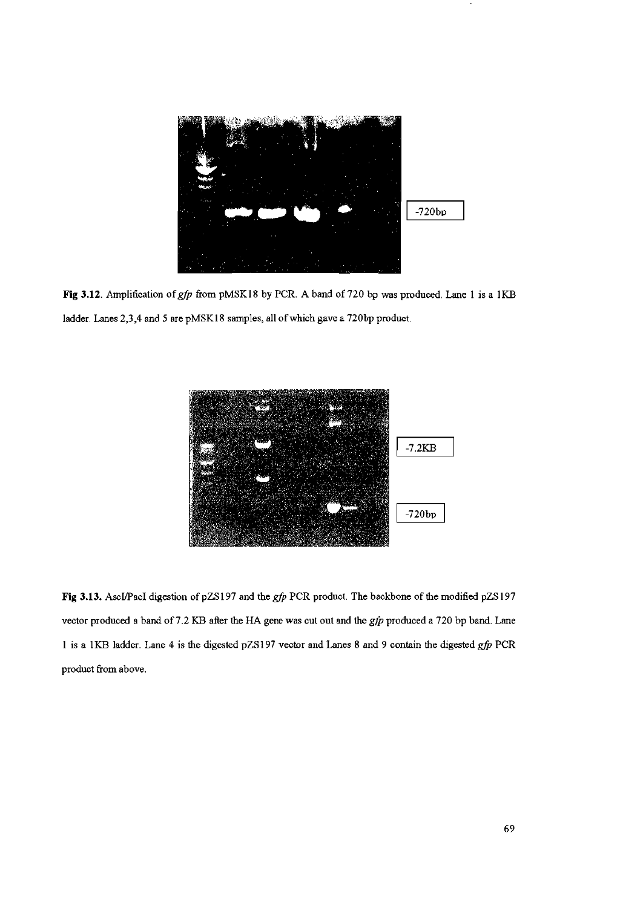-720bp

**Fig 3.12.** Amplification of *gfp* from pMSK18 by PCR. A band of 720 bp was produced. Lane 1 is a 1KB ladder. Lanes 2,3,4 and 5 are pMSK18 samples, all of which gave a 720bp product.

-7.2KB

-720bp

**Fig 3.13.** AscI/PacI digestion of pZS197 and the *gfp* PCR product. The backbone of the modified pZS197 vector produced a band of 7.2 KB after the HA gene was cut out and the *gfp* produced a 720 bp band. Lane 1 is a 1KB ladder. Lane 4 is the digested pZS197 vector and Lanes 8 and 9 contain the digested *gfp* PCR product from above.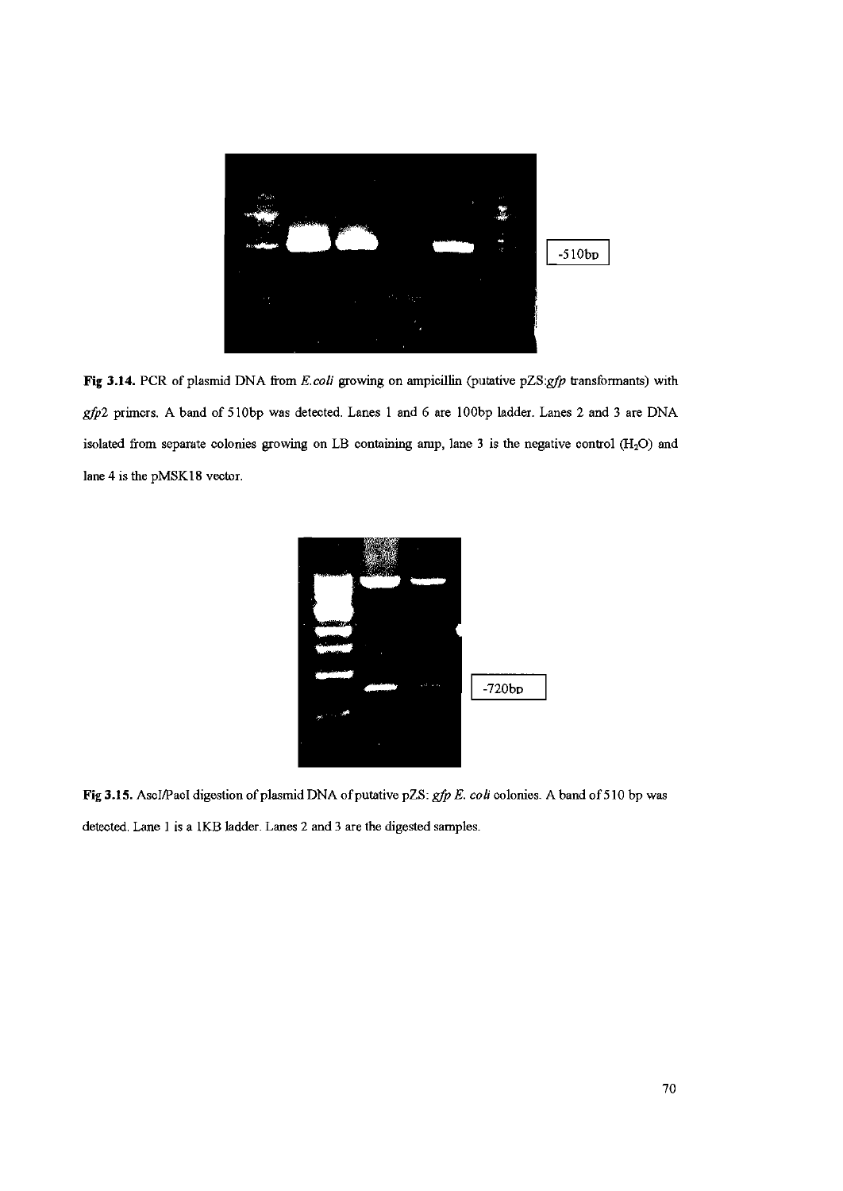-510bp

**Fig 3.14.** PCR of plasmid DNA from *E.coli* growing on ampicillin (putative pZS:*gfp* transformants) with *gfp*2 primers. A band of 510bp was detected. Lanes 1 and 6 are 100bp ladder. Lanes 2 and 3 are DNA isolated from separate colonies growing on LB containing amp, lane 3 is the negative control ($H_2O$) and lane 4 is the pMSK18 vector.

-720bp

**Fig 3.15.** AscI/PacI digestion of plasmid DNA of putative pZS: *gfp E. coli* colonies. A band of 510 bp was detected. Lane 1 is a 1KB ladder. Lanes 2 and 3 are the digested samples.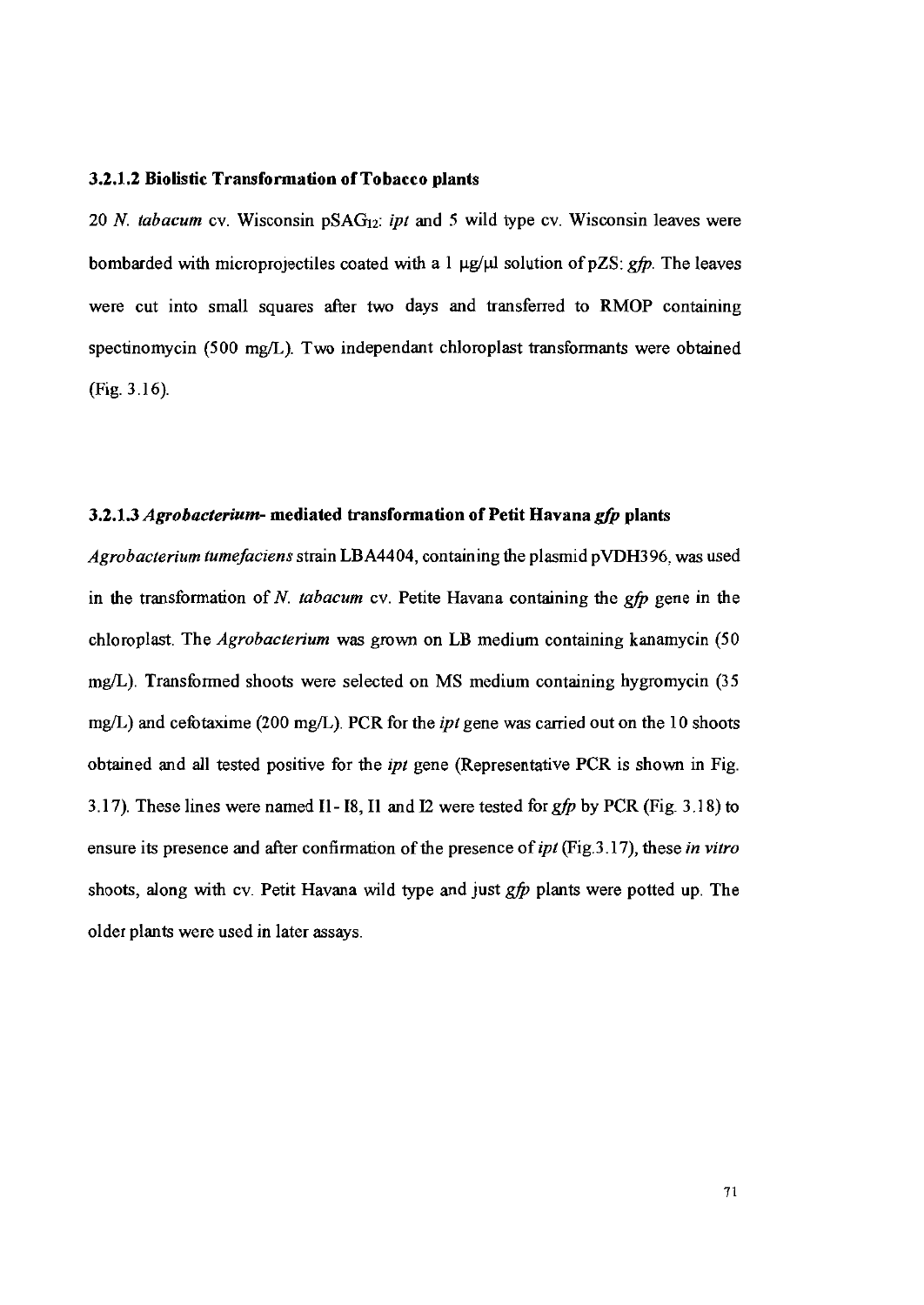### 3.2.1.2 Biolistic Transformation of Tobacco plants

20 *N. tabacum* cv. Wisconsin pSAG$_{12}$: *ipt* and 5 wild type cv. Wisconsin leaves were bombarded with microprojectiles coated with a 1 µg/µl solution of pZS: *gfp*. The leaves were cut into small squares after two days and transferred to RMOP containing spectinomycin (500 mg/L). Two independant chloroplast transformants were obtained (Fig. 3.16).

### 3.2.1.3 *Agrobacterium*- mediated transformation of Petit Havana *gfp* plants

*Agrobacterium tumefaciens* strain LBA4404, containing the plasmid pVDH396, was used in the transformation of *N. tabacum* cv. Petite Havana containing the *gfp* gene in the chloroplast. The *Agrobacterium* was grown on LB medium containing kanamycin (50 mg/L). Transformed shoots were selected on MS medium containing hygromycin (35 mg/L) and cefotaxime (200 mg/L). PCR for the *ipt* gene was carried out on the 10 shoots obtained and all tested positive for the *ipt* gene (Representative PCR is shown in Fig. 3.17). These lines were named I1- I8, I1 and I2 were tested for *gfp* by PCR (Fig. 3.18) to ensure its presence and after confirmation of the presence of *ipt* (Fig.3.17), these *in vitro* shoots, along with cv. Petit Havana wild type and just *gfp* plants were potted up. The older plants were used in later assays.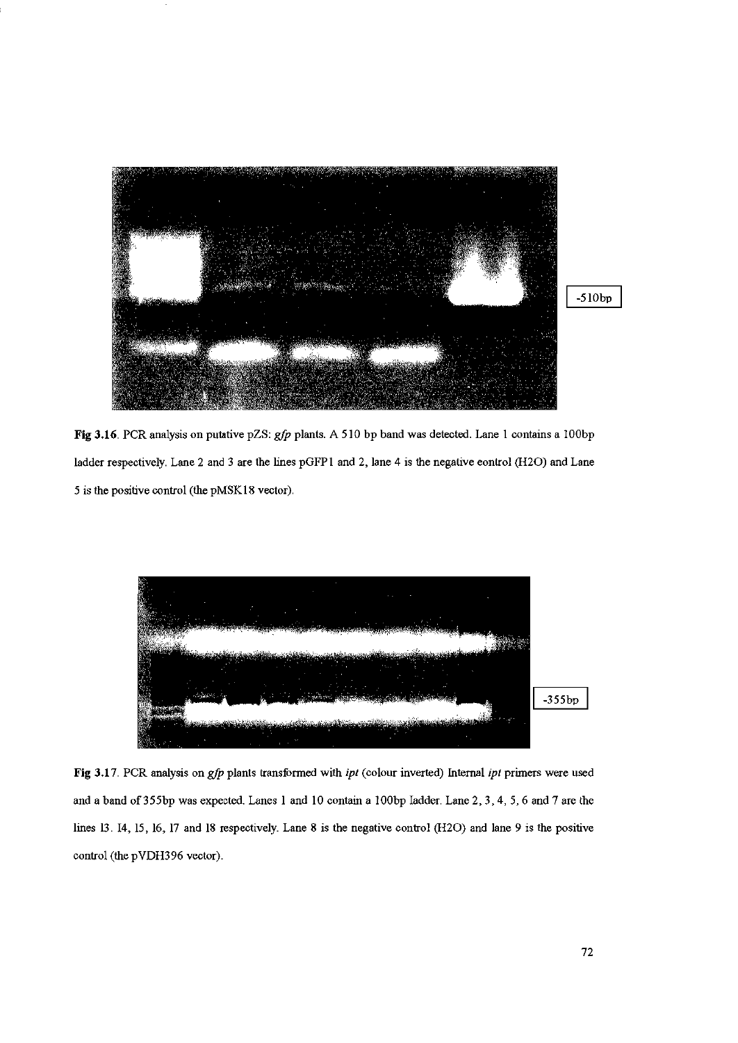-510bp

**Fig 3.16**. PCR analysis on putative pZS: *gfp* plants. A 510 bp band was detected. Lane 1 contains a 100bp ladder respectively. Lane 2 and 3 are the lines pGFP1 and 2, lane 4 is the negative control (H2O) and Lane 5 is the positive control (the pMSK18 vector).

-355bp

**Fig 3.17**. PCR analysis on *gfp* plants transformed with *ipt* (colour inverted) Internal *ipt* primers were used and a band of 355bp was expected. Lanes 1 and 10 contain a 100bp ladder. Lane 2, 3, 4, 5, 6 and 7 are the lines I3. I4, I5, I6, I7 and I8 respectively. Lane 8 is the negative control (H2O) and lane 9 is the positive control (the pVDH396 vector).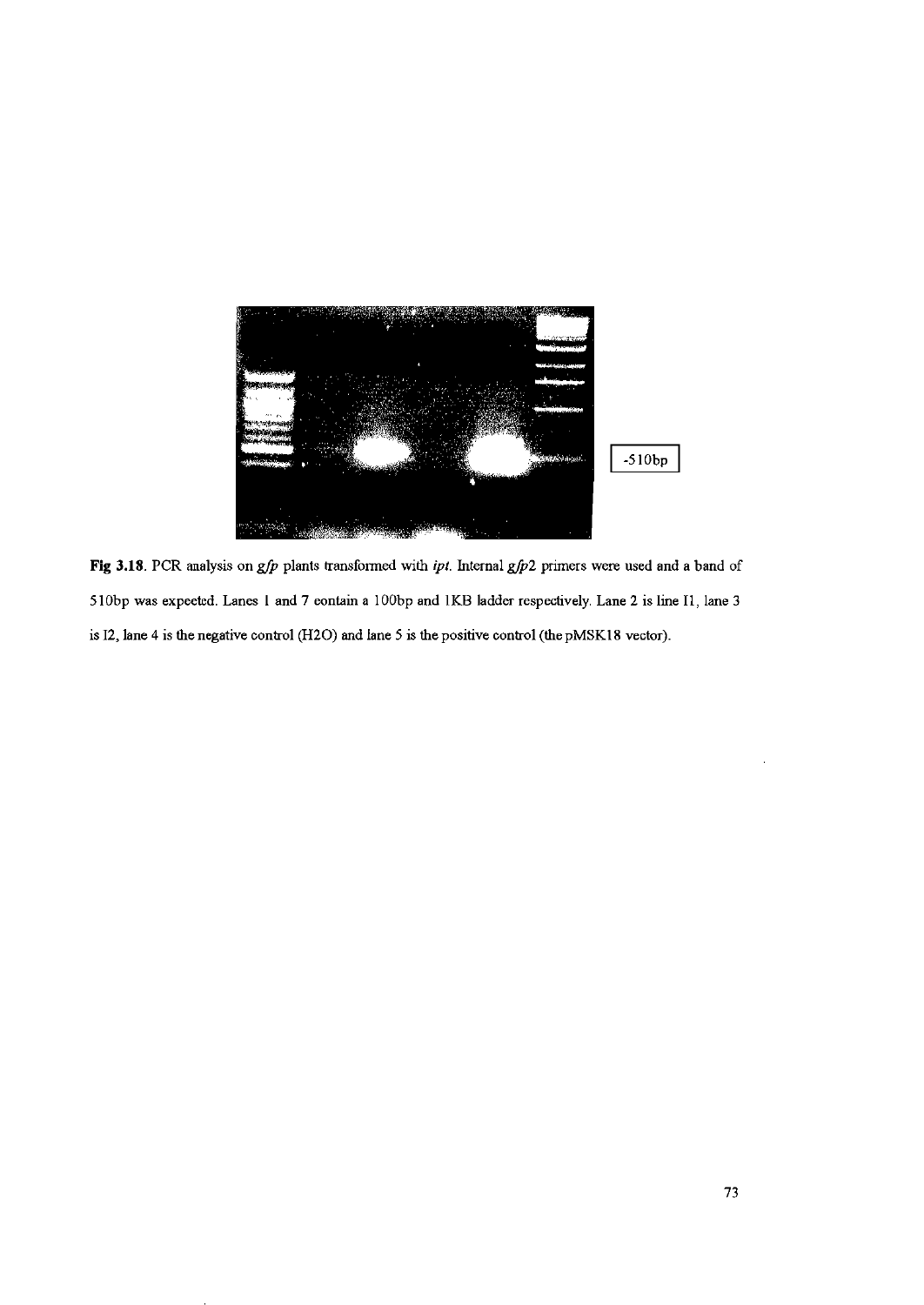-510bp

**Fig 3.18**. PCR analysis on *gfp* plants transformed with *ipt*. Internal *gfp*2 primers were used and a band of 510bp was expected. Lanes 1 and 7 contain a 100bp and 1KB ladder respectively. Lane 2 is line I1, lane 3 is I2, lane 4 is the negative control ($H_2O$) and lane 5 is the positive control (the pMSK18 vector).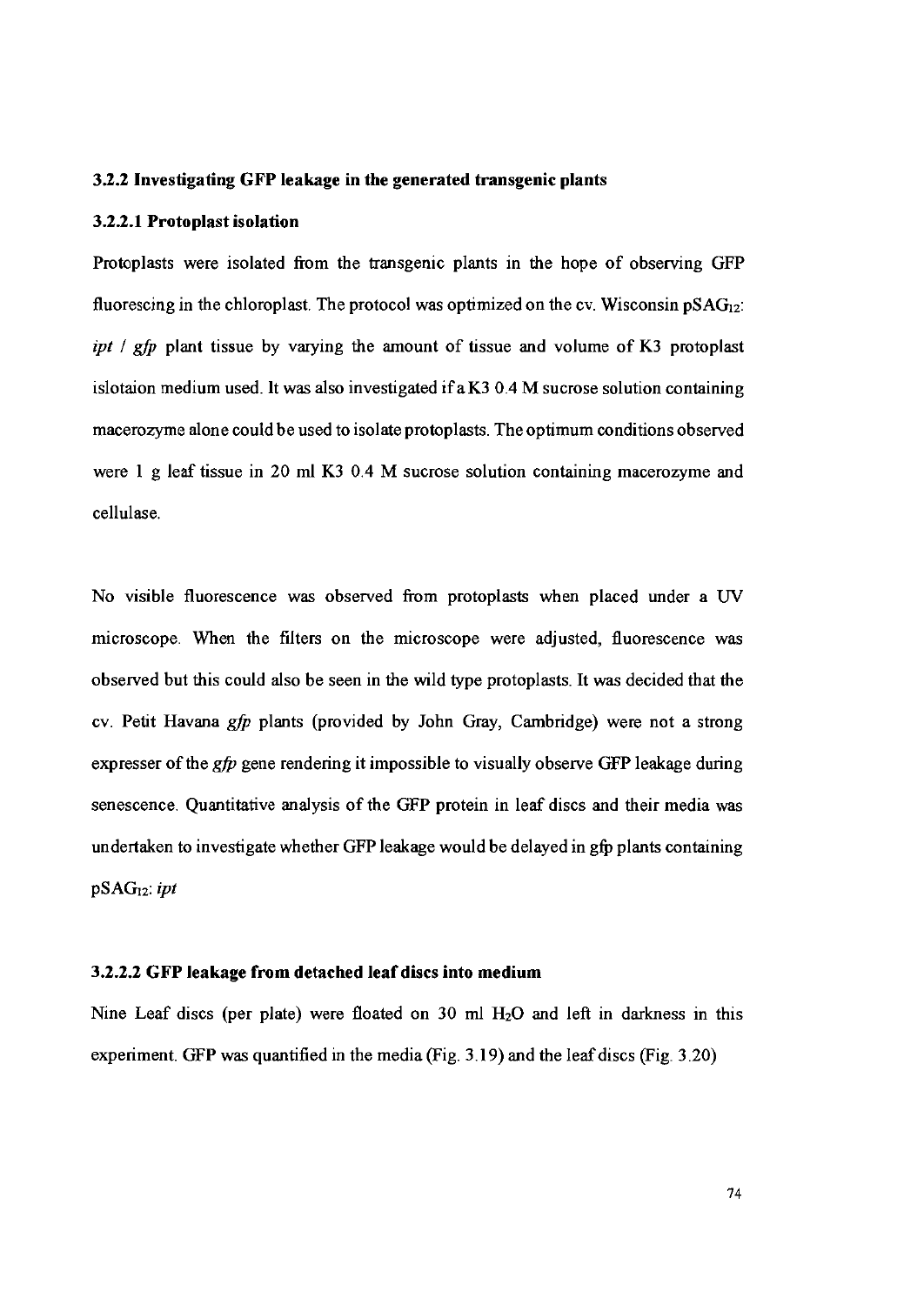### 3.2.2 Investigating GFP leakage in the generated transgenic plants

#### 3.2.2.1 Protoplast isolation

Protoplasts were isolated from the transgenic plants in the hope of observing GFP fluorescing in the chloroplast. The protocol was optimized on the cv. Wisconsin $pSAG_{12}$: *ipt* / *gfp* plant tissue by varying the amount of tissue and volume of K3 protoplast islotaion medium used. It was also investigated if a K3 0.4 M sucrose solution containing macerozyme alone could be used to isolate protoplasts. The optimum conditions observed were 1 g leaf tissue in 20 ml K3 0.4 M sucrose solution containing macerozyme and cellulase.

No visible fluorescence was observed from protoplasts when placed under a UV microscope. When the filters on the microscope were adjusted, fluorescence was observed but this could also be seen in the wild type protoplasts. It was decided that the cv. Petit Havana *gfp* plants (provided by John Gray, Cambridge) were not a strong expresser of the *gfp* gene rendering it impossible to visually observe GFP leakage during senescence. Quantitative analysis of the GFP protein in leaf discs and their media was undertaken to investigate whether GFP leakage would be delayed in gfp plants containing $pSAG_{12}$: *ipt*

#### 3.2.2.2 GFP leakage from detached leaf discs into medium

Nine Leaf discs (per plate) were floated on 30 ml $H_2O$ and left in darkness in this experiment. GFP was quantified in the media (Fig. 3.19) and the leaf discs (Fig. 3.20)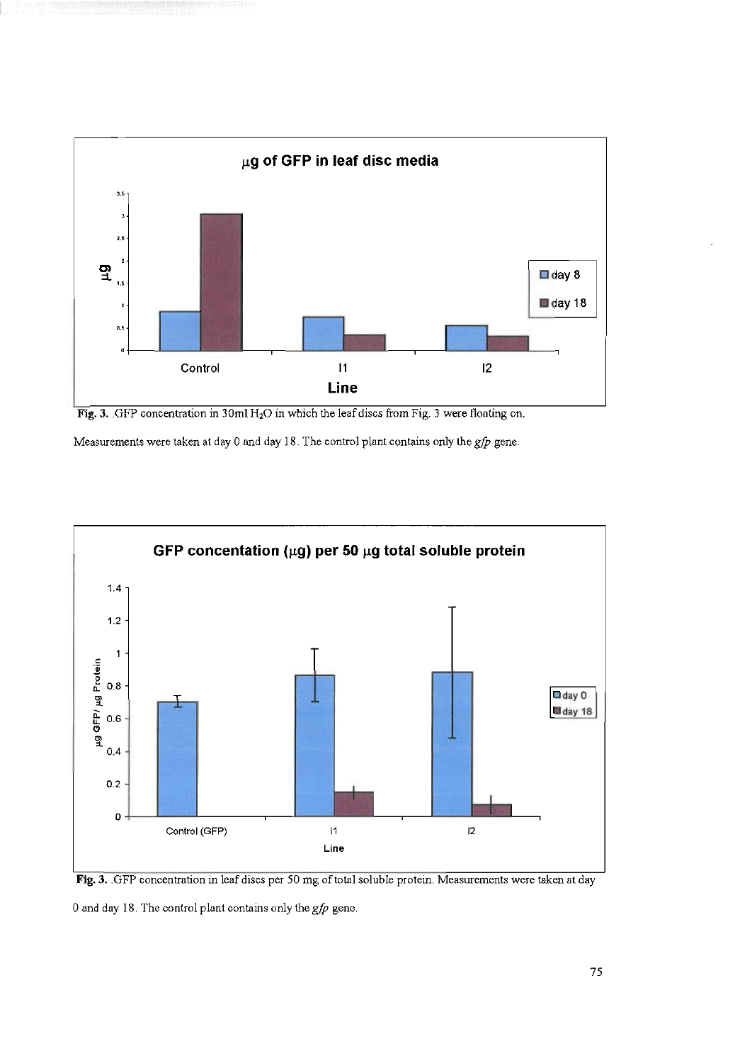**Fig. 3.** GFP concentration in 30ml $H_2O$ in which the leaf discs from Fig. 3 were floating on. Measurements were taken at day 0 and day 18. The control plant contains only the *gfp* gene.

**Fig. 3.** GFP concentration in leaf discs per 50 mg of total soluble protein. Measurements were taken at day 0 and day 18. The control plant contains only the *gfp* gene.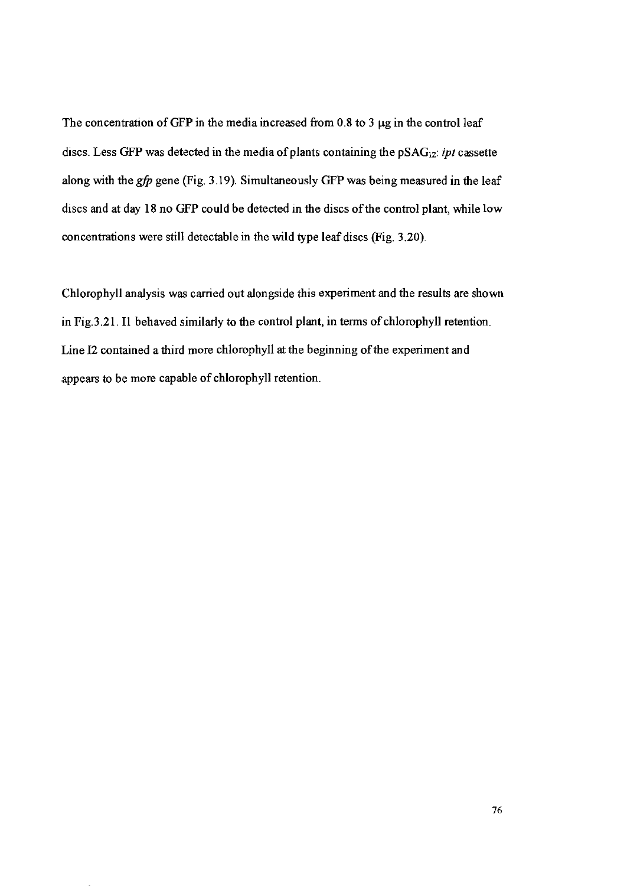The concentration of GFP in the media increased from 0.8 to 3 μg in the control leaf discs. Less GFP was detected in the media of plants containing the $pSAG_{12}$: *ipt* cassette along with the *gfp* gene (Fig. 3.19). Simultaneously GFP was being measured in the leaf discs and at day 18 no GFP could be detected in the discs of the control plant, while low concentrations were still detectable in the wild type leaf discs (Fig. 3.20).

Chlorophyll analysis was carried out alongside this experiment and the results are shown in Fig.3.21. I1 behaved similarly to the control plant, in terms of chlorophyll retention. Line I2 contained a third more chlorophyll at the beginning of the experiment and appears to be more capable of chlorophyll retention.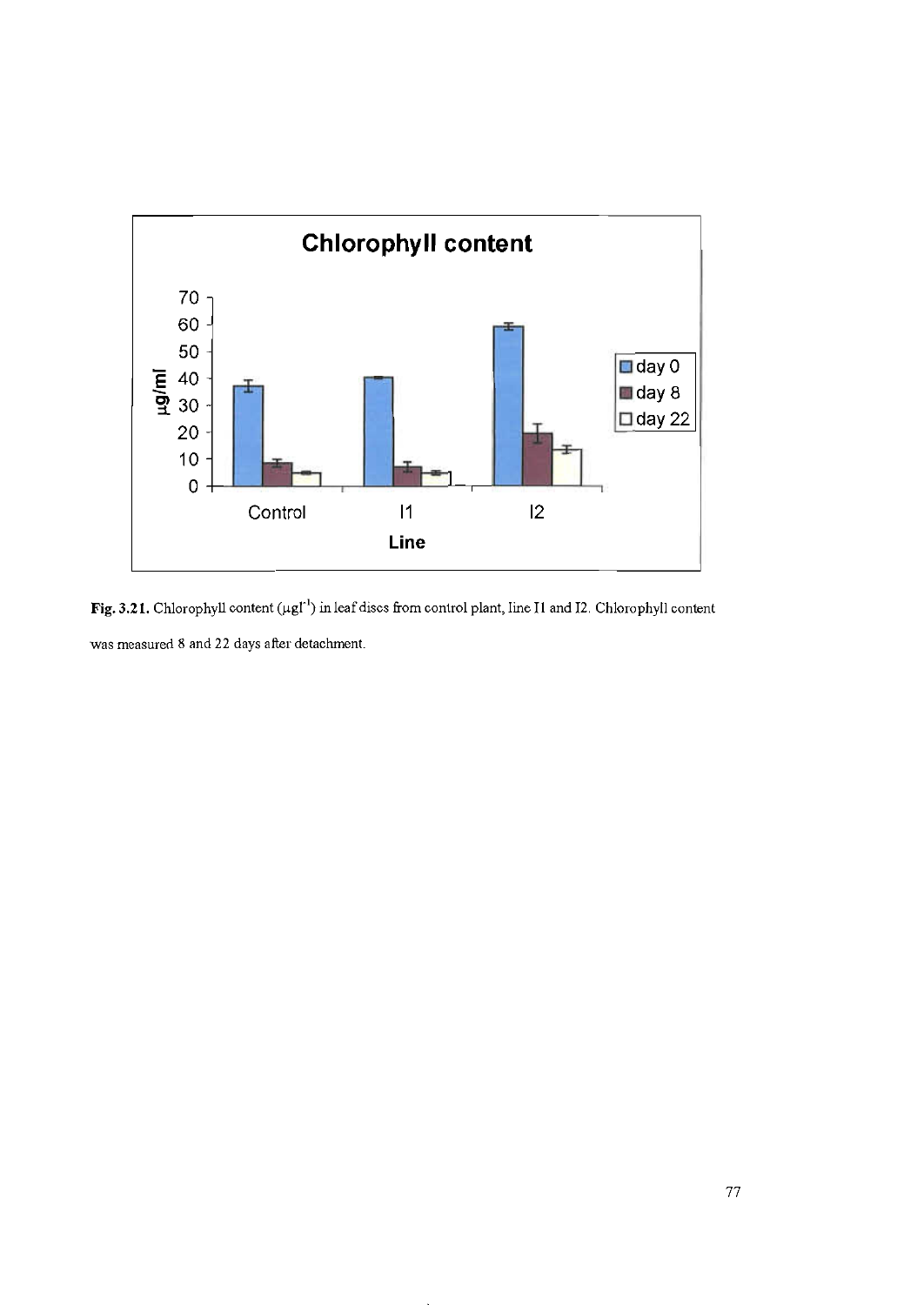**Fig. 3.21.** Chlorophyll content ($\mu gl^{-1}$) in leaf discs from control plant, line I1 and I2. Chlorophyll content was measured 8 and 22 days after detachment.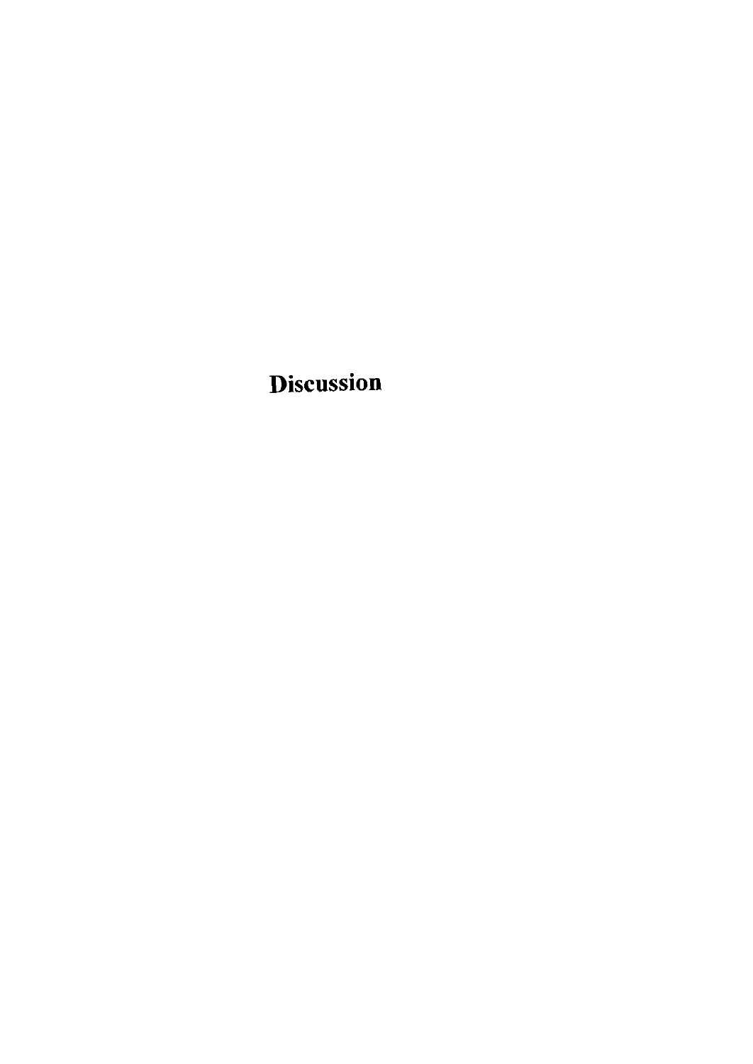# Discussion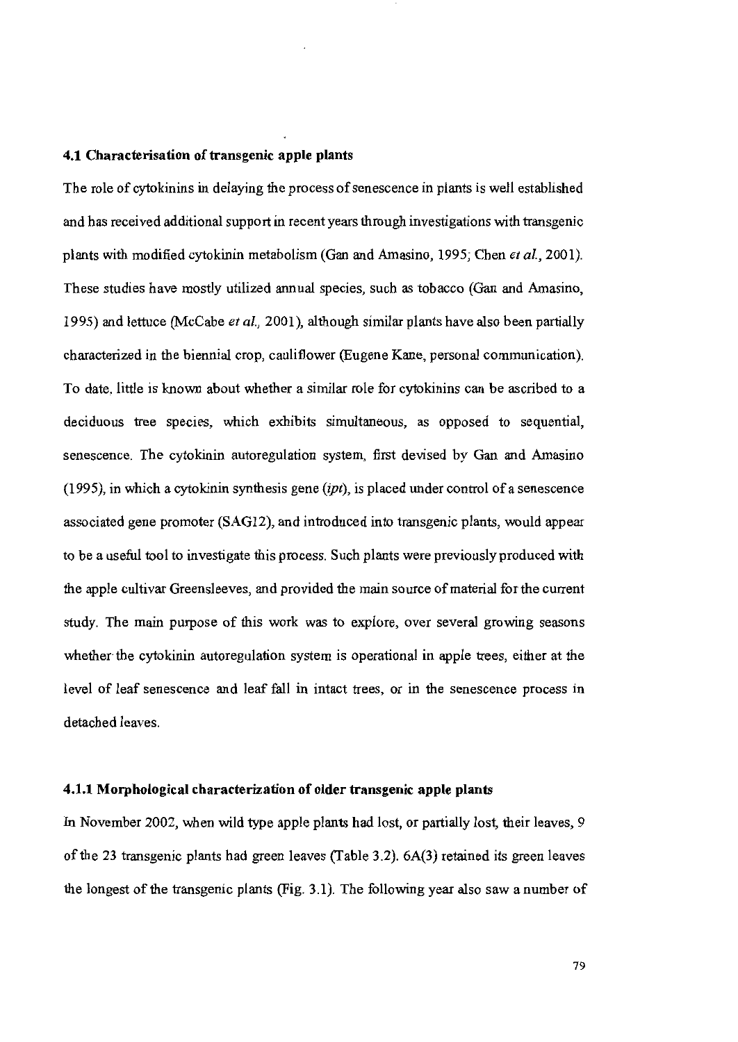### 4.1 Characterisation of transgenic apple plants

The role of cytokinins in delaying the process of senescence in plants is well established and has received additional support in recent years through investigations with transgenic plants with modified cytokinin metabolism (Gan and Amasino, 1995; Chen *et al.*, 2001). These studies have mostly utilized annual species, such as tobacco (Gan and Amasino, 1995) and lettuce (McCabe *et al.*, 2001), although similar plants have also been partially characterized in the biennial crop, cauliflower (Eugene Kane, personal communication). To date, little is known about whether a similar role for cytokinins can be ascribed to a deciduous tree species, which exhibits simultaneous, as opposed to sequential, senescence. The cytokinin autoregulation system, first devised by Gan and Amasino (1995), in which a cytokinin synthesis gene (*ipt*), is placed under control of a senescence associated gene promoter (SAG12), and introduced into transgenic plants, would appear to be a useful tool to investigate this process. Such plants were previously produced with the apple cultivar Greensleeves, and provided the main source of material for the current study. The main purpose of this work was to explore, over several growing seasons whether the cytokinin autoregulation system is operational in apple trees, either at the level of leaf senescence and leaf fall in intact trees, or in the senescence process in detached leaves.

#### 4.1.1 Morphological characterization of older transgenic apple plants

In November 2002, when wild type apple plants had lost, or partially lost, their leaves, 9 of the 23 transgenic plants had green leaves (Table 3.2). 6A(3) retained its green leaves the longest of the transgenic plants (Fig. 3.1). The following year also saw a number of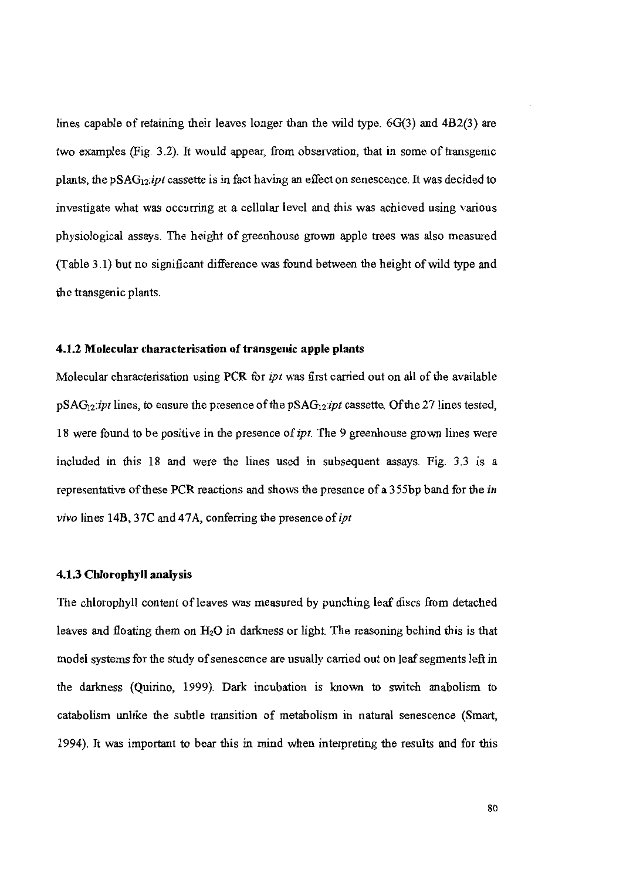lines capable of retaining their leaves longer than the wild type. 6G(3) and 4B2(3) are two examples (Fig. 3.2). It would appear, from observation, that in some of transgenic plants, the pSAG$_{12}$:*ipt* cassette is in fact having an effect on senescence. It was decided to investigate what was occurring at a cellular level and this was achieved using various physiological assays. The height of greenhouse grown apple trees was also measured (Table 3.1) but no significant difference was found between the height of wild type and the transgenic plants.

### 4.1.2 Molecular characterisation of transgenic apple plants

Molecular characterisation using PCR for *ipt* was first carried out on all of the available pSAG$_{12}$:*ipt* lines, to ensure the presence of the pSAG$_{12}$:*ipt* cassette. Of the 27 lines tested, 18 were found to be positive in the presence of *ipt*. The 9 greenhouse grown lines were included in this 18 and were the lines used in subsequent assays. Fig. 3.3 is a representative of these PCR reactions and shows the presence of a 355bp band for the *in vivo* lines 14B, 37C and 47A, conferring the presence of *ipt*

### 4.1.3 Chlorophyll analysis

The chlorophyll content of leaves was measured by punching leaf discs from detached leaves and floating them on $H_2O$ in darkness or light. The reasoning behind this is that model systems for the study of senescence are usually carried out on leaf segments left in the darkness (Quirino, 1999). Dark incubation is known to switch anabolism to catabolism unlike the subtle transition of metabolism in natural senescence (Smart, 1994). It was important to bear this in mind when interpreting the results and for this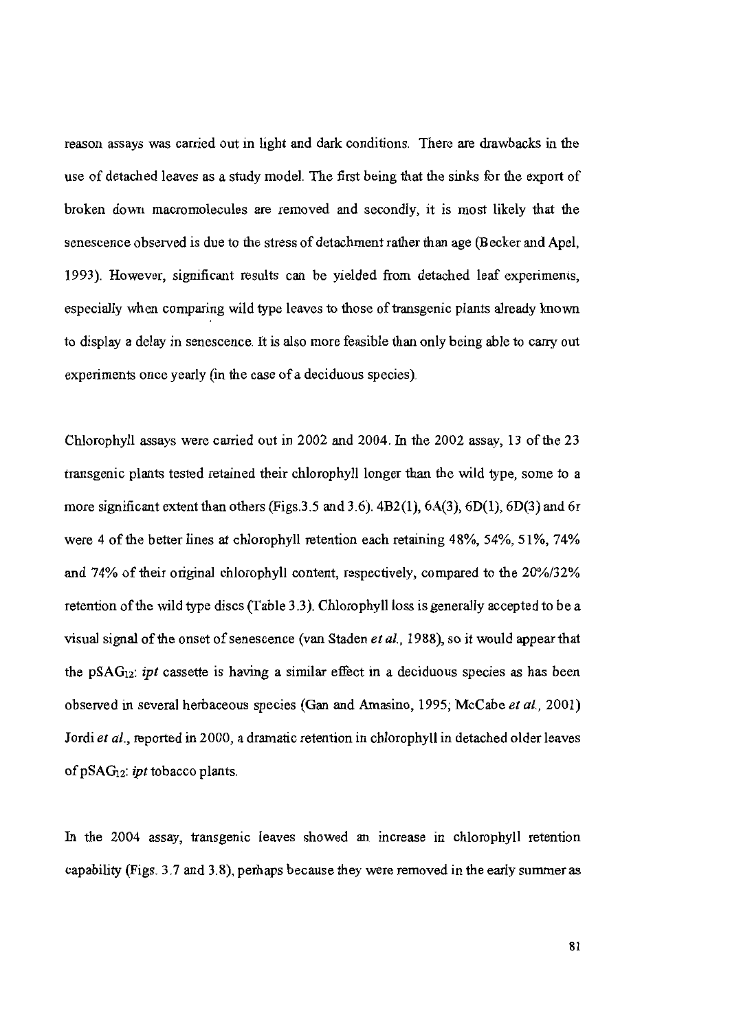reason assays was carried out in light and dark conditions. There are drawbacks in the use of detached leaves as a study model. The first being that the sinks for the export of broken down macromolecules are removed and secondly, it is most likely that the senescence observed is due to the stress of detachment rather than age (Becker and Apel, 1993). However, significant results can be yielded from detached leaf experiments, especially when comparing wild type leaves to those of transgenic plants already known to display a delay in senescence. It is also more feasible than only being able to carry out experiments once yearly (in the case of a deciduous species).

Chlorophyll assays were carried out in 2002 and 2004. In the 2002 assay, 13 of the 23 transgenic plants tested retained their chlorophyll longer than the wild type, some to a more significant extent than others (Figs.3.5 and 3.6). 4B2(1), 6A(3), 6D(1), 6D(3) and 6r were 4 of the better lines at chlorophyll retention each retaining 48%, 54%, 51%, 74% and 74% of their original chlorophyll content, respectively, compared to the 20%/32% retention of the wild type discs (Table 3.3). Chlorophyll loss is generally accepted to be a visual signal of the onset of senescence (van Staden *et al.*, 1988), so it would appear that the $pSAG_{12}$: *ipt* cassette is having a similar effect in a deciduous species as has been observed in several herbaceous species (Gan and Amasino, 1995; McCabe *et al.*, 2001) Jordi *et al.*, reported in 2000, a dramatic retention in chlorophyll in detached older leaves of $pSAG_{12}$: *ipt* tobacco plants.

In the 2004 assay, transgenic leaves showed an increase in chlorophyll retention capability (Figs. 3.7 and 3.8), perhaps because they were removed in the early summer as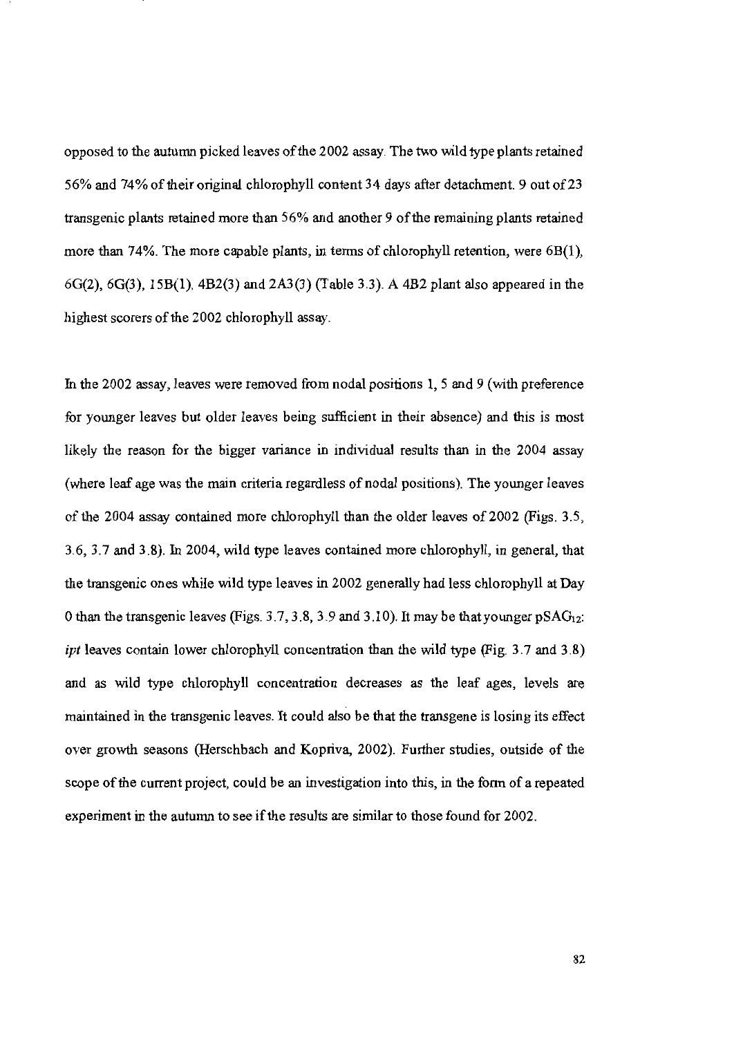opposed to the autumn picked leaves of the 2002 assay. The two wild type plants retained 56% and 74% of their original chlorophyll content 34 days after detachment. 9 out of 23 transgenic plants retained more than 56% and another 9 of the remaining plants retained more than 74%. The more capable plants, in terms of chlorophyll retention, were 6B(1), 6G(2), 6G(3), 15B(1), 4B2(3) and 2A3(3) (Table 3.3). A 4B2 plant also appeared in the highest scorers of the 2002 chlorophyll assay.

In the 2002 assay, leaves were removed from nodal positions 1, 5 and 9 (with preference for younger leaves but older leaves being sufficient in their absence) and this is most likely the reason for the bigger variance in individual results than in the 2004 assay (where leaf age was the main criteria regardless of nodal positions). The younger leaves of the 2004 assay contained more chlorophyll than the older leaves of 2002 (Figs. 3.5, 3.6, 3.7 and 3.8). In 2004, wild type leaves contained more chlorophyll, in general, that the transgenic ones while wild type leaves in 2002 generally had less chlorophyll at Day 0 than the transgenic leaves (Figs. 3.7, 3.8, 3.9 and 3.10). It may be that younger $pSAG_{12}$: *ipt* leaves contain lower chlorophyll concentration than the wild type (Fig. 3.7 and 3.8) and as wild type chlorophyll concentration decreases as the leaf ages, levels are maintained in the transgenic leaves. It could also be that the transgene is losing its effect over growth seasons (Herschbach and Kopriva, 2002). Further studies, outside of the scope of the current project, could be an investigation into this, in the form of a repeated experiment in the autumn to see if the results are similar to those found for 2002.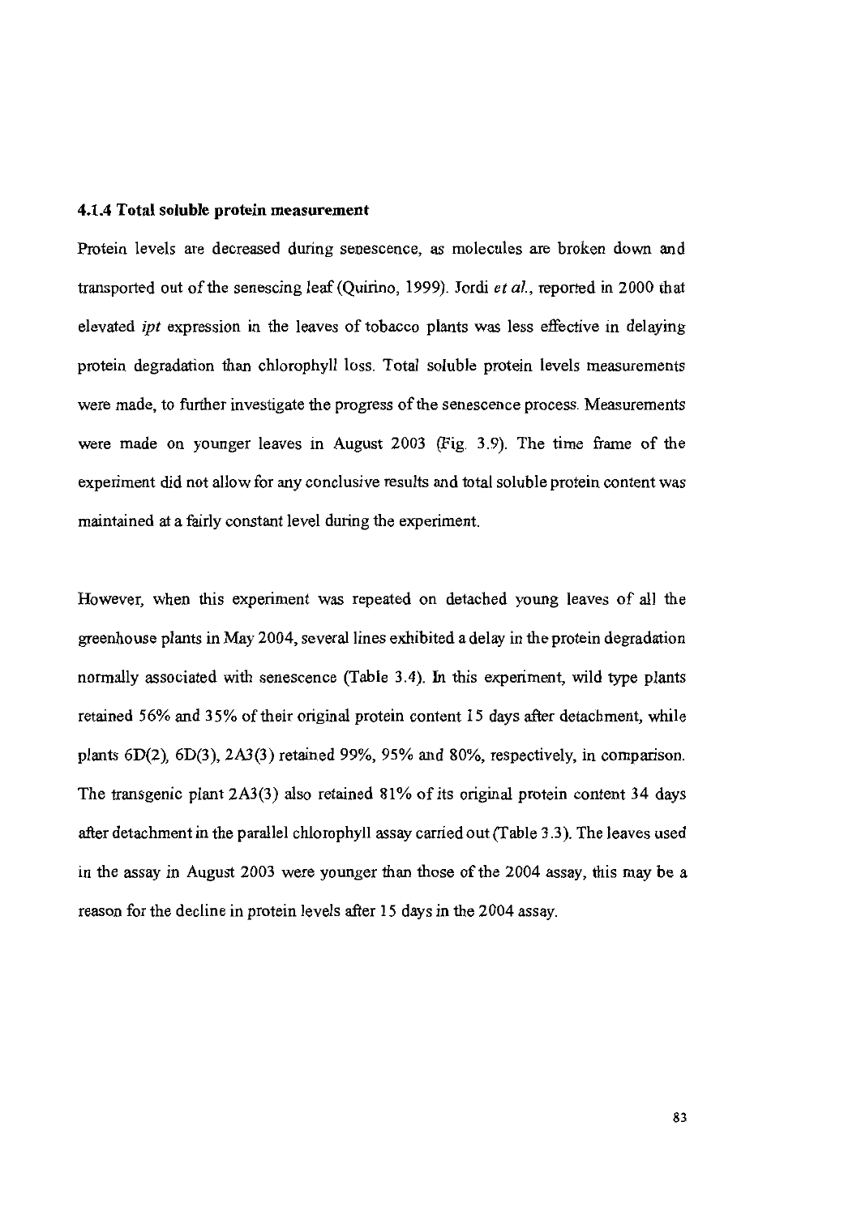### 4.1.4 Total soluble protein measurement

Protein levels are decreased during senescence, as molecules are broken down and transported out of the senescing leaf (Quirino, 1999). Jordi *et al.*, reported in 2000 that elevated *ipt* expression in the leaves of tobacco plants was less effective in delaying protein degradation than chlorophyll loss. Total soluble protein levels measurements were made, to further investigate the progress of the senescence process. Measurements were made on younger leaves in August 2003 (Fig. 3.9). The time frame of the experiment did not allow for any conclusive results and total soluble protein content was maintained at a fairly constant level during the experiment.

However, when this experiment was repeated on detached young leaves of all the greenhouse plants in May 2004, several lines exhibited a delay in the protein degradation normally associated with senescence (Table 3.4). In this experiment, wild type plants retained 56% and 35% of their original protein content 15 days after detachment, while plants 6D(2), 6D(3), 2A3(3) retained 99%, 95% and 80%, respectively, in comparison. The transgenic plant 2A3(3) also retained 81% of its original protein content 34 days after detachment in the parallel chlorophyll assay carried out (Table 3.3). The leaves used in the assay in August 2003 were younger than those of the 2004 assay, this may be a reason for the decline in protein levels after 15 days in the 2004 assay.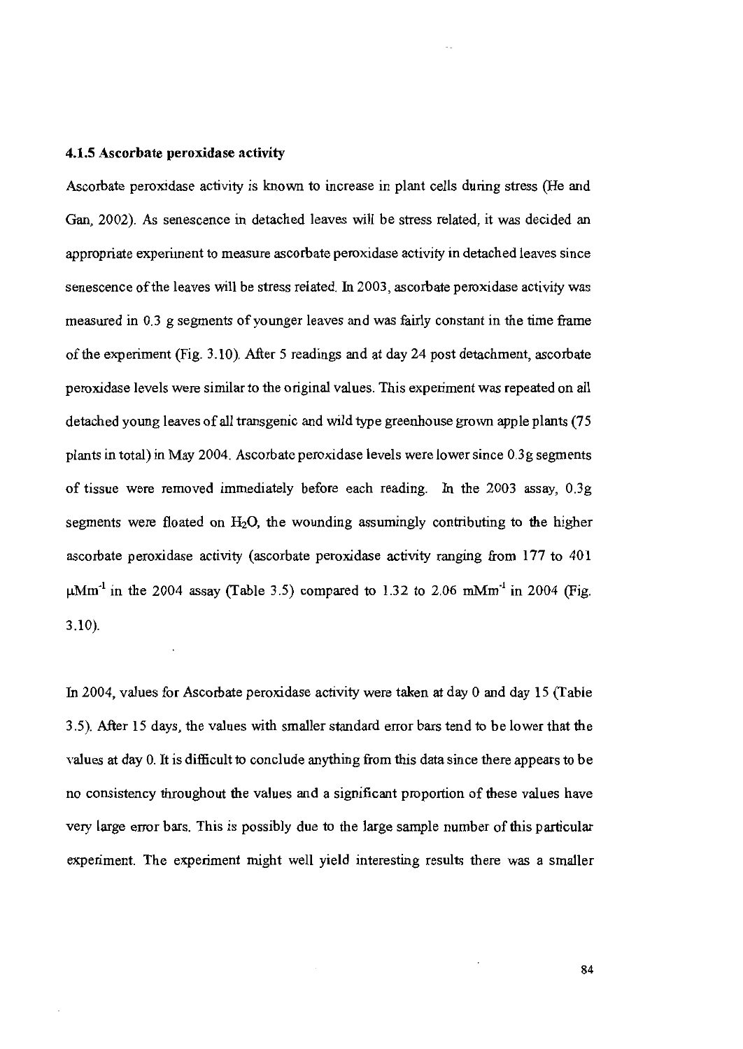### 4.1.5 Ascorbate peroxidase activity

Ascorbate peroxidase activity is known to increase in plant cells during stress (He and Gan, 2002). As senescence in detached leaves will be stress related, it was decided an appropriate experiment to measure ascorbate peroxidase activity in detached leaves since senescence of the leaves will be stress related. In 2003, ascorbate peroxidase activity was measured in 0.3 g segments of younger leaves and was fairly constant in the time frame of the experiment (Fig. 3.10). After 5 readings and at day 24 post detachment, ascorbate peroxidase levels were similar to the original values. This experiment was repeated on all detached young leaves of all transgenic and wild type greenhouse grown apple plants (75 plants in total) in May 2004. Ascorbate peroxidase levels were lower since 0.3g segments of tissue were removed immediately before each reading. In the 2003 assay, 0.3g segments were floated on $H_2O$, the wounding assumingly contributing to the higher ascorbate peroxidase activity (ascorbate peroxidase activity ranging from 177 to 401 $\mu Mm^{-1}$ in the 2004 assay (Table 3.5) compared to 1.32 to 2.06 $mMm^{-1}$ in 2004 (Fig. 3.10).

In 2004, values for Ascorbate peroxidase activity were taken at day 0 and day 15 (Table 3.5). After 15 days, the values with smaller standard error bars tend to be lower that the values at day 0. It is difficult to conclude anything from this data since there appears to be no consistency throughout the values and a significant proportion of these values have very large error bars. This is possibly due to the large sample number of this particular experiment. The experiment might well yield interesting results there was a smaller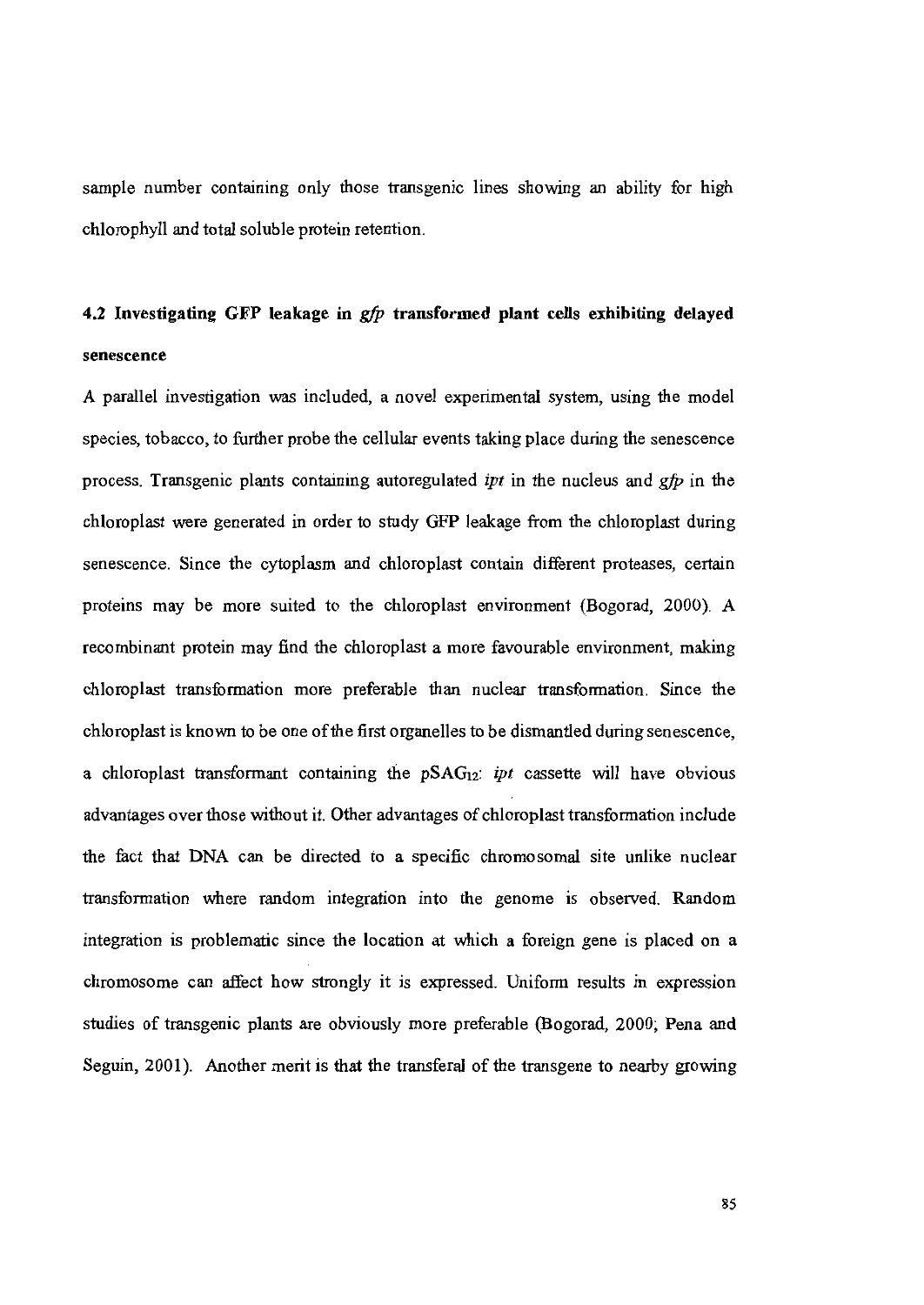sample number containing only those transgenic lines showing an ability for high chlorophyll and total soluble protein retention.

## 4.2 Investigating GFP leakage in *gfp* transformed plant cells exhibiting delayed senescence

A parallel investigation was included, a novel experimental system, using the model species, tobacco, to further probe the cellular events taking place during the senescence process. Transgenic plants containing autoregulated *ipt* in the nucleus and *gfp* in the chloroplast were generated in order to study GFP leakage from the chloroplast during senescence. Since the cytoplasm and chloroplast contain different proteases, certain proteins may be more suited to the chloroplast environment (Bogorad, 2000). A recombinant protein may find the chloroplast a more favourable environment, making chloroplast transformation more preferable than nuclear transformation. Since the chloroplast is known to be one of the first organelles to be dismantled during senescence, a chloroplast transformant containing the $pSAG_{12}$: *ipt* cassette will have obvious advantages over those without it. Other advantages of chloroplast transformation include the fact that DNA can be directed to a specific chromosomal site unlike nuclear transformation where random integration into the genome is observed. Random integration is problematic since the location at which a foreign gene is placed on a chromosome can affect how strongly it is expressed. Uniform results in expression studies of transgenic plants are obviously more preferable (Bogorad, 2000; Pena and Seguin, 2001). Another merit is that the transferal of the transgene to nearby growing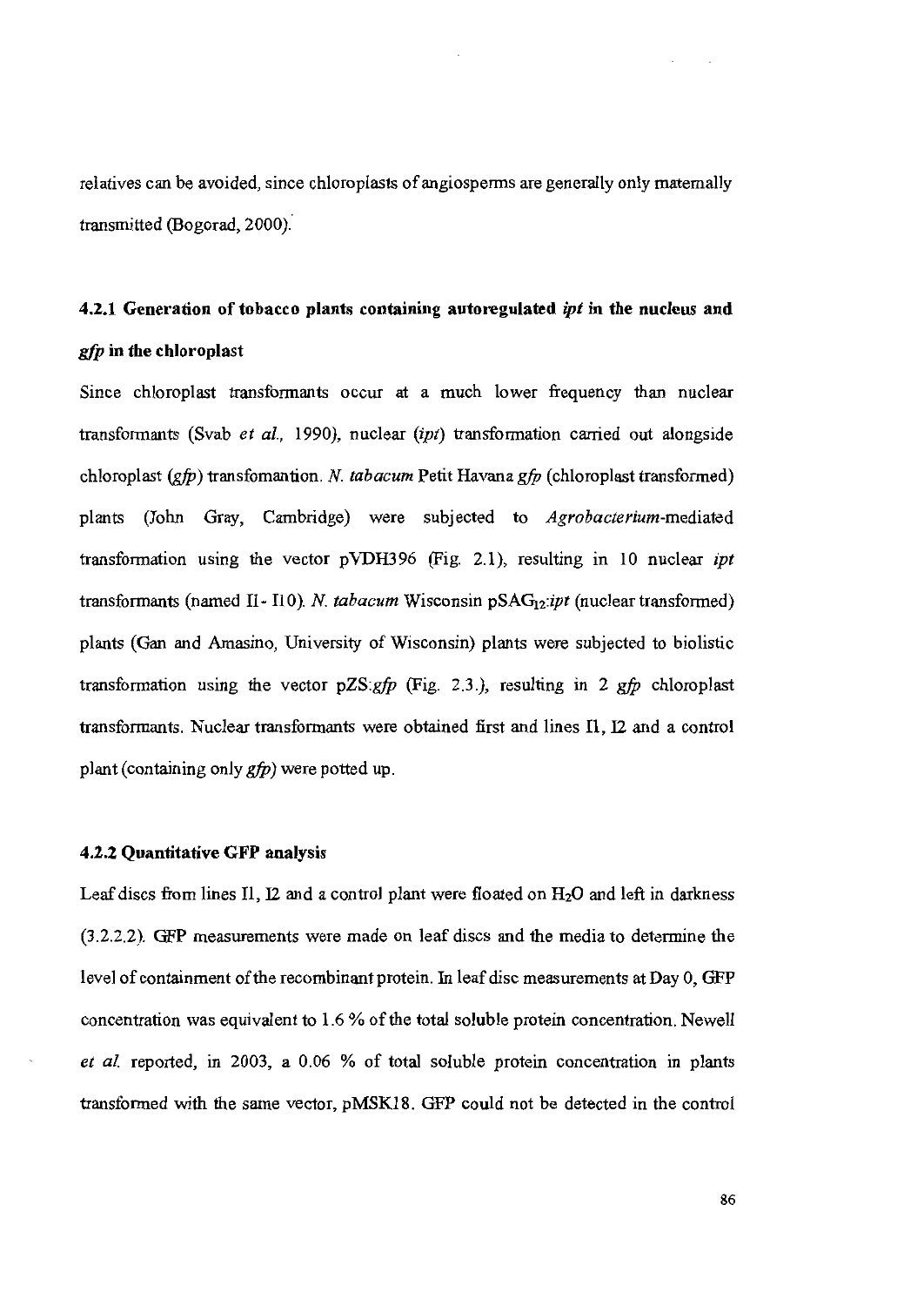relatives can be avoided, since chloroplasts of angiosperms are generally only maternally transmitted (Bogorad, 2000).

### 4.2.1 Generation of tobacco plants containing autoregulated *ipt* in the nucleus and *gfp* in the chloroplast

Since chloroplast transformants occur at a much lower frequency than nuclear transformants (Svab *et al.*, 1990), nuclear (*ipt*) transformation carried out alongside chloroplast (*gfp*) transfomantion. *N. tabacum* Petit Havana *gfp* (chloroplast transformed) plants (John Gray, Cambridge) were subjected to *Agrobacterium*-mediated transformation using the vector pVDH396 (Fig. 2.1), resulting in 10 nuclear *ipt* transformants (named I1 - I10). *N. tabacum* Wisconsin $pSAG_{12}$:*ipt* (nuclear transformed) plants (Gan and Amasino, University of Wisconsin) plants were subjected to biolistic transformation using the vector pZS:*gfp* (Fig. 2.3.), resulting in 2 *gfp* chloroplast transformants. Nuclear transformants were obtained first and lines I1, I2 and a control plant (containing only *gfp*) were potted up.

### 4.2.2 Quantitative GFP analysis

Leaf discs from lines I1, I2 and a control plant were floated on $H_2O$ and left in darkness (3.2.2.2). GFP measurements were made on leaf discs and the media to determine the level of containment of the recombinant protein. In leaf disc measurements at Day 0, GFP concentration was equivalent to 1.6 % of the total soluble protein concentration. Newell *et al.* reported, in 2003, a 0.06 % of total soluble protein concentration in plants transformed with the same vector, pMSK18. GFP could not be detected in the control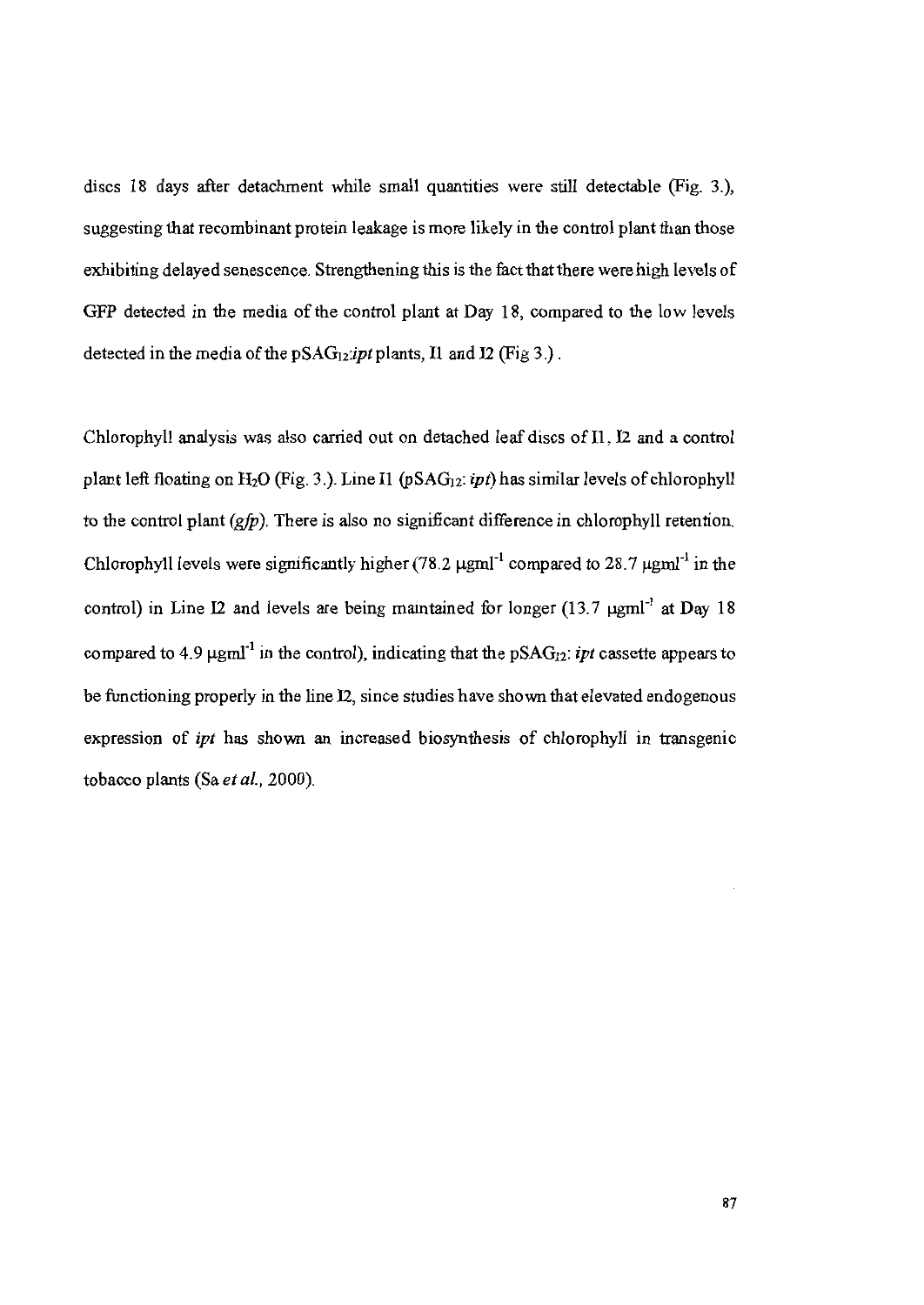discs 18 days after detachment while small quantities were still detectable (Fig. 3.), suggesting that recombinant protein leakage is more likely in the control plant than those exhibiting delayed senescence. Strengthening this is the fact that there were high levels of GFP detected in the media of the control plant at Day 18, compared to the low levels detected in the media of the $pSAG_{12}$:*ipt* plants, I1 and I2 (Fig 3.) .

Chlorophyll analysis was also carried out on detached leaf discs of I1, I2 and a control plant left floating on $H_2O$ (Fig. 3.). Line I1 ($pSAG_{12}$: *ipt*) has similar levels of chlorophyll to the control plant (*gfp*). There is also no significant difference in chlorophyll retention. Chlorophyll levels were significantly higher (78.2 $\mu g ml^{-1}$ compared to 28.7 $\mu g ml^{-1}$ in the control) in Line I2 and levels are being maintained for longer (13.7 $\mu g ml^{-1}$ at Day 18 compared to 4.9 $\mu g ml^{-1}$ in the control), indicating that the $pSAG_{12}$: *ipt* cassette appears to be functioning properly in the line I2, since studies have shown that elevated endogenous expression of *ipt* has shown an increased biosynthesis of chlorophyll in transgenic tobacco plants (Sa *et al.*, 2000).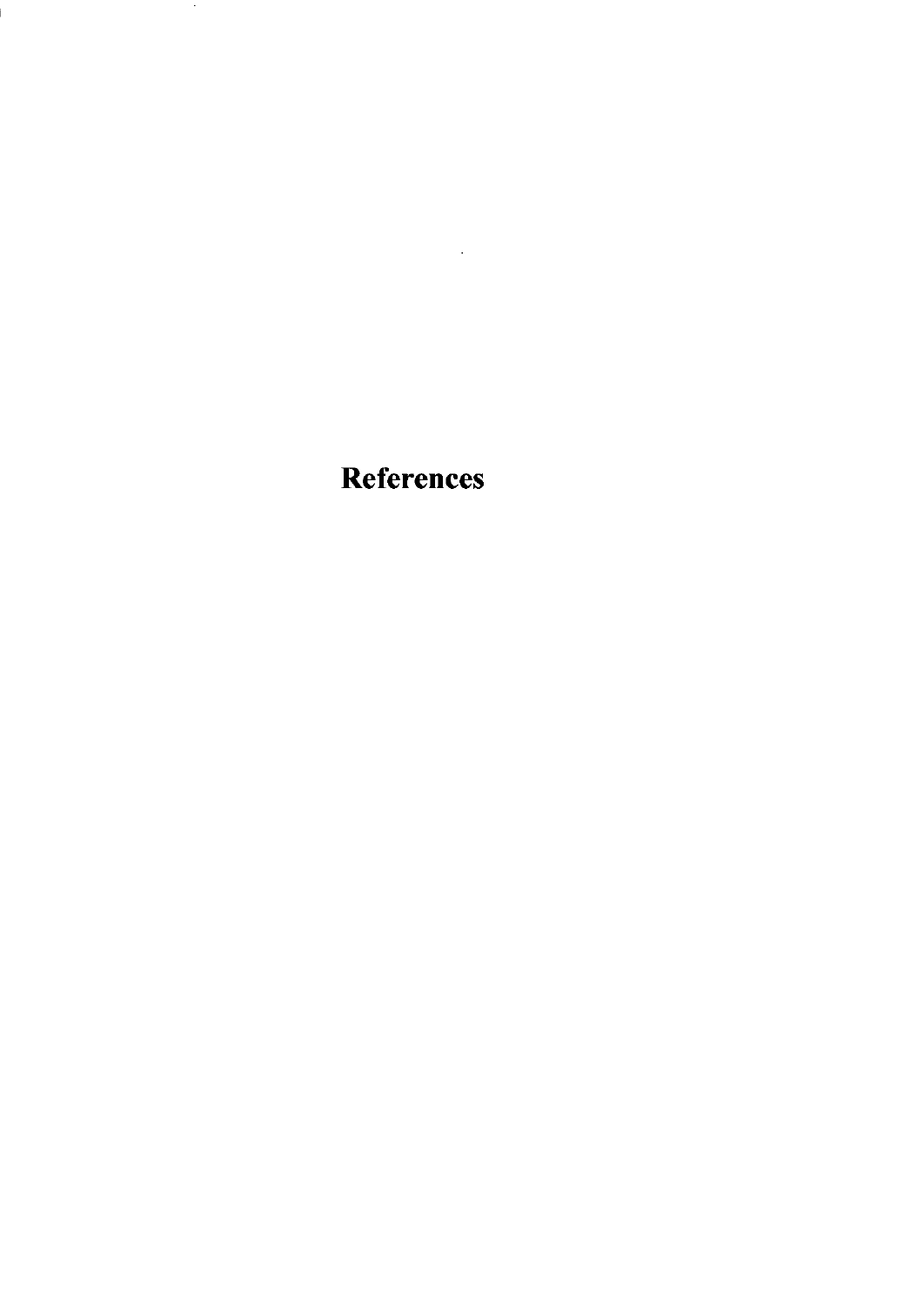# References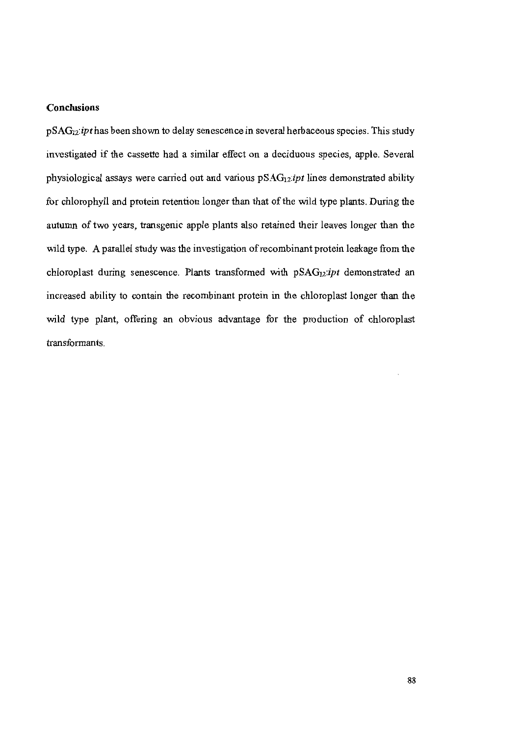## Conclusions

p$SAG_{12}$:*ipt* has been shown to delay senescence in several herbaceous species. This study investigated if the cassette had a similar effect on a deciduous species, apple. Several physiological assays were carried out and various p$SAG_{12}$:*ipt* lines demonstrated ability for chlorophyll and protein retention longer than that of the wild type plants. During the autumn of two years, transgenic apple plants also retained their leaves longer than the wild type. A parallel study was the investigation of recombinant protein leakage from the chloroplast during senescence. Plants transformed with p$SAG_{12}$:*ipt* demonstrated an increased ability to contain the recombinant protein in the chloroplast longer than the wild type plant, offering an obvious advantage for the production of chloroplast transformants.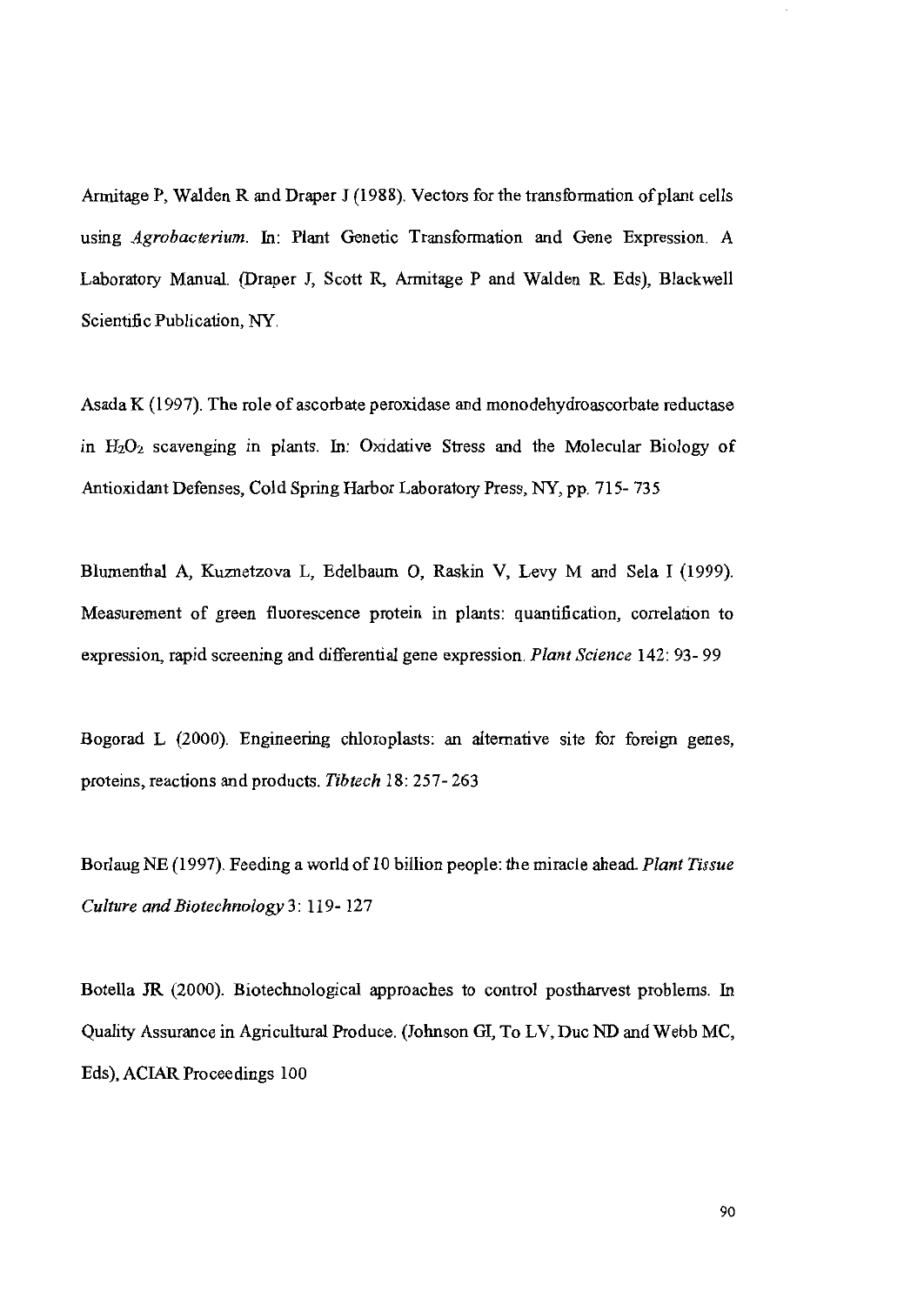Armitage P, Walden R and Draper J (1988). Vectors for the transformation of plant cells using *Agrobacterium*. In: Plant Genetic Transformation and Gene Expression. A Laboratory Manual. (Draper J, Scott R, Armitage P and Walden R. Eds), Blackwell Scientific Publication, NY.

Asada K (1997). The role of ascorbate peroxidase and monodehydroascorbate reductase in $H_2O_2$ scavenging in plants. In: Oxidative Stress and the Molecular Biology of Antioxidant Defenses, Cold Spring Harbor Laboratory Press, NY, pp. 715- 735

Blumenthal A, Kuznetzova L, Edelbaum O, Raskin V, Levy M and Sela I (1999). Measurement of green fluorescence protein in plants: quantification, correlation to expression, rapid screening and differential gene expression. *Plant Science* 142: 93- 99

Bogorad L (2000). Engineering chloroplasts: an alternative site for foreign genes, proteins, reactions and products. *Tibtech* 18: 257- 263

Borlaug NE (1997). Feeding a world of 10 billion people: the miracle ahead. *Plant Tissue Culture and Biotechnology* 3: 119- 127

Botella JR (2000). Biotechnological approaches to control postharvest problems. In Quality Assurance in Agricultural Produce. (Johnson GI, To LV, Duc ND and Webb MC, Eds), ACIAR Proceedings 100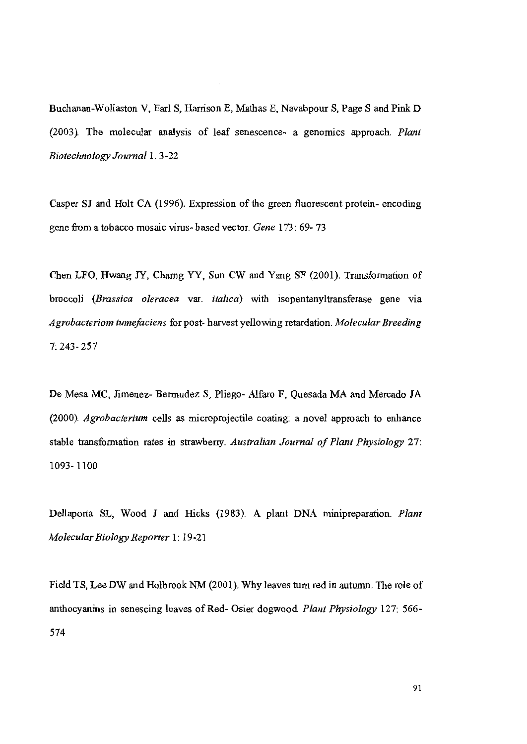Buchanan-Wollaston V, Earl S, Harrison E, Mathas E, Navabpour S, Page S and Pink D (2003). The molecular analysis of leaf senescence- a genomics approach. *Plant Biotechnology Journal* 1: 3-22

Casper SJ and Holt CA (1996). Expression of the green fluorescent protein- encoding gene from a tobacco mosaic virus- based vector. *Gene* 173: 69- 73

Chen LFO, Hwang JY, Charng YY, Sun CW and Yang SF (2001). Transformation of broccoli (*Brassica oleracea* var. *italica*) with isopentenyltransferase gene via *Agrobacteriom tumefaciens* for post- harvest yellowing retardation. *Molecular Breeding* 7: 243- 257

De Mesa MC, Jimenez- Bermudez S, Pliego- Alfaro F, Quesada MA and Mercado JA (2000). *Agrobacterium* cells as microprojectile coating: a novel approach to enhance stable transformation rates in strawberry. *Australian Journal of Plant Physiology* 27: 1093- 1100

Dellaporta SL, Wood J and Hicks (1983). A plant DNA minipreparation. *Plant Molecular Biology Reporter* 1: 19-21

Field TS, Lee DW and Holbrook NM (2001). Why leaves turn red in autumn. The role of anthocyanins in senescing leaves of Red- Osier dogwood. *Plant Physiology* 127: 566- 574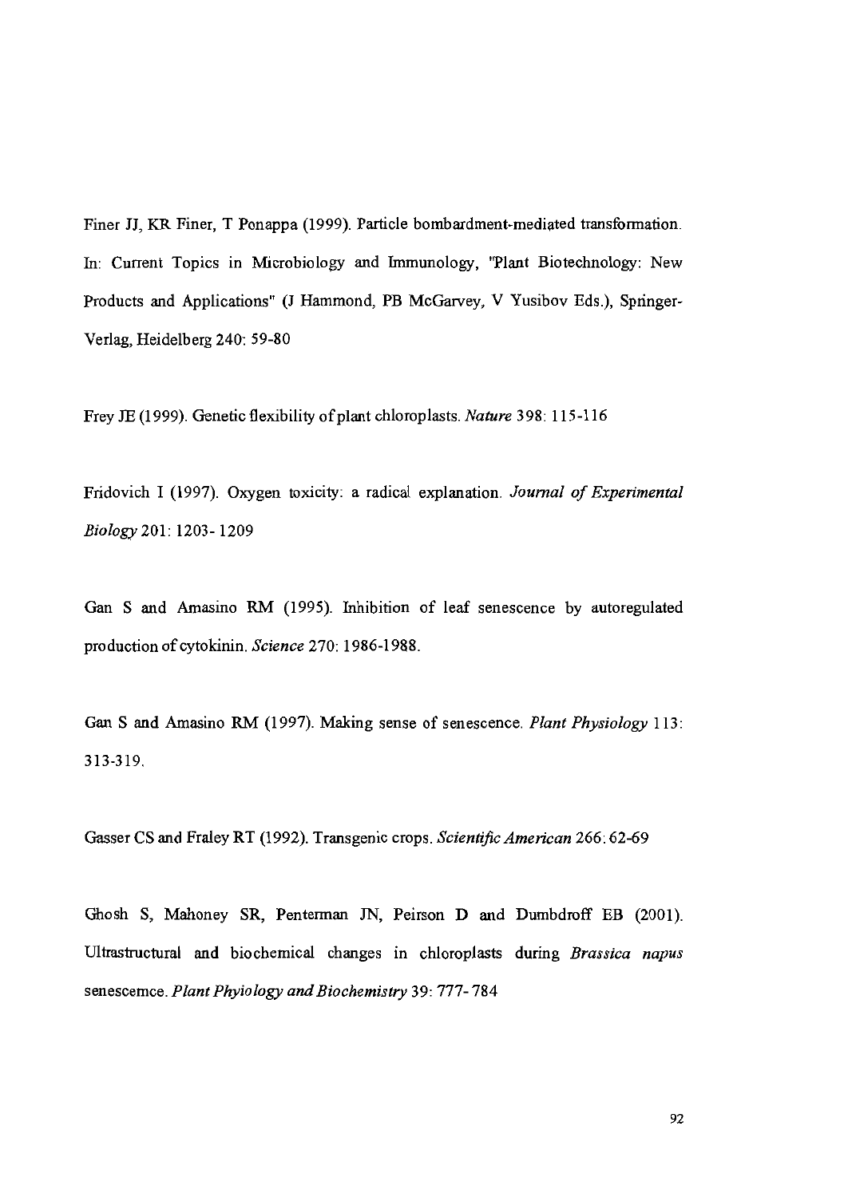Finer JJ, KR Finer, T Ponappa (1999). Particle bombardment-mediated transformation. In: Current Topics in Microbiology and Immunology, "Plant Biotechnology: New Products and Applications" (J Hammond, PB McGarvey, V Yusibov Eds.), Springer-Verlag, Heidelberg 240: 59-80

Frey JE (1999). Genetic flexibility of plant chloroplasts. *Nature* 398: 115-116

Fridovich I (1997). Oxygen toxicity: a radical explanation. *Journal of Experimental Biology* 201: 1203- 1209

Gan S and Amasino RM (1995). Inhibition of leaf senescence by autoregulated production of cytokinin. *Science* 270: 1986-1988.

Gan S and Amasino RM (1997). Making sense of senescence. *Plant Physiology* 113: 313-319.

Gasser CS and Fraley RT (1992). Transgenic crops. *Scientific American* 266: 62-69

Ghosh S, Mahoney SR, Penterman JN, Peirson D and Dumbdroff EB (2001). Ultrastructural and biochemical changes in chloroplasts during *Brassica napus* senescemce. *Plant Phyiology and Biochemistry* 39: 777- 784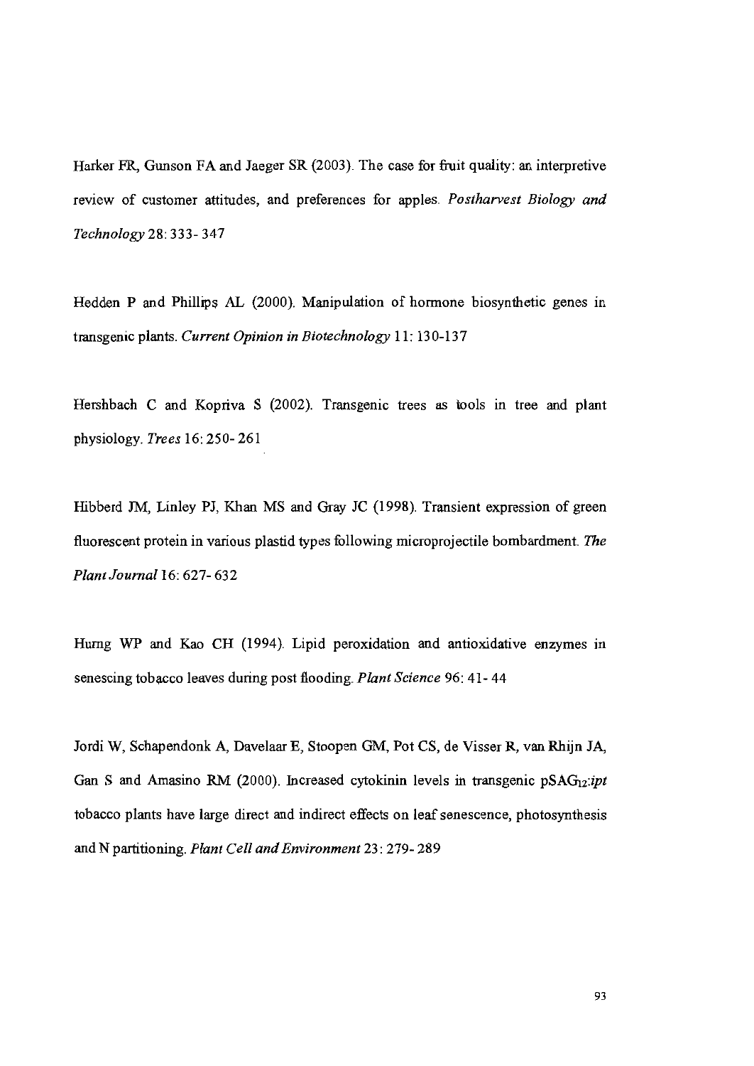Harker FR, Gunson FA and Jaeger SR (2003). The case for fruit quality: an interpretive review of customer attitudes, and preferences for apples. *Postharvest Biology and Technology* 28: 333- 347

Hedden P and Phillips AL (2000). Manipulation of hormone biosynthetic genes in transgenic plants. *Current Opinion in Biotechnology* 11: 130-137

Hershbach C and Kopriva S (2002). Transgenic trees as tools in tree and plant physiology. *Trees* 16: 250- 261

Hibberd JM, Linley PJ, Khan MS and Gray JC (1998). Transient expression of green fluorescent protein in various plastid types following microprojectile bombardment. *The Plant Journal* 16: 627- 632

Hurng WP and Kao CH (1994). Lipid peroxidation and antioxidative enzymes in senescing tobacco leaves during post flooding. *Plant Science* 96: 41- 44

Jordi W, Schapendonk A, Davelaar E, Stoopen GM, Pot CS, de Visser R, van Rhijn JA, Gan S and Amasino RM (2000). Increased cytokinin levels in transgenic $pSAG_{12}$:*ipt* tobacco plants have large direct and indirect effects on leaf senescence, photosynthesis and N partitioning. *Plant Cell and Environment* 23: 279- 289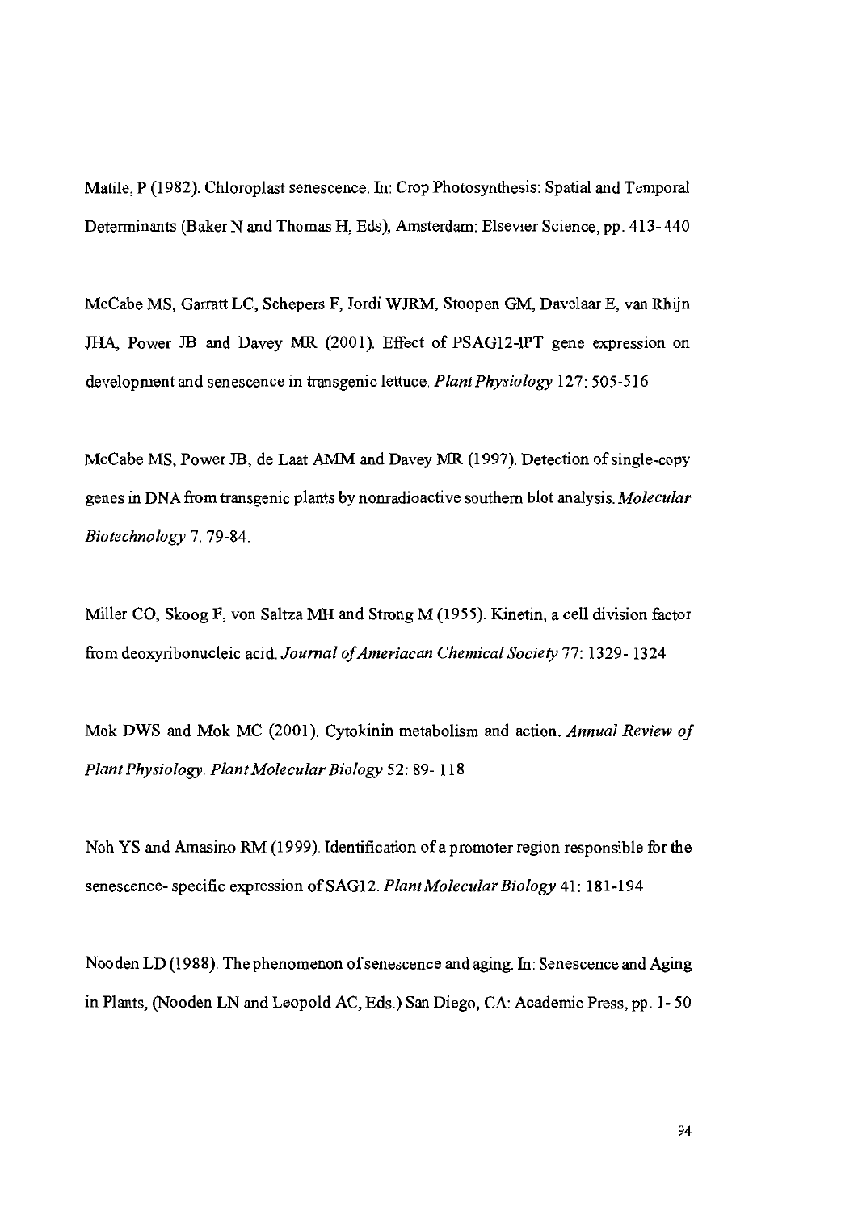Matile, P (1982). Chloroplast senescence. In: Crop Photosynthesis: Spatial and Temporal Determinants (Baker N and Thomas H, Eds), Amsterdam: Elsevier Science, pp. 413-440

McCabe MS, Garratt LC, Schepers F, Jordi WJRM, Stoopen GM, Davelaar E, van Rhijn JHA, Power JB and Davey MR (2001). Effect of PSAG12-IPT gene expression on development and senescence in transgenic lettuce. *Plant Physiology* 127: 505-516

McCabe MS, Power JB, de Laat AMM and Davey MR (1997). Detection of single-copy genes in DNA from transgenic plants by nonradioactive southern blot analysis. *Molecular Biotechnology* 7: 79-84.

Miller CO, Skoog F, von Saltza MH and Strong M (1955). Kinetin, a cell division factor from deoxyribonucleic acid. *Journal of Ameriacan Chemical Society* 77: 1329-1324

Mok DWS and Mok MC (2001). Cytokinin metabolism and action. *Annual Review of Plant Physiology. Plant Molecular Biology* 52: 89-118

Noh YS and Amasino RM (1999). Identification of a promoter region responsible for the senescence-specific expression of SAG12. *Plant Molecular Biology* 41: 181-194

Nooden LD (1988). The phenomenon of senescence and aging. In: Senescence and Aging in Plants, (Nooden LN and Leopold AC, Eds.) San Diego, CA: Academic Press, pp. 1-50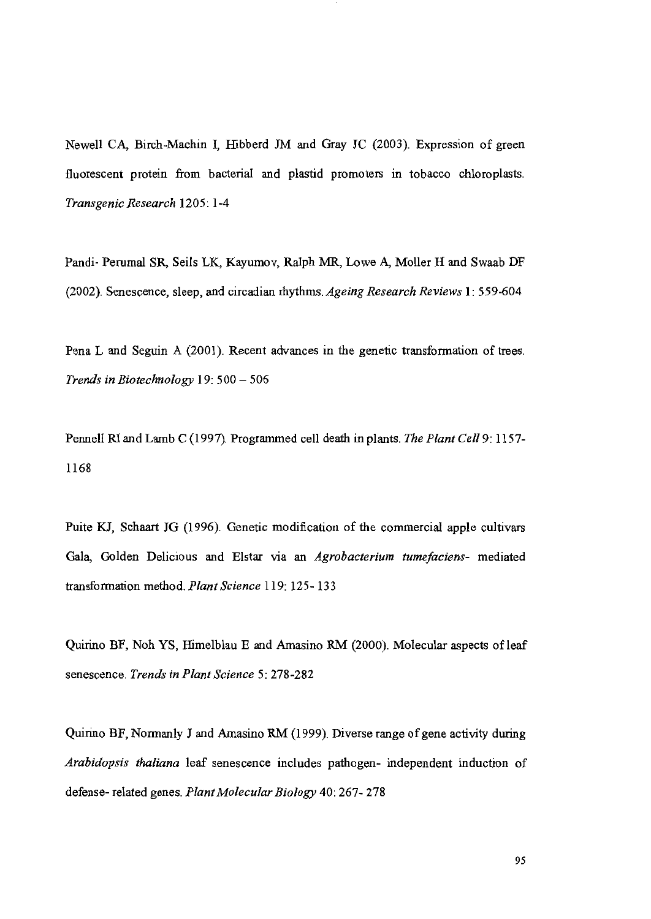Newell CA, Birch-Machin I, Hibberd JM and Gray JC (2003). Expression of green fluorescent protein from bacterial and plastid promoters in tobacco chloroplasts. *Transgenic Research* 1205: 1-4

Pandi- Perumal SR, Seils LK, Kayumov, Ralph MR, Lowe A, Moller H and Swaab DF (2002). Senescence, sleep, and circadian rhythms. *Ageing Research Reviews* 1: 559-604

Pena L and Seguin A (2001). Recent advances in the genetic transformation of trees. *Trends in Biotechnology* 19: 500 – 506

Pennell RI and Lamb C (1997). Programmed cell death in plants. *The Plant Cell* 9: 1157-1168

Puite KJ, Schaart JG (1996). Genetic modification of the commercial apple cultivars Gala, Golden Delicious and Elstar via an *Agrobacterium tumefaciens*- mediated transformation method. *Plant Science* 119: 125- 133

Quirino BF, Noh YS, Himelblau E and Amasino RM (2000). Molecular aspects of leaf senescence. *Trends in Plant Science* 5: 278-282

Quirino BF, Normanly J and Amasino RM (1999). Diverse range of gene activity during *Arabidopsis thaliana* leaf senescence includes pathogen- independent induction of defense- related genes. *Plant Molecular Biology* 40: 267- 278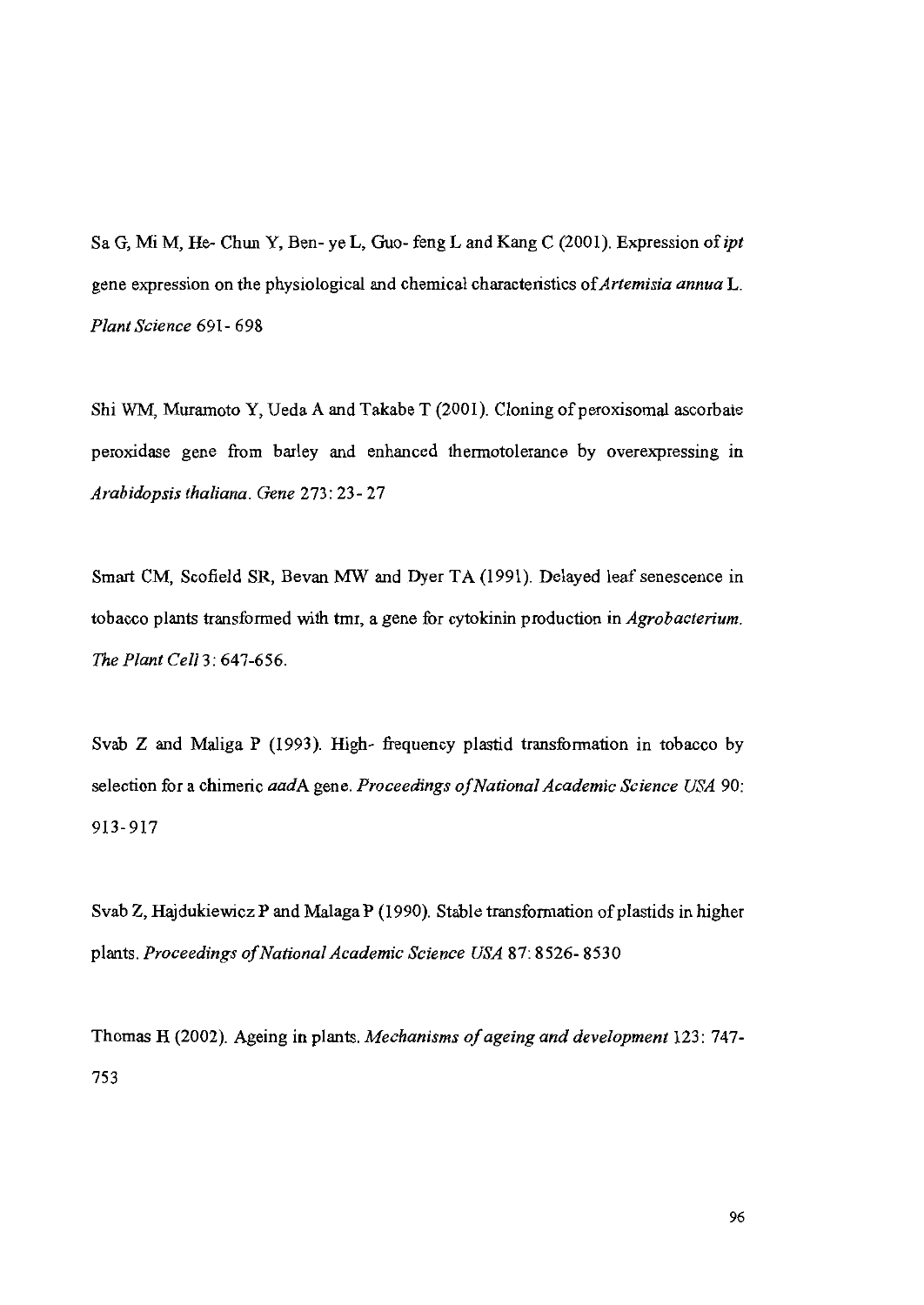Sa G, Mi M, He- Chun Y, Ben- ye L, Guo- feng L and Kang C (2001). Expression of *ipt* gene expression on the physiological and chemical characteristics of *Artemisia annua* L. *Plant Science* 691- 698

Shi WM, Muramoto Y, Ueda A and Takabe T (2001). Cloning of peroxisomal ascorbate peroxidase gene from barley and enhanced thermotolerance by overexpressing in *Arabidopsis thaliana*. *Gene* 273: 23- 27

Smart CM, Scofield SR, Bevan MW and Dyer TA (1991). Delayed leaf senescence in tobacco plants transformed with tmr, a gene for cytokinin production in *Agrobacterium*. *The Plant Cell* 3: 647-656.

Svab Z and Maliga P (1993). High- frequency plastid transformation in tobacco by selection for a chimeric *aadA* gene. *Proceedings of National Academic Science USA* 90: 913- 917

Svab Z, Hajdukiewicz P and Malaga P (1990). Stable transformation of plastids in higher plants. *Proceedings of National Academic Science USA* 87: 8526- 8530

Thomas H (2002). Ageing in plants. *Mechanisms of ageing and development* 123: 747- 753